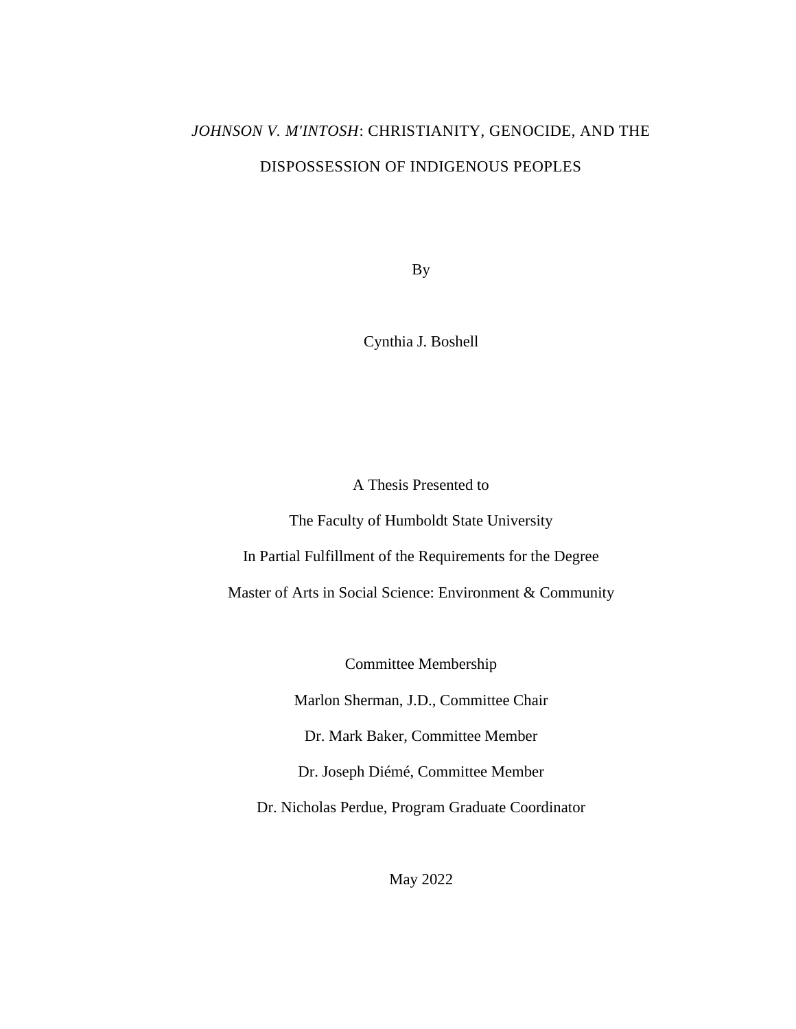# *JOHNSON V. M'INTOSH*: CHRISTIANITY, GENOCIDE, AND THE DISPOSSESSION OF INDIGENOUS PEOPLES

By

Cynthia J. Boshell

A Thesis Presented to

The Faculty of Humboldt State University

In Partial Fulfillment of the Requirements for the Degree

Master of Arts in Social Science: Environment & Community

Committee Membership

Marlon Sherman, J.D., Committee Chair

Dr. Mark Baker, Committee Member

Dr. Joseph Diémé, Committee Member

Dr. Nicholas Perdue, Program Graduate Coordinator

May 2022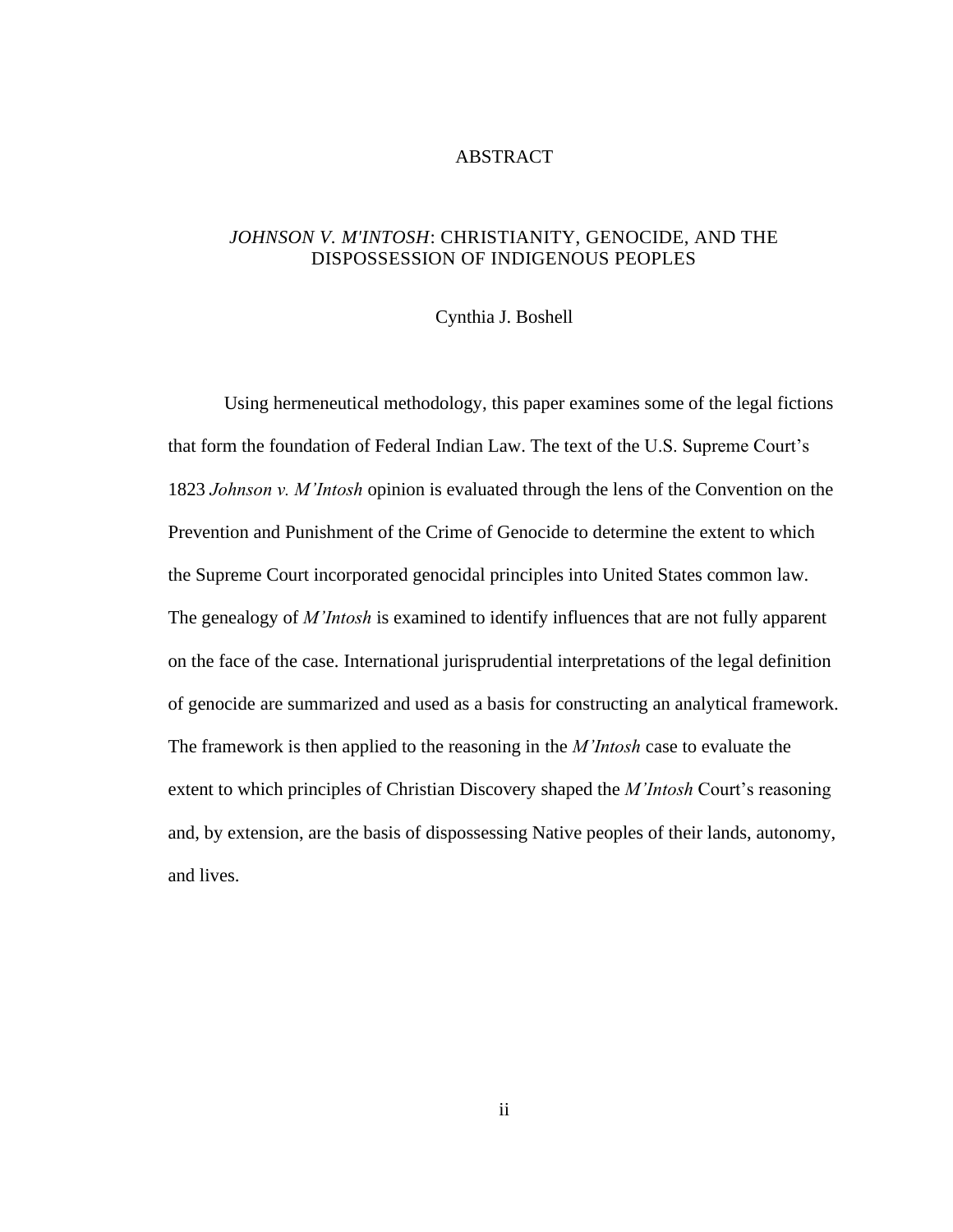# ABSTRACT

## *JOHNSON V. M'INTOSH*: CHRISTIANITY, GENOCIDE, AND THE DISPOSSESSION OF INDIGENOUS PEOPLES

Cynthia J. Boshell

Using hermeneutical methodology, this paper examines some of the legal fictions that form the foundation of Federal Indian Law. The text of the U.S. Supreme Court's 1823 *Johnson v. M'Intosh* opinion is evaluated through the lens of the Convention on the Prevention and Punishment of the Crime of Genocide to determine the extent to which the Supreme Court incorporated genocidal principles into United States common law. The genealogy of *M'Intosh* is examined to identify influences that are not fully apparent on the face of the case. International jurisprudential interpretations of the legal definition of genocide are summarized and used as a basis for constructing an analytical framework. The framework is then applied to the reasoning in the *M'Intosh* case to evaluate the extent to which principles of Christian Discovery shaped the *M'Intosh* Court's reasoning and, by extension, are the basis of dispossessing Native peoples of their lands, autonomy, and lives.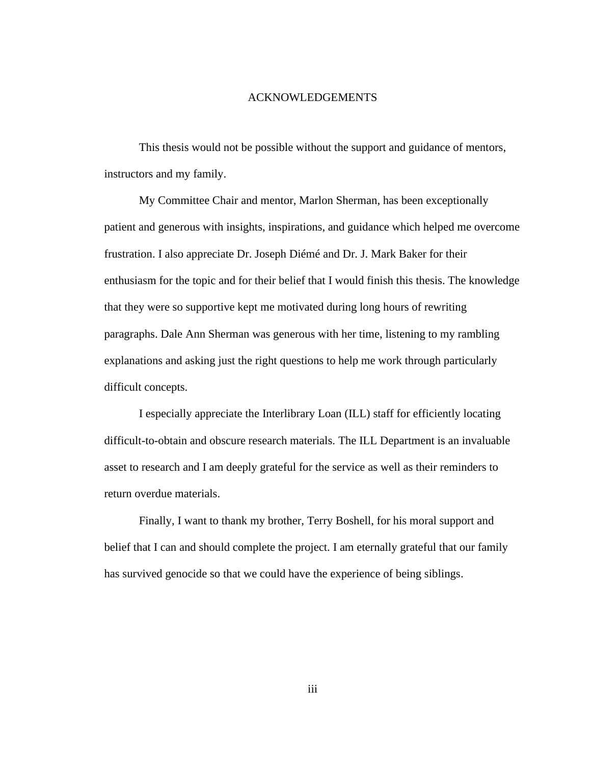# ACKNOWLEDGEMENTS

This thesis would not be possible without the support and guidance of mentors, instructors and my family.

My Committee Chair and mentor, Marlon Sherman, has been exceptionally patient and generous with insights, inspirations, and guidance which helped me overcome frustration. I also appreciate Dr. Joseph Diémé and Dr. J. Mark Baker for their enthusiasm for the topic and for their belief that I would finish this thesis. The knowledge that they were so supportive kept me motivated during long hours of rewriting paragraphs. Dale Ann Sherman was generous with her time, listening to my rambling explanations and asking just the right questions to help me work through particularly difficult concepts.

I especially appreciate the Interlibrary Loan (ILL) staff for efficiently locating difficult-to-obtain and obscure research materials. The ILL Department is an invaluable asset to research and I am deeply grateful for the service as well as their reminders to return overdue materials.

Finally, I want to thank my brother, Terry Boshell, for his moral support and belief that I can and should complete the project. I am eternally grateful that our family has survived genocide so that we could have the experience of being siblings.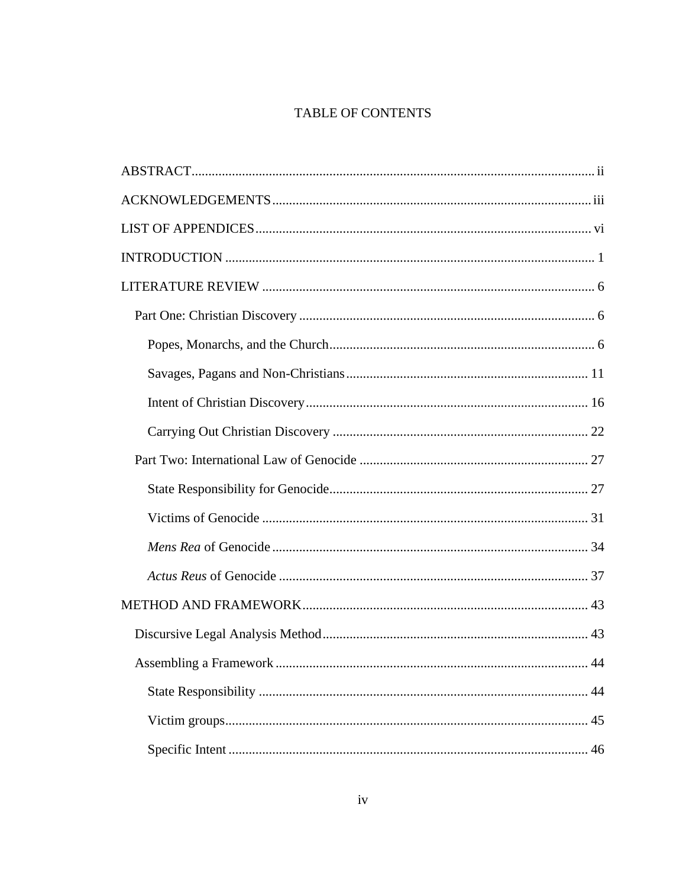# TABLE OF CONTENTS

ABSTRACT ..... ii

ACKNOWLEDGEMENTS ..... iii

LIST OF APPENDICES ..... vi

INTRODUCTION ..... 1

LITERATURE REVIEW ..... 6

- Part One: Christian Discovery ..... 6
  - Popes, Monarchs, and the Church ..... 6
  - Savages, Pagans and Non-Christians ..... 11
  - Intent of Christian Discovery ..... 16
  - Carrying Out Christian Discovery ..... 22
- Part Two: International Law of Genocide ..... 27
  - State Responsibility for Genocide ..... 27
  - Victims of Genocide ..... 31
  - *Mens Rea* of Genocide ..... 34
  - *Actus Reus* of Genocide ..... 37

METHOD AND FRAMEWORK ..... 43

- Discursive Legal Analysis Method ..... 43
- Assembling a Framework ..... 44
  - State Responsibility ..... 44
  - Victim groups ..... 45
  - Specific Intent ..... 46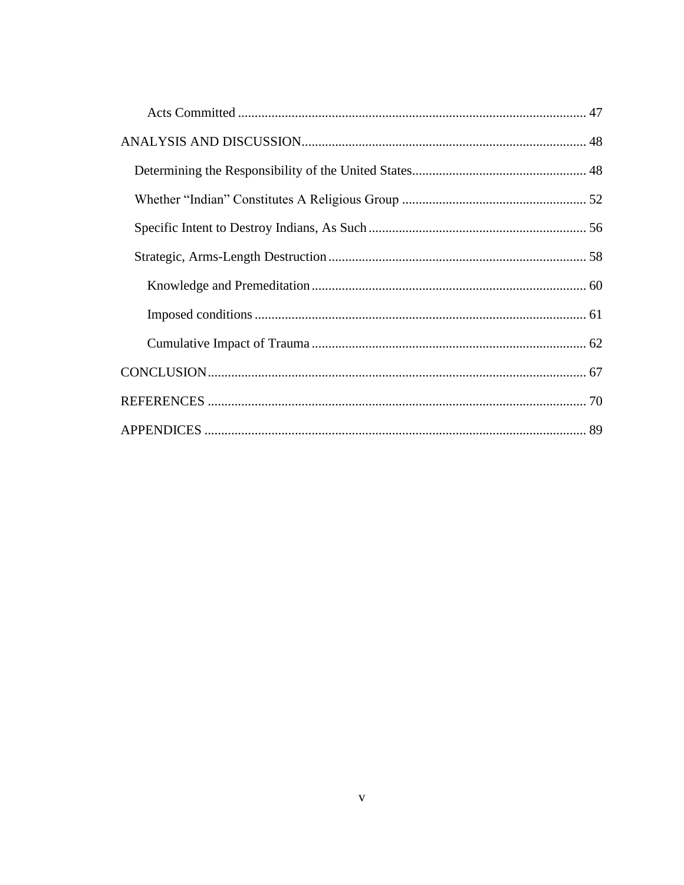Acts Committed ........................................................................................................ 47

ANALYSIS AND DISCUSSION..................................................................................... 48

Determining the Responsibility of the United States.................................................... 48

Whether “Indian” Constitutes A Religious Group ....................................................... 52

Specific Intent to Destroy Indians, As Such ................................................................. 56

Strategic, Arms-Length Destruction ............................................................................. 58

Knowledge and Premeditation .................................................................................. 60

Imposed conditions ................................................................................................... 61

Cumulative Impact of Trauma .................................................................................. 62

CONCLUSION................................................................................................................. 67

REFERENCES ................................................................................................................. 70

APPENDICES .................................................................................................................. 89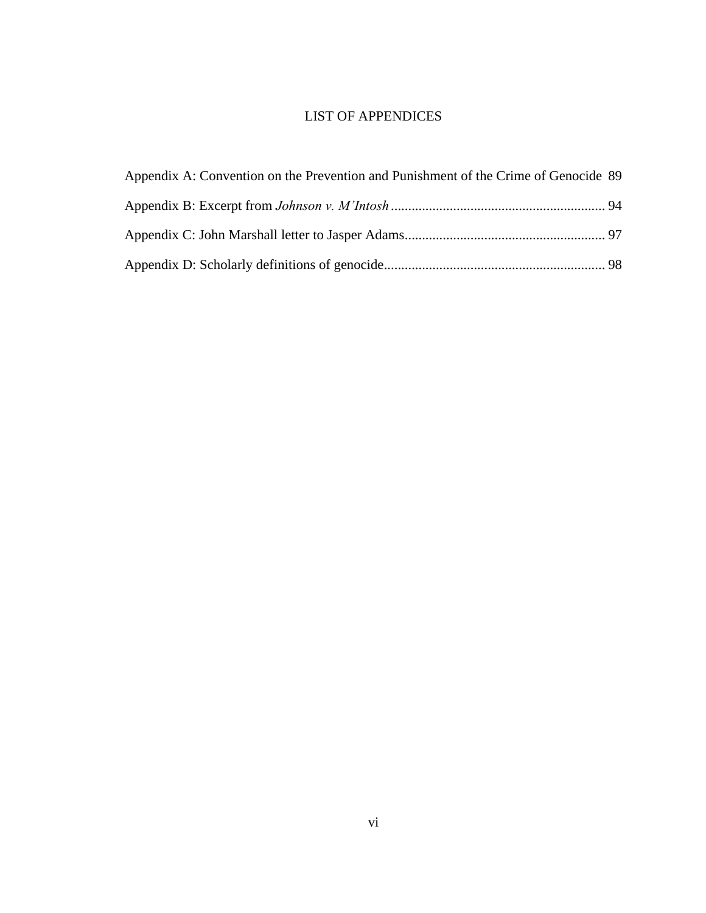# LIST OF APPENDICES

Appendix A: Convention on the Prevention and Punishment of the Crime of Genocide 89

Appendix B: Excerpt from *Johnson v. M'Intosh* ............................................................ 94

Appendix C: John Marshall letter to Jasper Adams......................................................... 97

Appendix D: Scholarly definitions of genocide............................................................... 98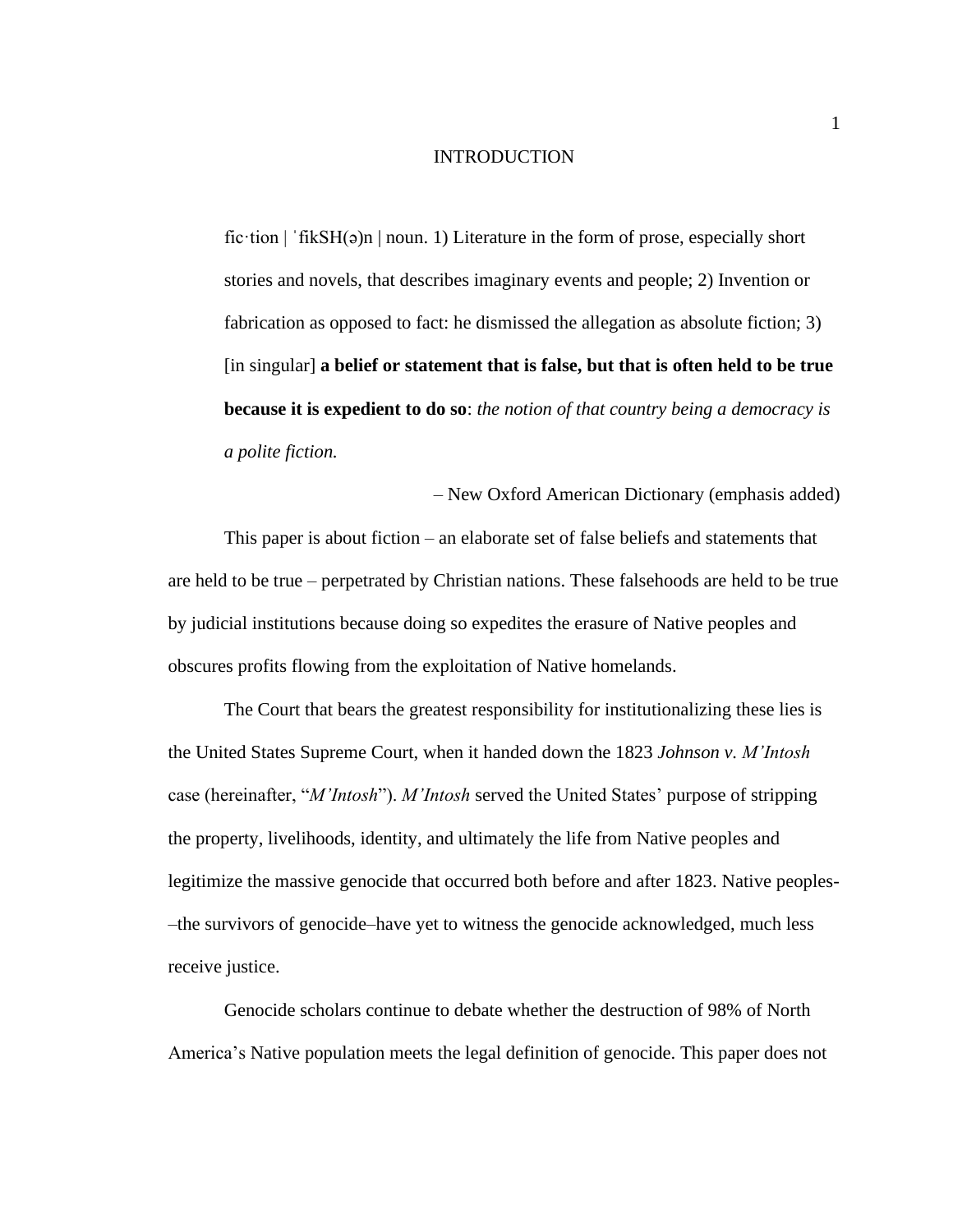# INTRODUCTION

> fic·tion | ˈfikSH(ə)n | noun. 1) Literature in the form of prose, especially short stories and novels, that describes imaginary events and people; 2) Invention or fabrication as opposed to fact: he dismissed the allegation as absolute fiction; 3) [in singular] **a belief or statement that is false, but that is often held to be true because it is expedient to do so**: *the notion of that country being a democracy is a polite fiction.*
>
> – New Oxford American Dictionary (emphasis added)

This paper is about fiction – an elaborate set of false beliefs and statements that are held to be true – perpetrated by Christian nations. These falsehoods are held to be true by judicial institutions because doing so expedites the erasure of Native peoples and obscures profits flowing from the exploitation of Native homelands.

The Court that bears the greatest responsibility for institutionalizing these lies is the United States Supreme Court, when it handed down the 1823 *Johnson v. M'Intosh* case (hereinafter, "*M'Intosh*"). *M'Intosh* served the United States' purpose of stripping the property, livelihoods, identity, and ultimately the life from Native peoples and legitimize the massive genocide that occurred both before and after 1823. Native peoples––the survivors of genocide–have yet to witness the genocide acknowledged, much less receive justice.

Genocide scholars continue to debate whether the destruction of 98% of North America's Native population meets the legal definition of genocide. This paper does not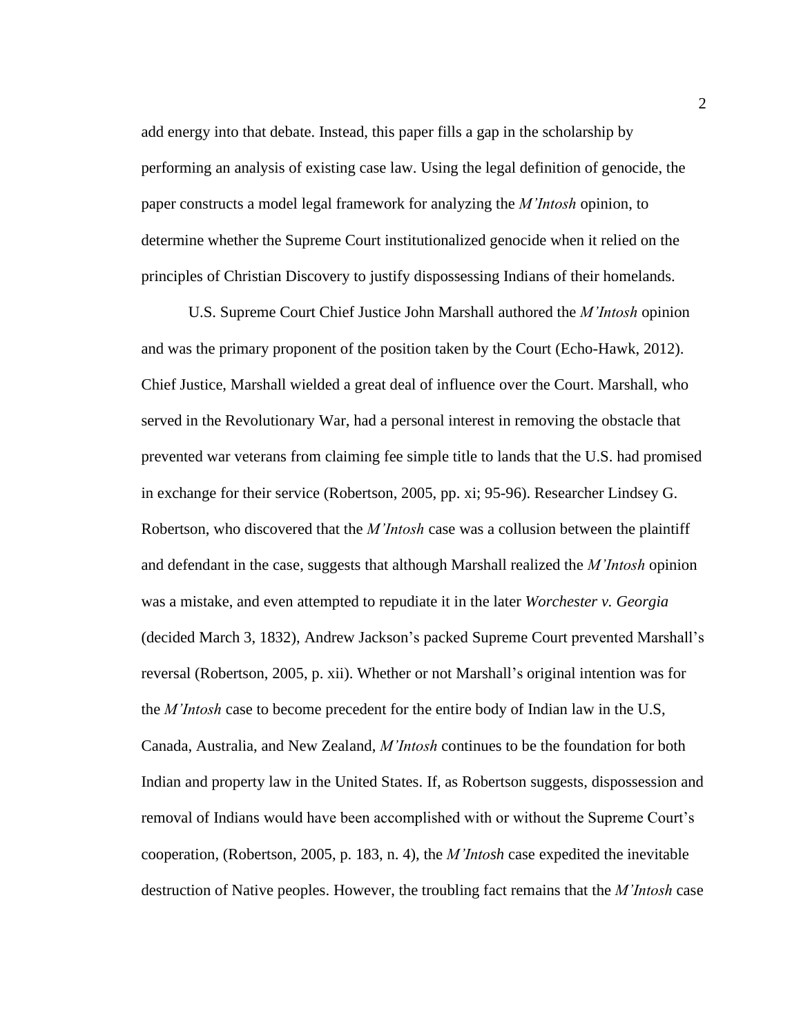add energy into that debate. Instead, this paper fills a gap in the scholarship by performing an analysis of existing case law. Using the legal definition of genocide, the paper constructs a model legal framework for analyzing the *M'Intosh* opinion, to determine whether the Supreme Court institutionalized genocide when it relied on the principles of Christian Discovery to justify dispossessing Indians of their homelands.

U.S. Supreme Court Chief Justice John Marshall authored the *M'Intosh* opinion and was the primary proponent of the position taken by the Court (Echo-Hawk, 2012). Chief Justice, Marshall wielded a great deal of influence over the Court. Marshall, who served in the Revolutionary War, had a personal interest in removing the obstacle that prevented war veterans from claiming fee simple title to lands that the U.S. had promised in exchange for their service (Robertson, 2005, pp. xi; 95-96). Researcher Lindsey G. Robertson, who discovered that the *M'Intosh* case was a collusion between the plaintiff and defendant in the case, suggests that although Marshall realized the *M'Intosh* opinion was a mistake, and even attempted to repudiate it in the later *Worchester v. Georgia* (decided March 3, 1832), Andrew Jackson's packed Supreme Court prevented Marshall's reversal (Robertson, 2005, p. xii). Whether or not Marshall's original intention was for the *M'Intosh* case to become precedent for the entire body of Indian law in the U.S, Canada, Australia, and New Zealand, *M'Intosh* continues to be the foundation for both Indian and property law in the United States. If, as Robertson suggests, dispossession and removal of Indians would have been accomplished with or without the Supreme Court's cooperation, (Robertson, 2005, p. 183, n. 4), the *M'Intosh* case expedited the inevitable destruction of Native peoples. However, the troubling fact remains that the *M'Intosh* case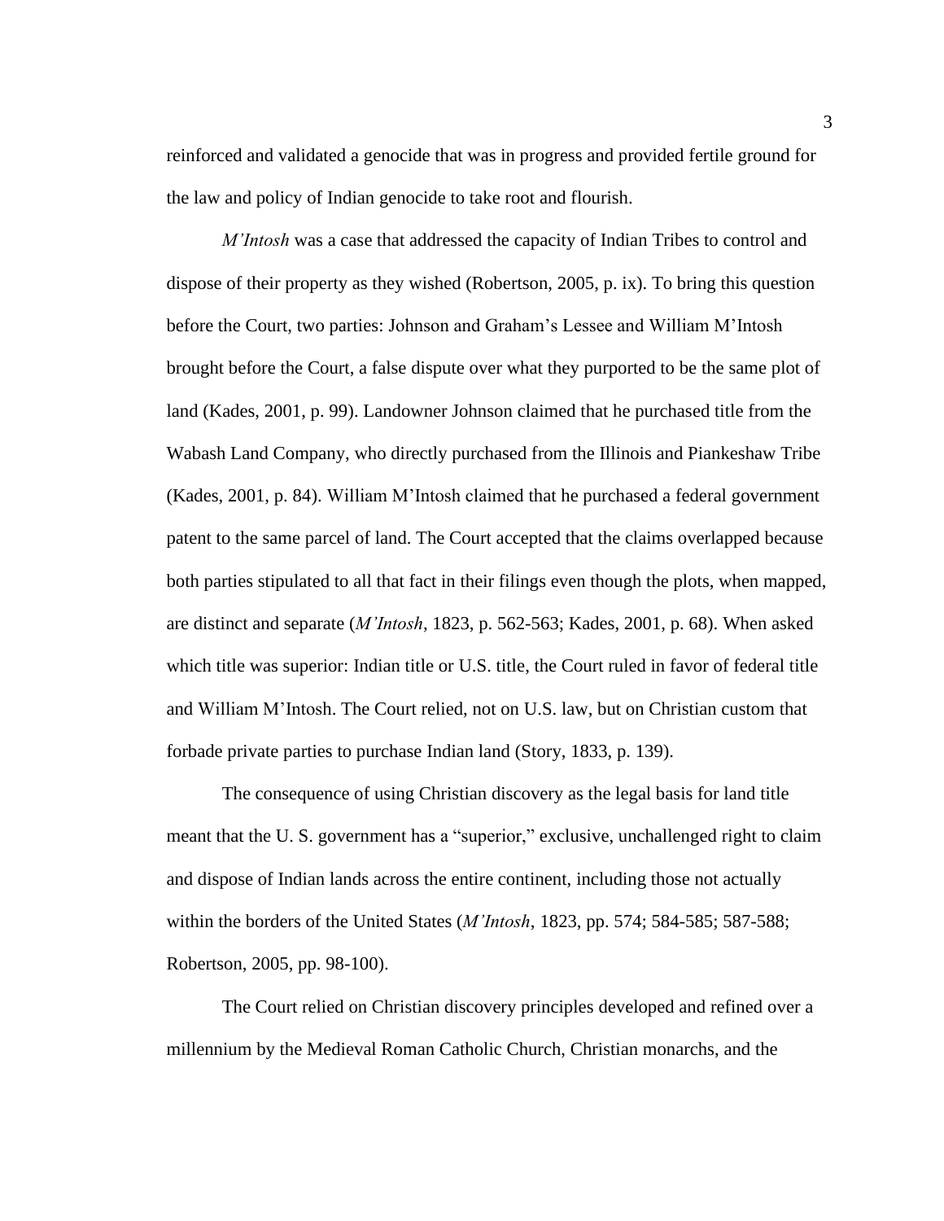reinforced and validated a genocide that was in progress and provided fertile ground for the law and policy of Indian genocide to take root and flourish.

*M'Intosh* was a case that addressed the capacity of Indian Tribes to control and dispose of their property as they wished (Robertson, 2005, p. ix). To bring this question before the Court, two parties: Johnson and Graham's Lessee and William M'Intosh brought before the Court, a false dispute over what they purported to be the same plot of land (Kades, 2001, p. 99). Landowner Johnson claimed that he purchased title from the Wabash Land Company, who directly purchased from the Illinois and Piankeshaw Tribe (Kades, 2001, p. 84). William M'Intosh claimed that he purchased a federal government patent to the same parcel of land. The Court accepted that the claims overlapped because both parties stipulated to all that fact in their filings even though the plots, when mapped, are distinct and separate (*M'Intosh*, 1823, p. 562-563; Kades, 2001, p. 68). When asked which title was superior: Indian title or U.S. title, the Court ruled in favor of federal title and William M'Intosh. The Court relied, not on U.S. law, but on Christian custom that forbade private parties to purchase Indian land (Story, 1833, p. 139).

The consequence of using Christian discovery as the legal basis for land title meant that the U. S. government has a "superior," exclusive, unchallenged right to claim and dispose of Indian lands across the entire continent, including those not actually within the borders of the United States (*M'Intosh*, 1823, pp. 574; 584-585; 587-588; Robertson, 2005, pp. 98-100).

The Court relied on Christian discovery principles developed and refined over a millennium by the Medieval Roman Catholic Church, Christian monarchs, and the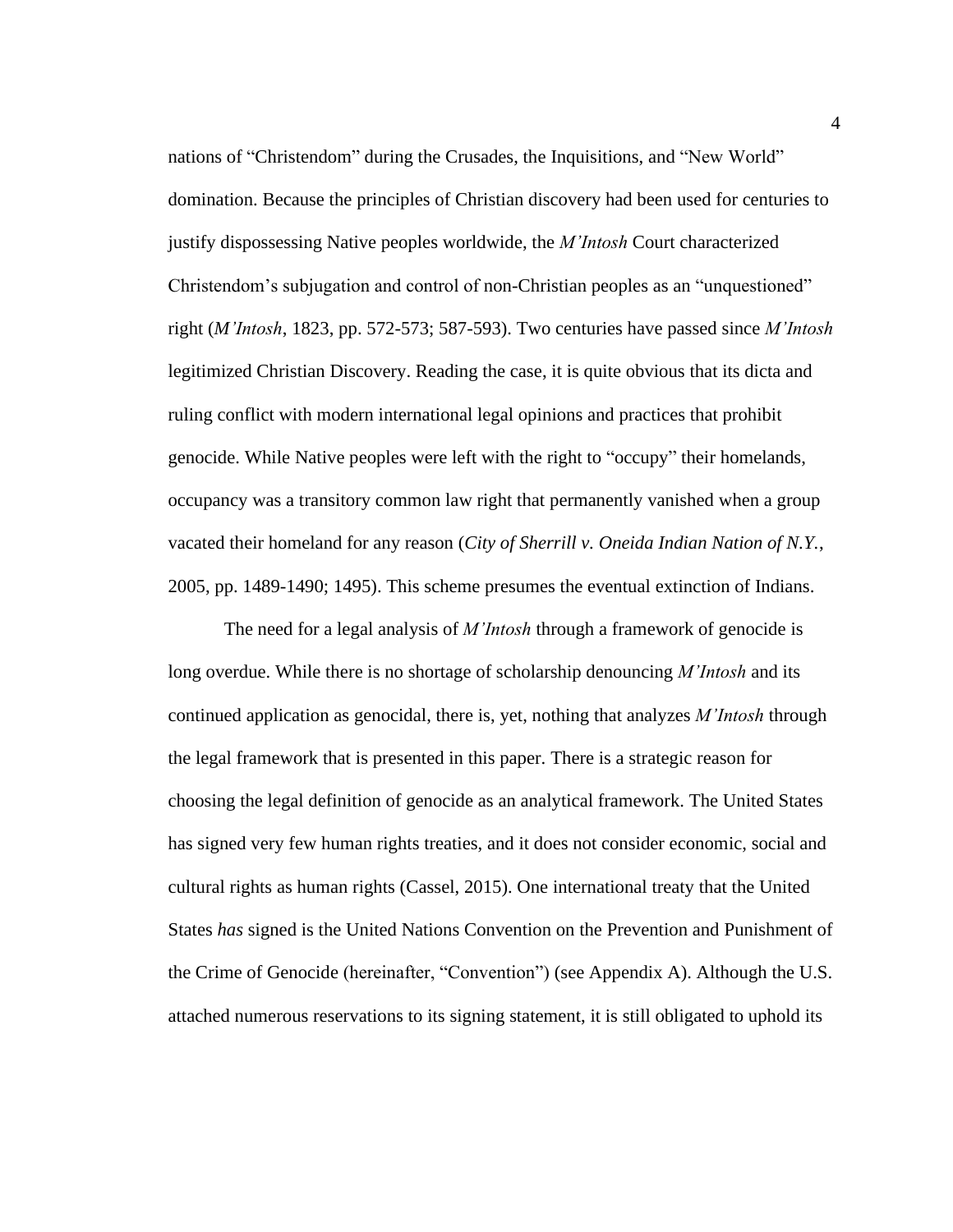nations of “Christendom” during the Crusades, the Inquisitions, and “New World” domination. Because the principles of Christian discovery had been used for centuries to justify dispossessing Native peoples worldwide, the *M’Intosh* Court characterized Christendom’s subjugation and control of non-Christian peoples as an “unquestioned” right (*M’Intosh*, 1823, pp. 572-573; 587-593). Two centuries have passed since *M’Intosh* legitimized Christian Discovery. Reading the case, it is quite obvious that its dicta and ruling conflict with modern international legal opinions and practices that prohibit genocide. While Native peoples were left with the right to “occupy” their homelands, occupancy was a transitory common law right that permanently vanished when a group vacated their homeland for any reason (*City of Sherrill v. Oneida Indian Nation of N.Y.*, 2005, pp. 1489-1490; 1495). This scheme presumes the eventual extinction of Indians.

The need for a legal analysis of *M’Intosh* through a framework of genocide is long overdue. While there is no shortage of scholarship denouncing *M’Intosh* and its continued application as genocidal, there is, yet, nothing that analyzes *M’Intosh* through the legal framework that is presented in this paper. There is a strategic reason for choosing the legal definition of genocide as an analytical framework. The United States has signed very few human rights treaties, and it does not consider economic, social and cultural rights as human rights (Cassel, 2015). One international treaty that the United States *has* signed is the United Nations Convention on the Prevention and Punishment of the Crime of Genocide (hereinafter, “Convention”) (see Appendix A). Although the U.S. attached numerous reservations to its signing statement, it is still obligated to uphold its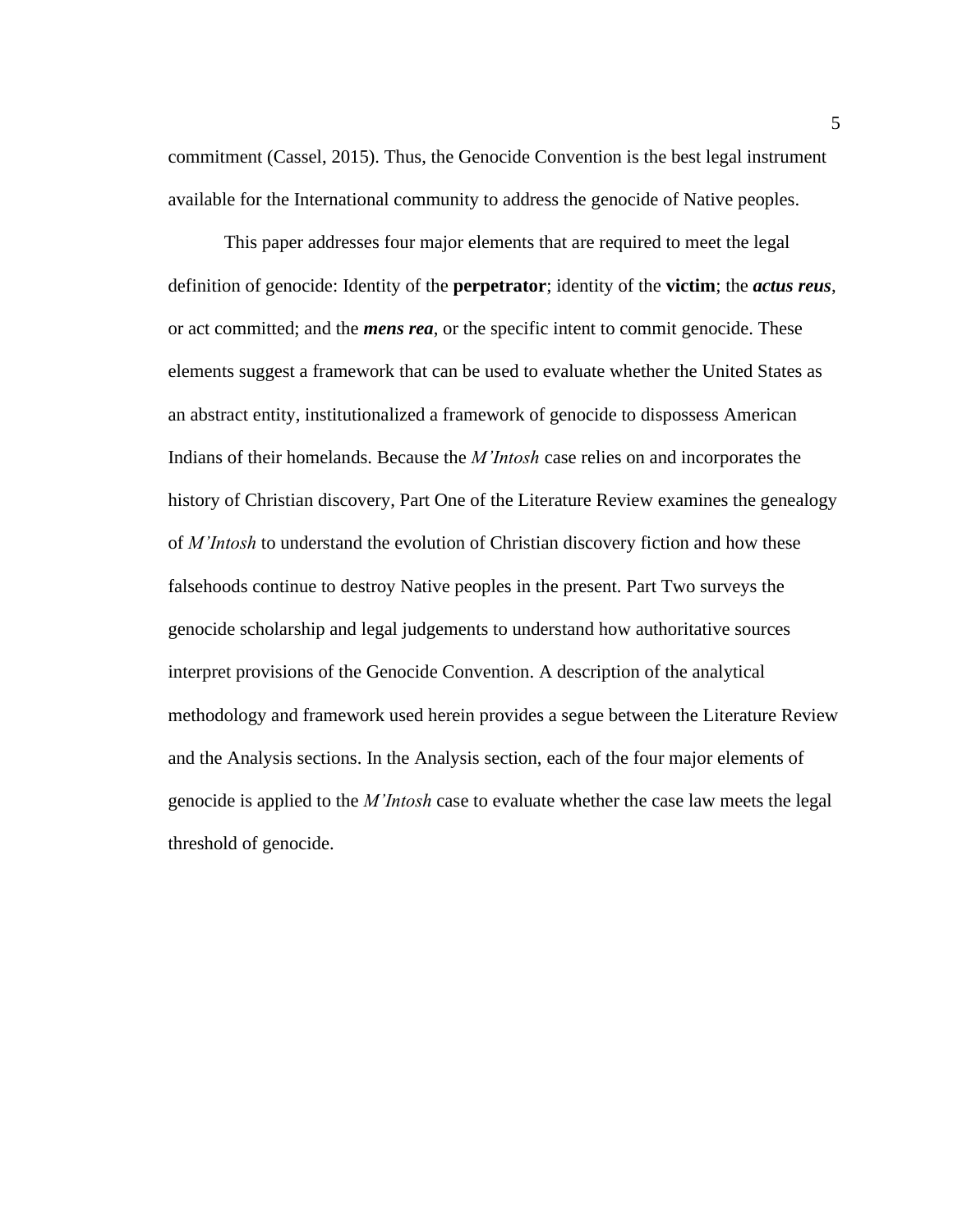commitment (Cassel, 2015). Thus, the Genocide Convention is the best legal instrument available for the International community to address the genocide of Native peoples.

This paper addresses four major elements that are required to meet the legal definition of genocide: Identity of the **perpetrator**; identity of the **victim**; the ***actus reus***, or act committed; and the ***mens rea***, or the specific intent to commit genocide. These elements suggest a framework that can be used to evaluate whether the United States as an abstract entity, institutionalized a framework of genocide to dispossess American Indians of their homelands. Because the *M'Intosh* case relies on and incorporates the history of Christian discovery, Part One of the Literature Review examines the genealogy of *M'Intosh* to understand the evolution of Christian discovery fiction and how these falsehoods continue to destroy Native peoples in the present. Part Two surveys the genocide scholarship and legal judgements to understand how authoritative sources interpret provisions of the Genocide Convention. A description of the analytical methodology and framework used herein provides a segue between the Literature Review and the Analysis sections. In the Analysis section, each of the four major elements of genocide is applied to the *M'Intosh* case to evaluate whether the case law meets the legal threshold of genocide.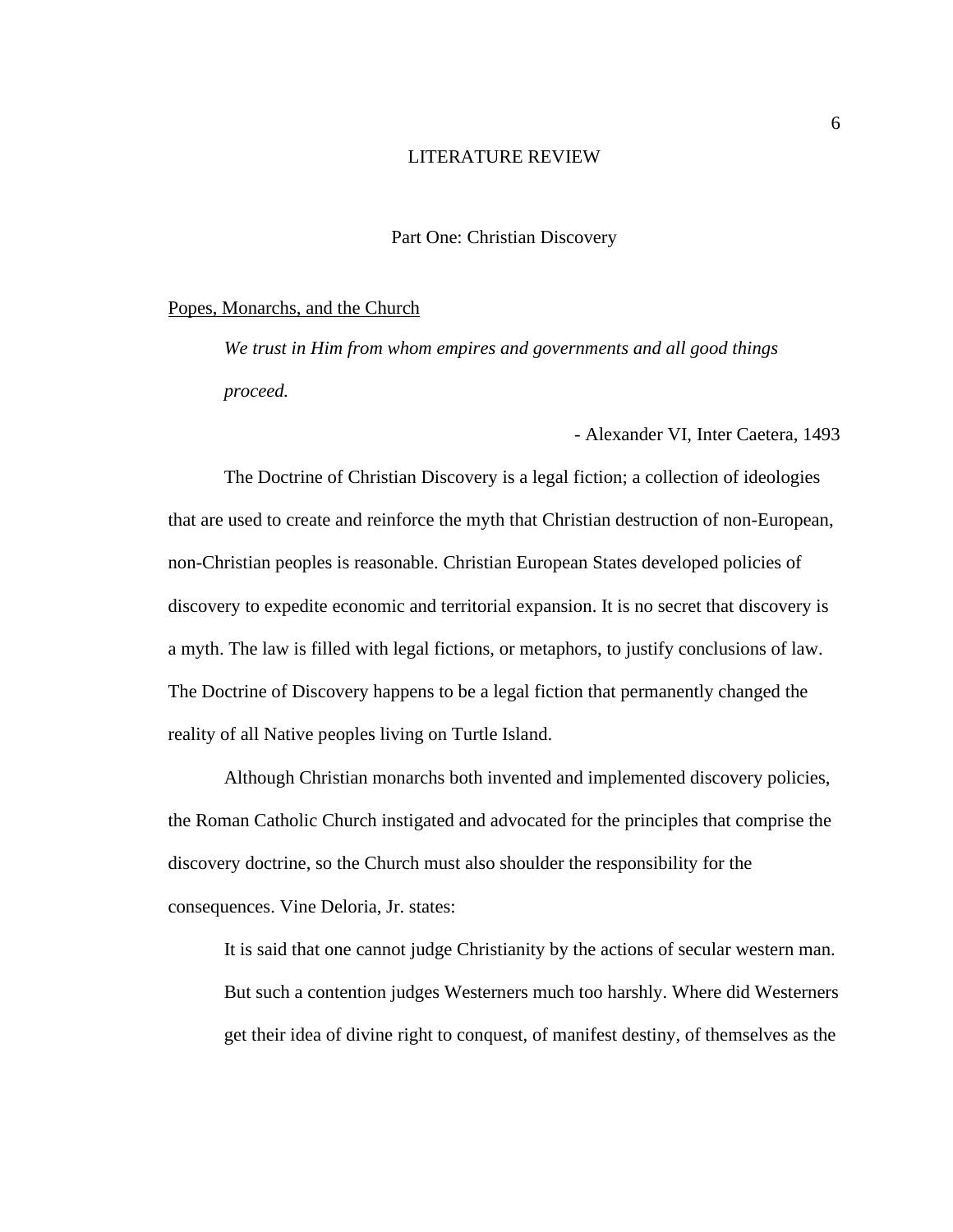# LITERATURE REVIEW

## Part One: Christian Discovery

### Popes, Monarchs, and the Church

> *We trust in Him from whom empires and governments and all good things proceed.*
>
> - Alexander VI, Inter Caetera, 1493

The Doctrine of Christian Discovery is a legal fiction; a collection of ideologies that are used to create and reinforce the myth that Christian destruction of non-European, non-Christian peoples is reasonable. Christian European States developed policies of discovery to expedite economic and territorial expansion. It is no secret that discovery is a myth. The law is filled with legal fictions, or metaphors, to justify conclusions of law. The Doctrine of Discovery happens to be a legal fiction that permanently changed the reality of all Native peoples living on Turtle Island.

Although Christian monarchs both invented and implemented discovery policies, the Roman Catholic Church instigated and advocated for the principles that comprise the discovery doctrine, so the Church must also shoulder the responsibility for the consequences. Vine Deloria, Jr. states:

> It is said that one cannot judge Christianity by the actions of secular western man. But such a contention judges Westerners much too harshly. Where did Westerners get their idea of divine right to conquest, of manifest destiny, of themselves as the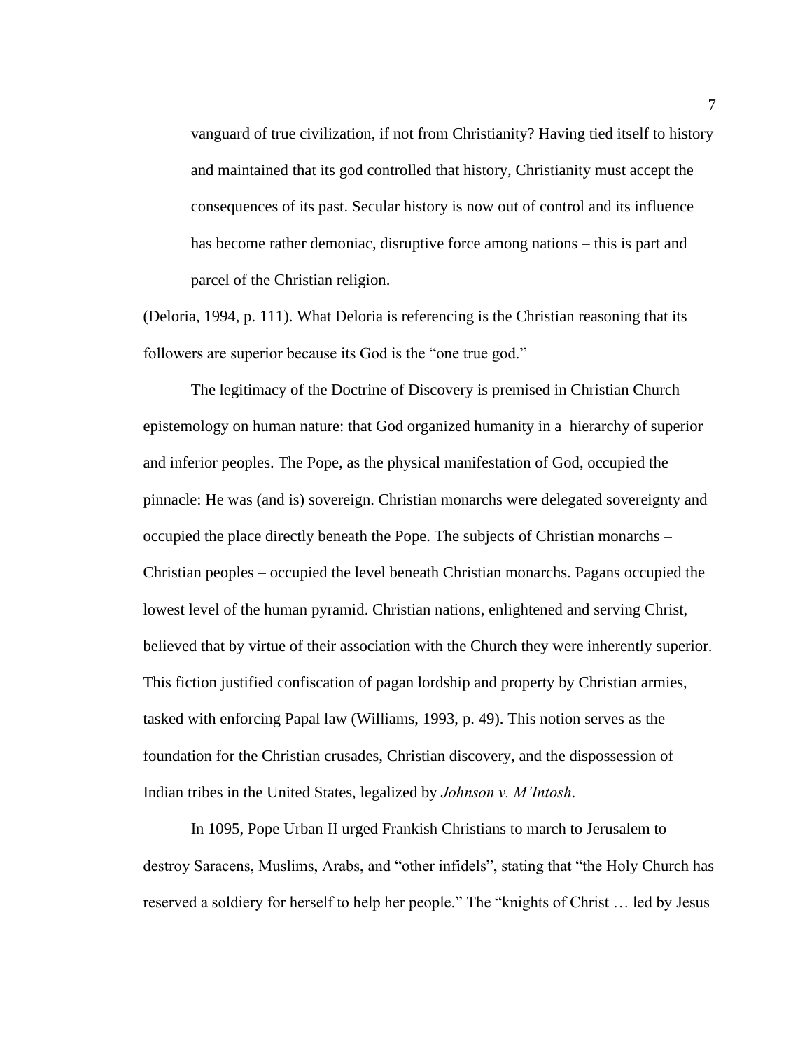> vanguard of true civilization, if not from Christianity? Having tied itself to history and maintained that its god controlled that history, Christianity must accept the consequences of its past. Secular history is now out of control and its influence has become rather demoniac, disruptive force among nations – this is part and parcel of the Christian religion.

(Deloria, 1994, p. 111). What Deloria is referencing is the Christian reasoning that its followers are superior because its God is the "one true god."

The legitimacy of the Doctrine of Discovery is premised in Christian Church epistemology on human nature: that God organized humanity in a hierarchy of superior and inferior peoples. The Pope, as the physical manifestation of God, occupied the pinnacle: He was (and is) sovereign. Christian monarchs were delegated sovereignty and occupied the place directly beneath the Pope. The subjects of Christian monarchs – Christian peoples – occupied the level beneath Christian monarchs. Pagans occupied the lowest level of the human pyramid. Christian nations, enlightened and serving Christ, believed that by virtue of their association with the Church they were inherently superior. This fiction justified confiscation of pagan lordship and property by Christian armies, tasked with enforcing Papal law (Williams, 1993, p. 49). This notion serves as the foundation for the Christian crusades, Christian discovery, and the dispossession of Indian tribes in the United States, legalized by *Johnson v. M'Intosh*.

In 1095, Pope Urban II urged Frankish Christians to march to Jerusalem to destroy Saracens, Muslims, Arabs, and "other infidels", stating that "the Holy Church has reserved a soldiery for herself to help her people." The "knights of Christ … led by Jesus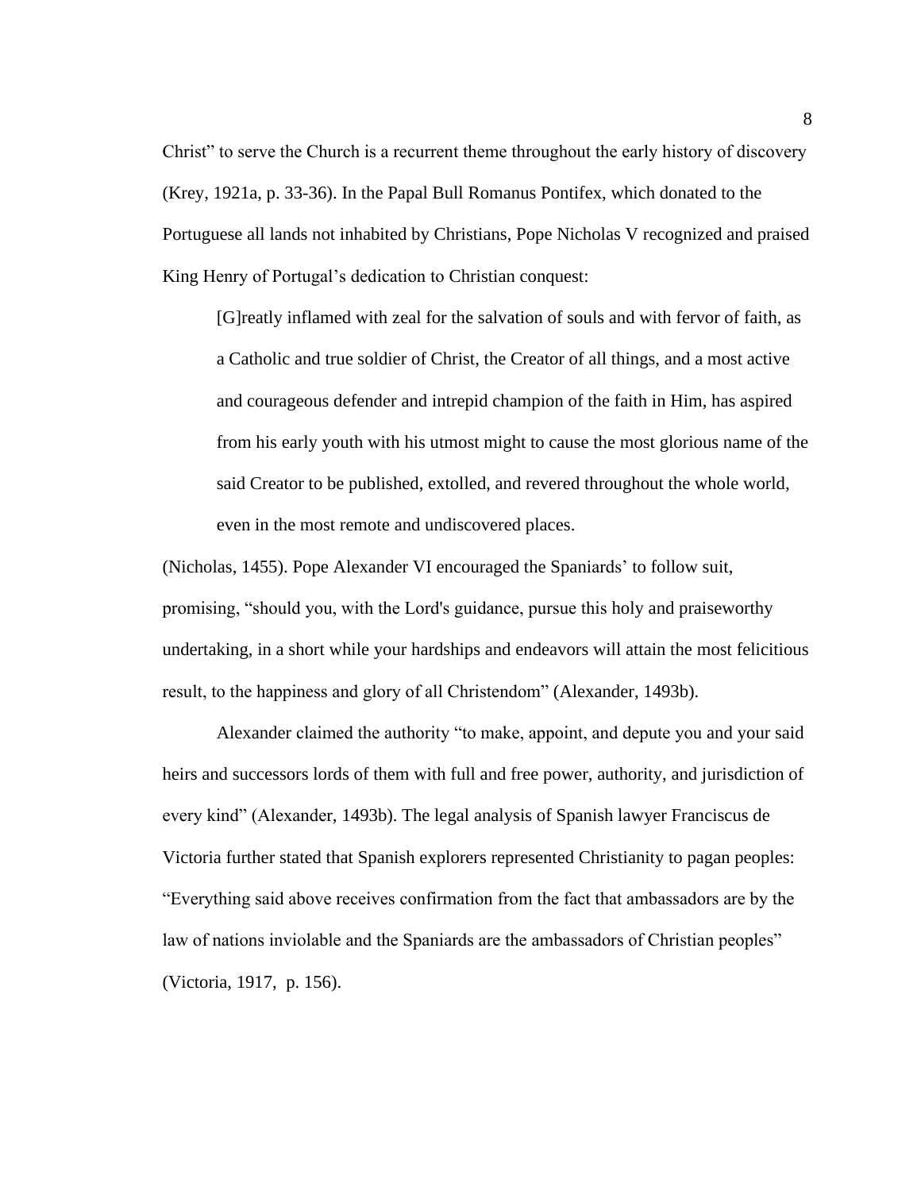Christ" to serve the Church is a recurrent theme throughout the early history of discovery (Krey, 1921a, p. 33-36). In the Papal Bull Romanus Pontifex, which donated to the Portuguese all lands not inhabited by Christians, Pope Nicholas V recognized and praised King Henry of Portugal's dedication to Christian conquest:

> [G]reatly inflamed with zeal for the salvation of souls and with fervor of faith, as a Catholic and true soldier of Christ, the Creator of all things, and a most active and courageous defender and intrepid champion of the faith in Him, has aspired from his early youth with his utmost might to cause the most glorious name of the said Creator to be published, extolled, and revered throughout the whole world, even in the most remote and undiscovered places.

(Nicholas, 1455). Pope Alexander VI encouraged the Spaniards' to follow suit, promising, "should you, with the Lord's guidance, pursue this holy and praiseworthy undertaking, in a short while your hardships and endeavors will attain the most felicitious result, to the happiness and glory of all Christendom" (Alexander, 1493b).

Alexander claimed the authority "to make, appoint, and depute you and your said heirs and successors lords of them with full and free power, authority, and jurisdiction of every kind" (Alexander, 1493b). The legal analysis of Spanish lawyer Franciscus de Victoria further stated that Spanish explorers represented Christianity to pagan peoples: "Everything said above receives confirmation from the fact that ambassadors are by the law of nations inviolable and the Spaniards are the ambassadors of Christian peoples" (Victoria, 1917, p. 156).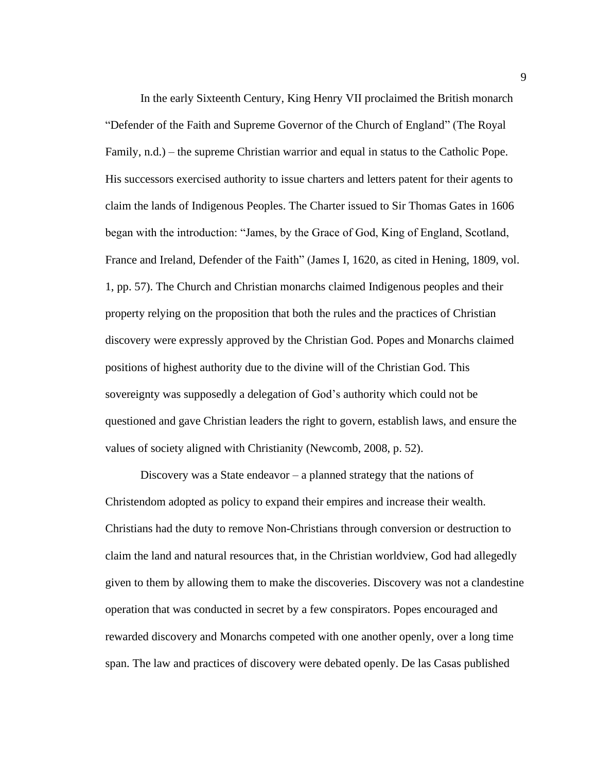In the early Sixteenth Century, King Henry VII proclaimed the British monarch "Defender of the Faith and Supreme Governor of the Church of England" (The Royal Family, n.d.) – the supreme Christian warrior and equal in status to the Catholic Pope. His successors exercised authority to issue charters and letters patent for their agents to claim the lands of Indigenous Peoples. The Charter issued to Sir Thomas Gates in 1606 began with the introduction: "James, by the Grace of God, King of England, Scotland, France and Ireland, Defender of the Faith" (James I, 1620, as cited in Hening, 1809, vol. 1, pp. 57). The Church and Christian monarchs claimed Indigenous peoples and their property relying on the proposition that both the rules and the practices of Christian discovery were expressly approved by the Christian God. Popes and Monarchs claimed positions of highest authority due to the divine will of the Christian God. This sovereignty was supposedly a delegation of God's authority which could not be questioned and gave Christian leaders the right to govern, establish laws, and ensure the values of society aligned with Christianity (Newcomb, 2008, p. 52).

Discovery was a State endeavor – a planned strategy that the nations of Christendom adopted as policy to expand their empires and increase their wealth. Christians had the duty to remove Non-Christians through conversion or destruction to claim the land and natural resources that, in the Christian worldview, God had allegedly given to them by allowing them to make the discoveries. Discovery was not a clandestine operation that was conducted in secret by a few conspirators. Popes encouraged and rewarded discovery and Monarchs competed with one another openly, over a long time span. The law and practices of discovery were debated openly. De las Casas published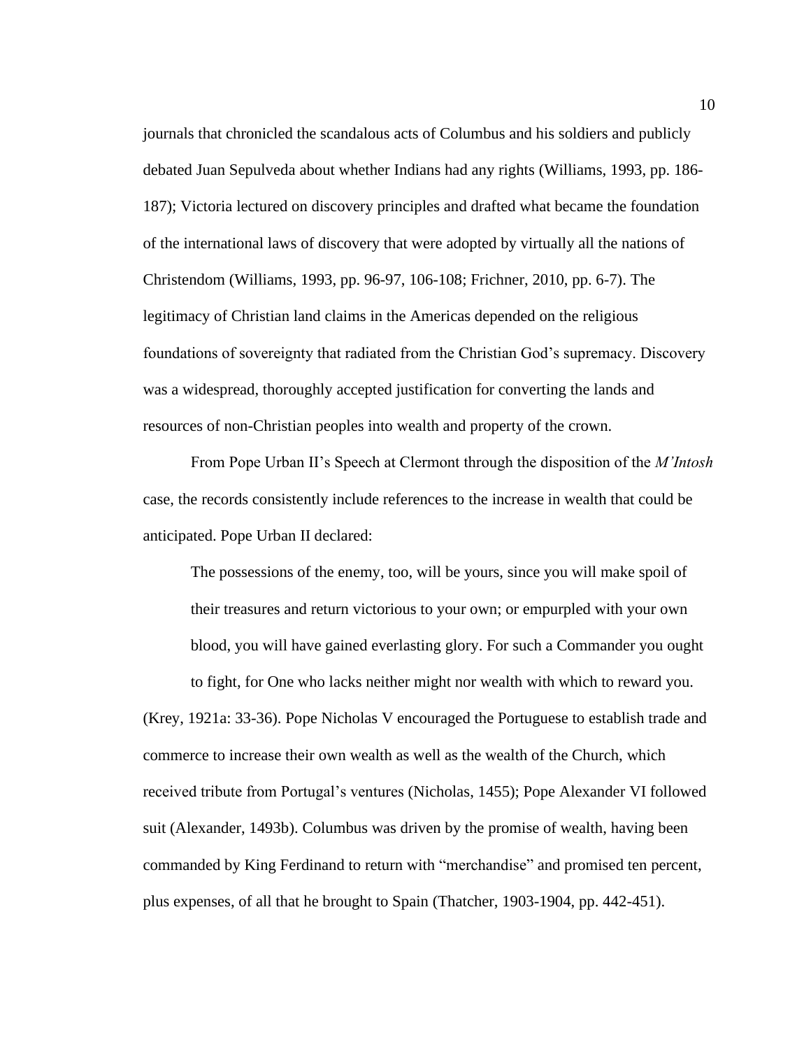journals that chronicled the scandalous acts of Columbus and his soldiers and publicly debated Juan Sepulveda about whether Indians had any rights (Williams, 1993, pp. 186-187); Victoria lectured on discovery principles and drafted what became the foundation of the international laws of discovery that were adopted by virtually all the nations of Christendom (Williams, 1993, pp. 96-97, 106-108; Frichner, 2010, pp. 6-7). The legitimacy of Christian land claims in the Americas depended on the religious foundations of sovereignty that radiated from the Christian God's supremacy. Discovery was a widespread, thoroughly accepted justification for converting the lands and resources of non-Christian peoples into wealth and property of the crown.

From Pope Urban II's Speech at Clermont through the disposition of the *M'Intosh* case, the records consistently include references to the increase in wealth that could be anticipated. Pope Urban II declared:

> The possessions of the enemy, too, will be yours, since you will make spoil of their treasures and return victorious to your own; or empurpled with your own blood, you will have gained everlasting glory. For such a Commander you ought to fight, for One who lacks neither might nor wealth with which to reward you.

(Krey, 1921a: 33-36). Pope Nicholas V encouraged the Portuguese to establish trade and commerce to increase their own wealth as well as the wealth of the Church, which received tribute from Portugal's ventures (Nicholas, 1455); Pope Alexander VI followed suit (Alexander, 1493b). Columbus was driven by the promise of wealth, having been commanded by King Ferdinand to return with "merchandise" and promised ten percent, plus expenses, of all that he brought to Spain (Thatcher, 1903-1904, pp. 442-451).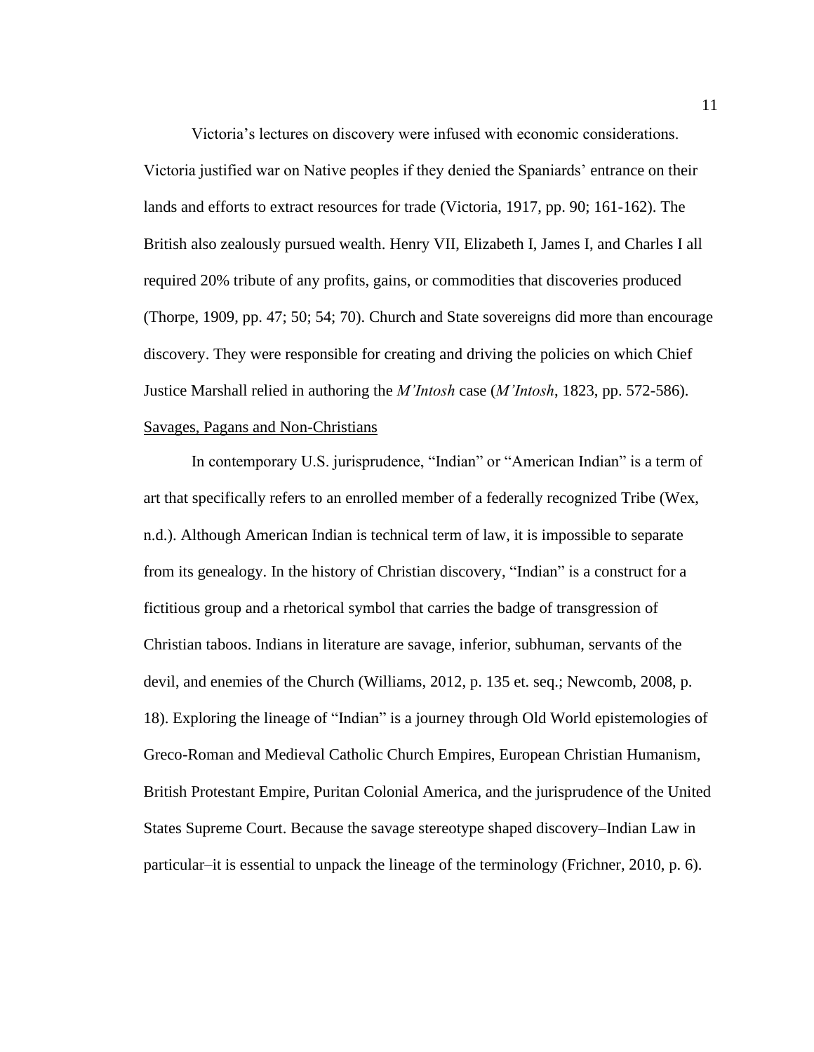Victoria's lectures on discovery were infused with economic considerations. Victoria justified war on Native peoples if they denied the Spaniards' entrance on their lands and efforts to extract resources for trade (Victoria, 1917, pp. 90; 161-162). The British also zealously pursued wealth. Henry VII, Elizabeth I, James I, and Charles I all required 20% tribute of any profits, gains, or commodities that discoveries produced (Thorpe, 1909, pp. 47; 50; 54; 70). Church and State sovereigns did more than encourage discovery. They were responsible for creating and driving the policies on which Chief Justice Marshall relied in authoring the *M'Intosh* case (*M'Intosh*, 1823, pp. 572-586).

<u>Savages, Pagans and Non-Christians</u>

In contemporary U.S. jurisprudence, "Indian" or "American Indian" is a term of art that specifically refers to an enrolled member of a federally recognized Tribe (Wex, n.d.). Although American Indian is technical term of law, it is impossible to separate from its genealogy. In the history of Christian discovery, "Indian" is a construct for a fictitious group and a rhetorical symbol that carries the badge of transgression of Christian taboos. Indians in literature are savage, inferior, subhuman, servants of the devil, and enemies of the Church (Williams, 2012, p. 135 et. seq.; Newcomb, 2008, p. 18). Exploring the lineage of "Indian" is a journey through Old World epistemologies of Greco-Roman and Medieval Catholic Church Empires, European Christian Humanism, British Protestant Empire, Puritan Colonial America, and the jurisprudence of the United States Supreme Court. Because the savage stereotype shaped discovery–Indian Law in particular–it is essential to unpack the lineage of the terminology (Frichner, 2010, p. 6).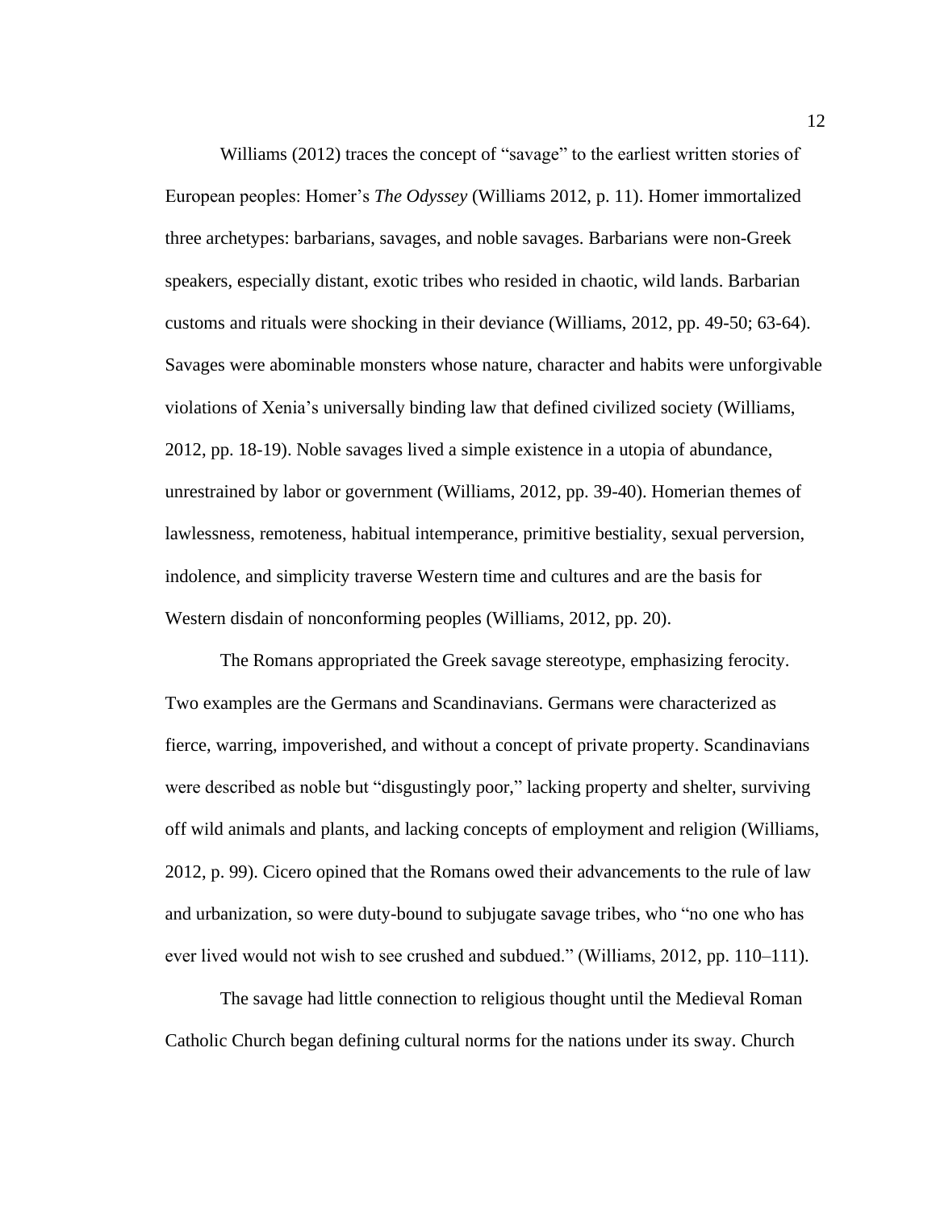Williams (2012) traces the concept of "savage" to the earliest written stories of European peoples: Homer's *The Odyssey* (Williams 2012, p. 11). Homer immortalized three archetypes: barbarians, savages, and noble savages. Barbarians were non-Greek speakers, especially distant, exotic tribes who resided in chaotic, wild lands. Barbarian customs and rituals were shocking in their deviance (Williams, 2012, pp. 49-50; 63-64). Savages were abominable monsters whose nature, character and habits were unforgivable violations of Xenia's universally binding law that defined civilized society (Williams, 2012, pp. 18-19). Noble savages lived a simple existence in a utopia of abundance, unrestrained by labor or government (Williams, 2012, pp. 39-40). Homerian themes of lawlessness, remoteness, habitual intemperance, primitive bestiality, sexual perversion, indolence, and simplicity traverse Western time and cultures and are the basis for Western disdain of nonconforming peoples (Williams, 2012, pp. 20).

The Romans appropriated the Greek savage stereotype, emphasizing ferocity. Two examples are the Germans and Scandinavians. Germans were characterized as fierce, warring, impoverished, and without a concept of private property. Scandinavians were described as noble but "disgustingly poor," lacking property and shelter, surviving off wild animals and plants, and lacking concepts of employment and religion (Williams, 2012, p. 99). Cicero opined that the Romans owed their advancements to the rule of law and urbanization, so were duty-bound to subjugate savage tribes, who "no one who has ever lived would not wish to see crushed and subdued." (Williams, 2012, pp. 110–111).

The savage had little connection to religious thought until the Medieval Roman Catholic Church began defining cultural norms for the nations under its sway. Church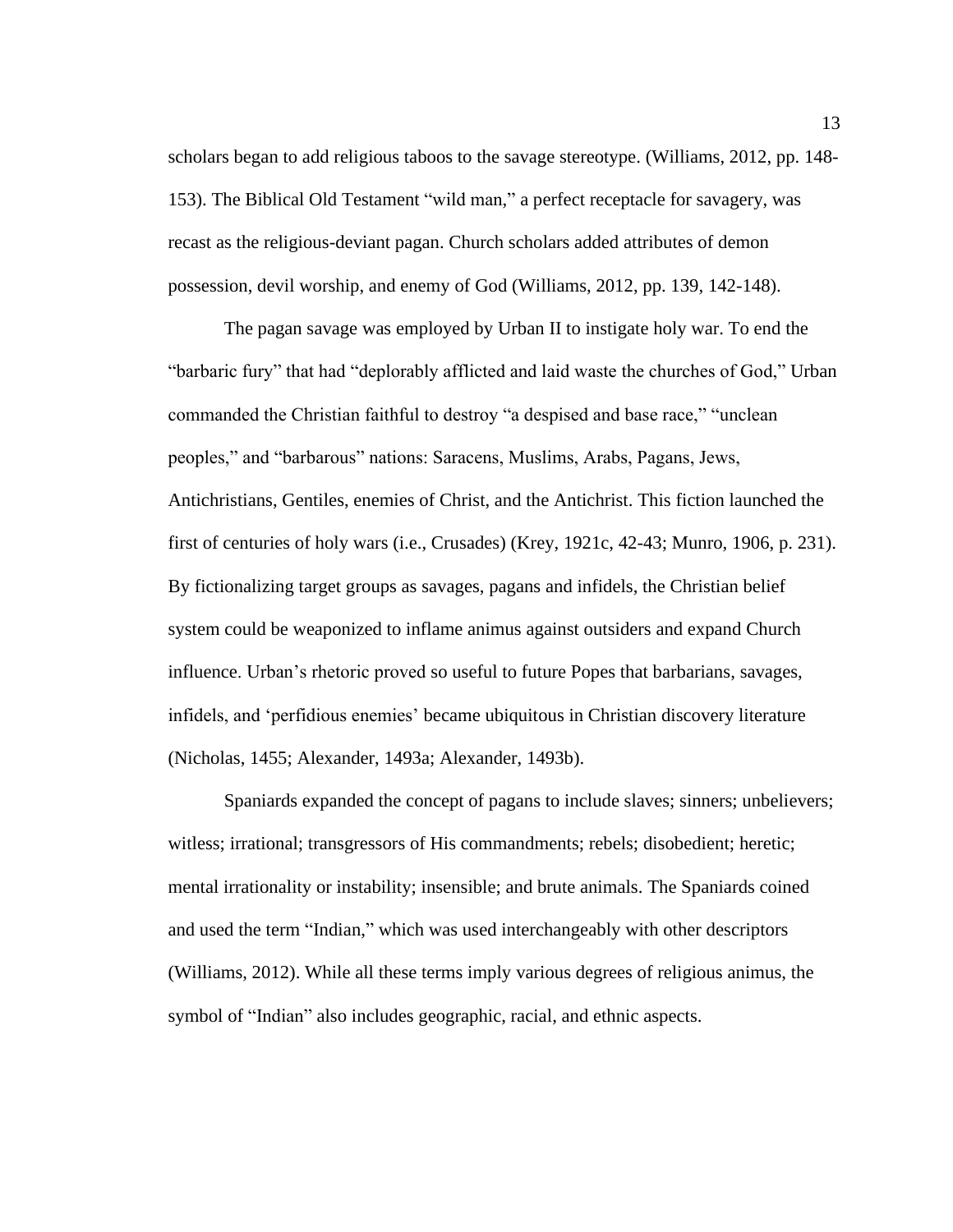scholars began to add religious taboos to the savage stereotype. (Williams, 2012, pp. 148-153). The Biblical Old Testament "wild man," a perfect receptacle for savagery, was recast as the religious-deviant pagan. Church scholars added attributes of demon possession, devil worship, and enemy of God (Williams, 2012, pp. 139, 142-148).

The pagan savage was employed by Urban II to instigate holy war. To end the "barbaric fury" that had "deplorably afflicted and laid waste the churches of God," Urban commanded the Christian faithful to destroy "a despised and base race," "unclean peoples," and "barbarous" nations: Saracens, Muslims, Arabs, Pagans, Jews, Antichristians, Gentiles, enemies of Christ, and the Antichrist. This fiction launched the first of centuries of holy wars (i.e., Crusades) (Krey, 1921c, 42-43; Munro, 1906, p. 231). By fictionalizing target groups as savages, pagans and infidels, the Christian belief system could be weaponized to inflame animus against outsiders and expand Church influence. Urban's rhetoric proved so useful to future Popes that barbarians, savages, infidels, and 'perfidious enemies' became ubiquitous in Christian discovery literature (Nicholas, 1455; Alexander, 1493a; Alexander, 1493b).

Spaniards expanded the concept of pagans to include slaves; sinners; unbelievers; witless; irrational; transgressors of His commandments; rebels; disobedient; heretic; mental irrationality or instability; insensible; and brute animals. The Spaniards coined and used the term "Indian," which was used interchangeably with other descriptors (Williams, 2012). While all these terms imply various degrees of religious animus, the symbol of "Indian" also includes geographic, racial, and ethnic aspects.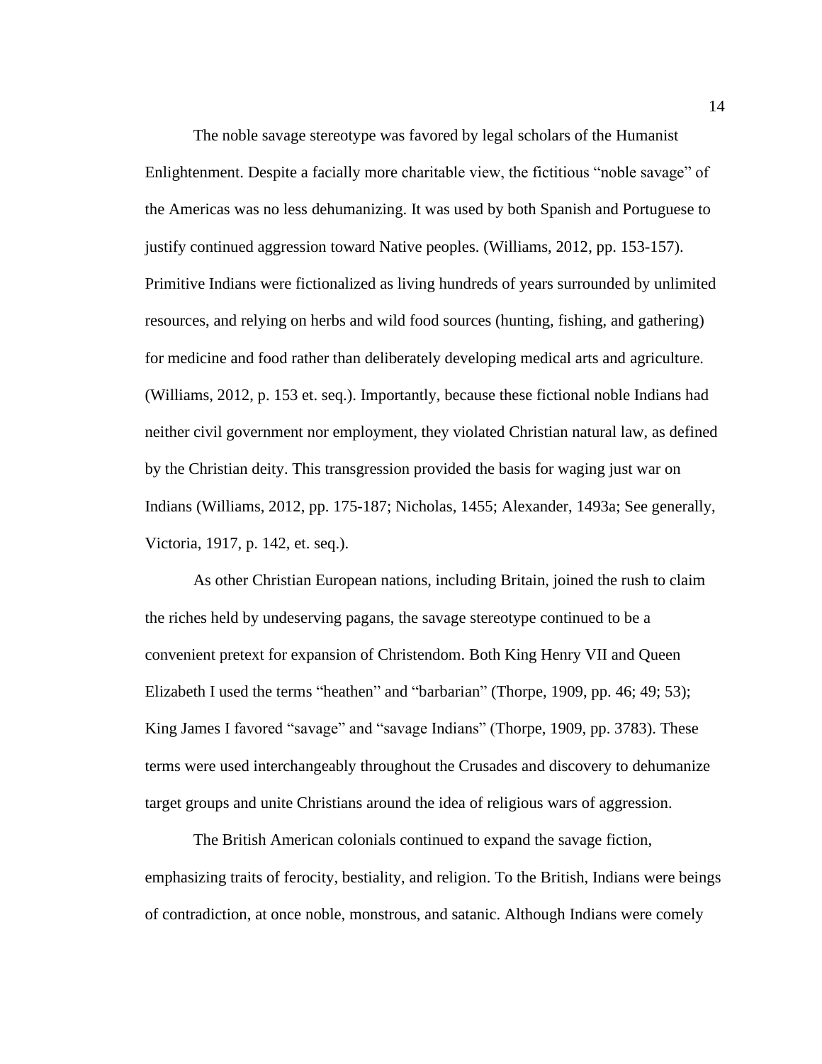The noble savage stereotype was favored by legal scholars of the Humanist Enlightenment. Despite a facially more charitable view, the fictitious "noble savage" of the Americas was no less dehumanizing. It was used by both Spanish and Portuguese to justify continued aggression toward Native peoples. (Williams, 2012, pp. 153-157). Primitive Indians were fictionalized as living hundreds of years surrounded by unlimited resources, and relying on herbs and wild food sources (hunting, fishing, and gathering) for medicine and food rather than deliberately developing medical arts and agriculture. (Williams, 2012, p. 153 et. seq.). Importantly, because these fictional noble Indians had neither civil government nor employment, they violated Christian natural law, as defined by the Christian deity. This transgression provided the basis for waging just war on Indians (Williams, 2012, pp. 175-187; Nicholas, 1455; Alexander, 1493a; See generally, Victoria, 1917, p. 142, et. seq.).

As other Christian European nations, including Britain, joined the rush to claim the riches held by undeserving pagans, the savage stereotype continued to be a convenient pretext for expansion of Christendom. Both King Henry VII and Queen Elizabeth I used the terms "heathen" and "barbarian" (Thorpe, 1909, pp. 46; 49; 53); King James I favored "savage" and "savage Indians" (Thorpe, 1909, pp. 3783). These terms were used interchangeably throughout the Crusades and discovery to dehumanize target groups and unite Christians around the idea of religious wars of aggression.

The British American colonials continued to expand the savage fiction, emphasizing traits of ferocity, bestiality, and religion. To the British, Indians were beings of contradiction, at once noble, monstrous, and satanic. Although Indians were comely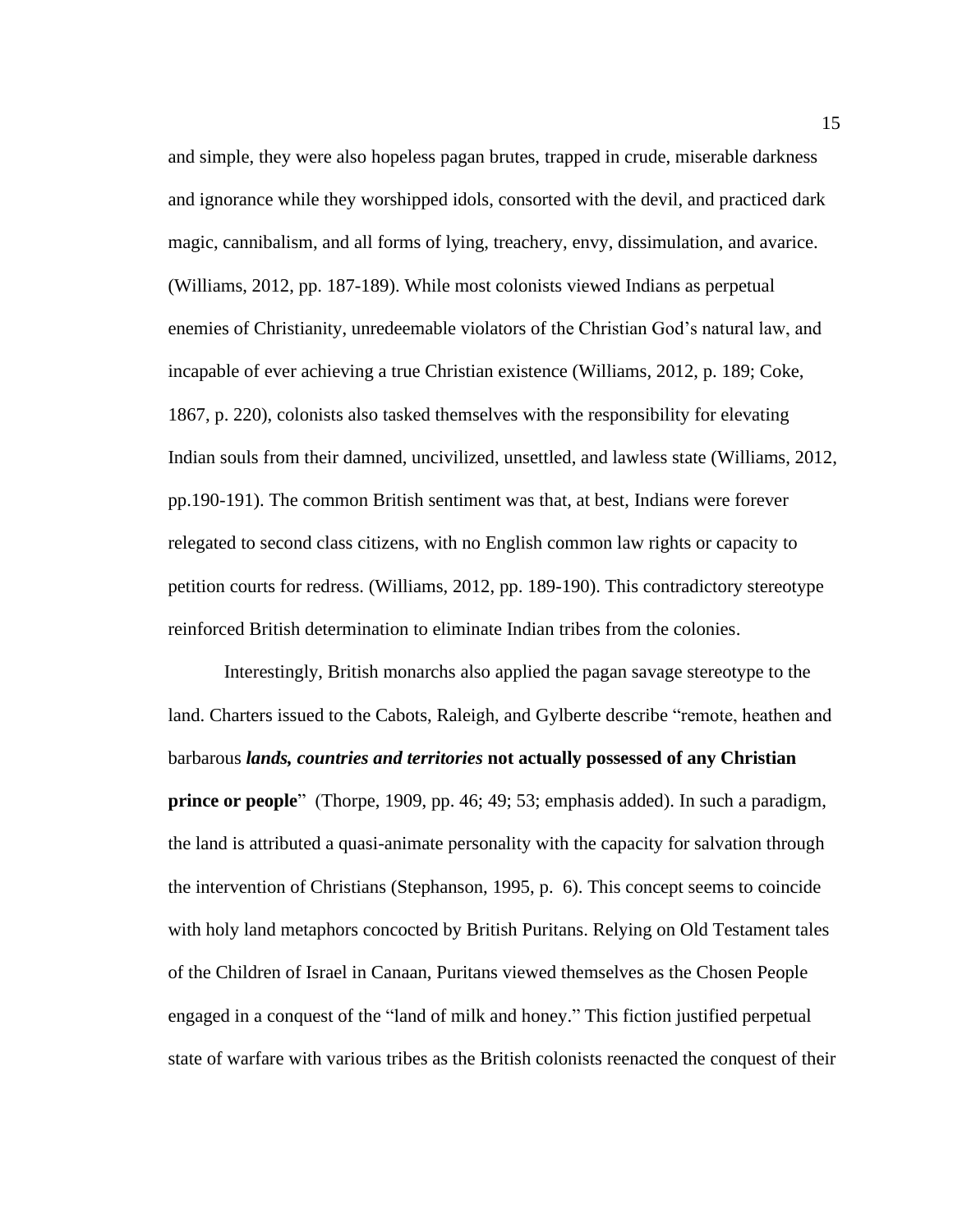and simple, they were also hopeless pagan brutes, trapped in crude, miserable darkness and ignorance while they worshipped idols, consorted with the devil, and practiced dark magic, cannibalism, and all forms of lying, treachery, envy, dissimulation, and avarice. (Williams, 2012, pp. 187-189). While most colonists viewed Indians as perpetual enemies of Christianity, unredeemable violators of the Christian God's natural law, and incapable of ever achieving a true Christian existence (Williams, 2012, p. 189; Coke, 1867, p. 220), colonists also tasked themselves with the responsibility for elevating Indian souls from their damned, uncivilized, unsettled, and lawless state (Williams, 2012, pp.190-191). The common British sentiment was that, at best, Indians were forever relegated to second class citizens, with no English common law rights or capacity to petition courts for redress. (Williams, 2012, pp. 189-190). This contradictory stereotype reinforced British determination to eliminate Indian tribes from the colonies.

Interestingly, British monarchs also applied the pagan savage stereotype to the land. Charters issued to the Cabots, Raleigh, and Gylberte describe "remote, heathen and barbarous ***lands, countries and territories*** **not actually possessed of any Christian prince or people**" (Thorpe, 1909, pp. 46; 49; 53; emphasis added). In such a paradigm, the land is attributed a quasi-animate personality with the capacity for salvation through the intervention of Christians (Stephanson, 1995, p. 6). This concept seems to coincide with holy land metaphors concocted by British Puritans. Relying on Old Testament tales of the Children of Israel in Canaan, Puritans viewed themselves as the Chosen People engaged in a conquest of the "land of milk and honey." This fiction justified perpetual state of warfare with various tribes as the British colonists reenacted the conquest of their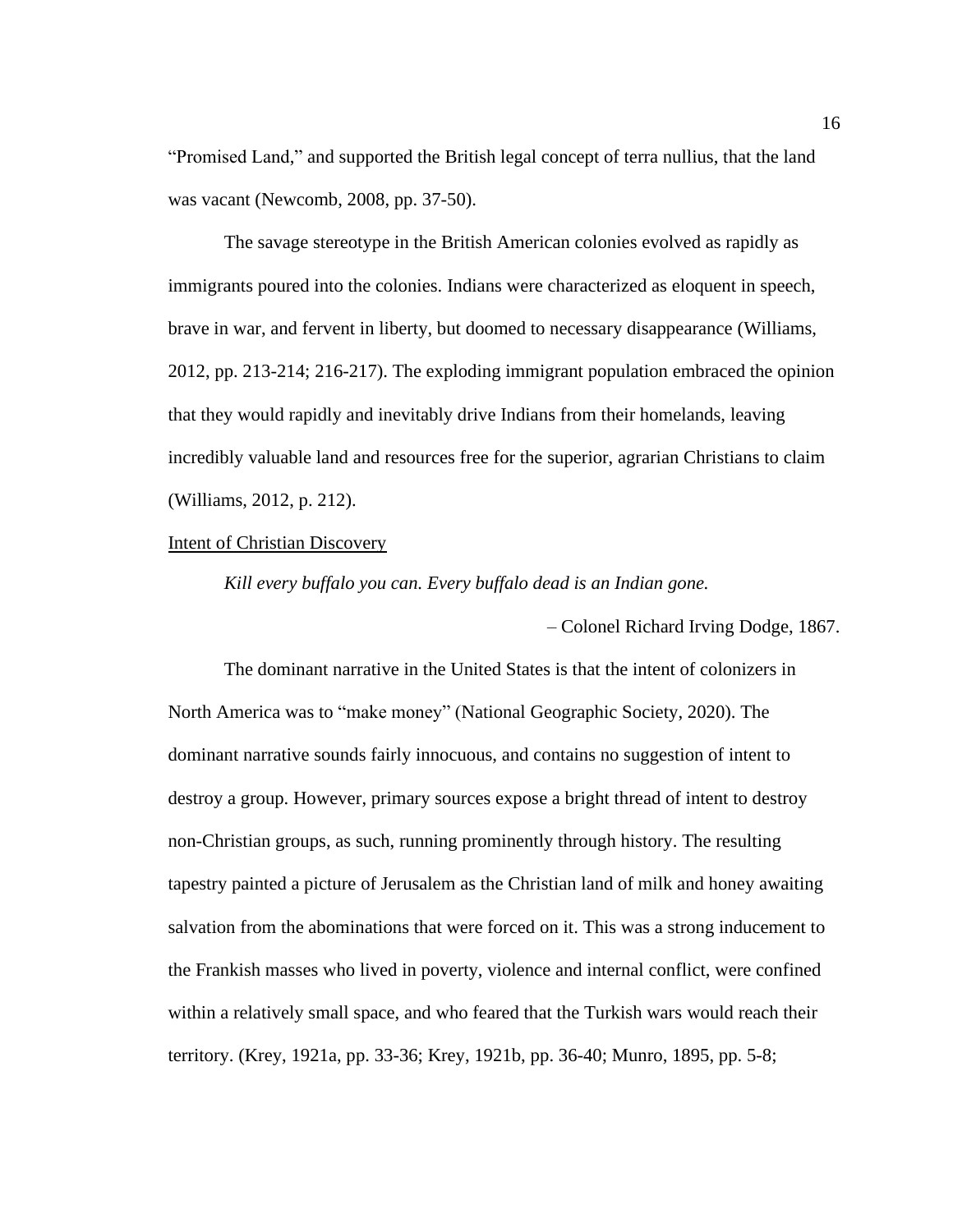"Promised Land," and supported the British legal concept of terra nullius, that the land was vacant (Newcomb, 2008, pp. 37-50).

The savage stereotype in the British American colonies evolved as rapidly as immigrants poured into the colonies. Indians were characterized as eloquent in speech, brave in war, and fervent in liberty, but doomed to necessary disappearance (Williams, 2012, pp. 213-214; 216-217). The exploding immigrant population embraced the opinion that they would rapidly and inevitably drive Indians from their homelands, leaving incredibly valuable land and resources free for the superior, agrarian Christians to claim (Williams, 2012, p. 212).

<u>Intent of Christian Discovery</u>

*Kill every buffalo you can. Every buffalo dead is an Indian gone.*

– Colonel Richard Irving Dodge, 1867.

The dominant narrative in the United States is that the intent of colonizers in North America was to "make money" (National Geographic Society, 2020). The dominant narrative sounds fairly innocuous, and contains no suggestion of intent to destroy a group. However, primary sources expose a bright thread of intent to destroy non-Christian groups, as such, running prominently through history. The resulting tapestry painted a picture of Jerusalem as the Christian land of milk and honey awaiting salvation from the abominations that were forced on it. This was a strong inducement to the Frankish masses who lived in poverty, violence and internal conflict, were confined within a relatively small space, and who feared that the Turkish wars would reach their territory. (Krey, 1921a, pp. 33-36; Krey, 1921b, pp. 36-40; Munro, 1895, pp. 5-8;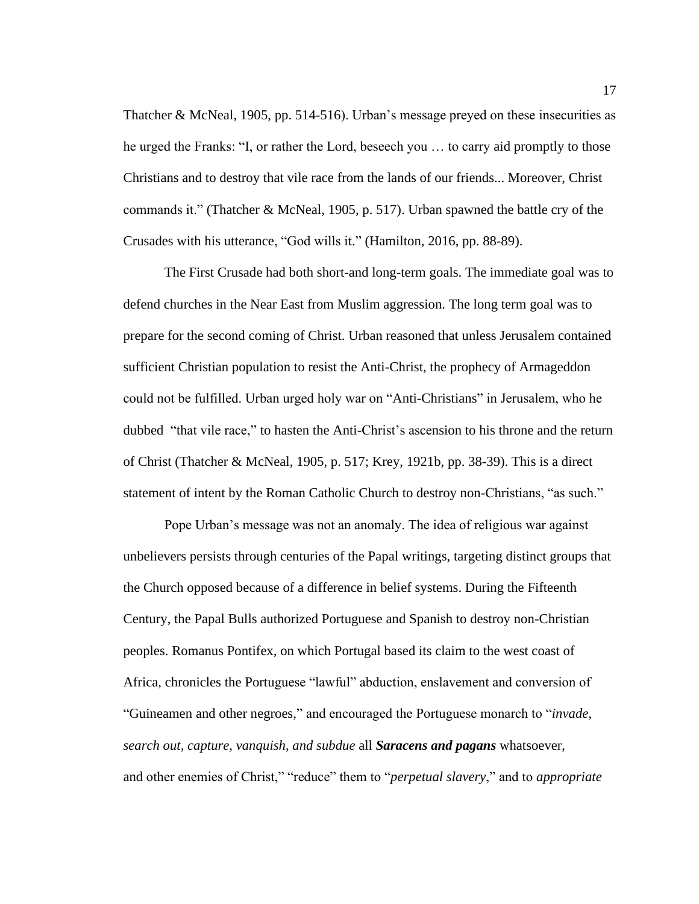Thatcher & McNeal, 1905, pp. 514-516). Urban's message preyed on these insecurities as he urged the Franks: "I, or rather the Lord, beseech you … to carry aid promptly to those Christians and to destroy that vile race from the lands of our friends... Moreover, Christ commands it." (Thatcher & McNeal, 1905, p. 517). Urban spawned the battle cry of the Crusades with his utterance, "God wills it." (Hamilton, 2016, pp. 88-89).

The First Crusade had both short-and long-term goals. The immediate goal was to defend churches in the Near East from Muslim aggression. The long term goal was to prepare for the second coming of Christ. Urban reasoned that unless Jerusalem contained sufficient Christian population to resist the Anti-Christ, the prophecy of Armageddon could not be fulfilled. Urban urged holy war on "Anti-Christians" in Jerusalem, who he dubbed "that vile race," to hasten the Anti-Christ's ascension to his throne and the return of Christ (Thatcher & McNeal, 1905, p. 517; Krey, 1921b, pp. 38-39). This is a direct statement of intent by the Roman Catholic Church to destroy non-Christians, "as such."

Pope Urban's message was not an anomaly. The idea of religious war against unbelievers persists through centuries of the Papal writings, targeting distinct groups that the Church opposed because of a difference in belief systems. During the Fifteenth Century, the Papal Bulls authorized Portuguese and Spanish to destroy non-Christian peoples. Romanus Pontifex, on which Portugal based its claim to the west coast of Africa, chronicles the Portuguese "lawful" abduction, enslavement and conversion of "Guineamen and other negroes," and encouraged the Portuguese monarch to "*invade, search out, capture, vanquish, and subdue* all ***Saracens and pagans*** whatsoever, and other enemies of Christ," "reduce" them to "*perpetual slavery*," and to *appropriate*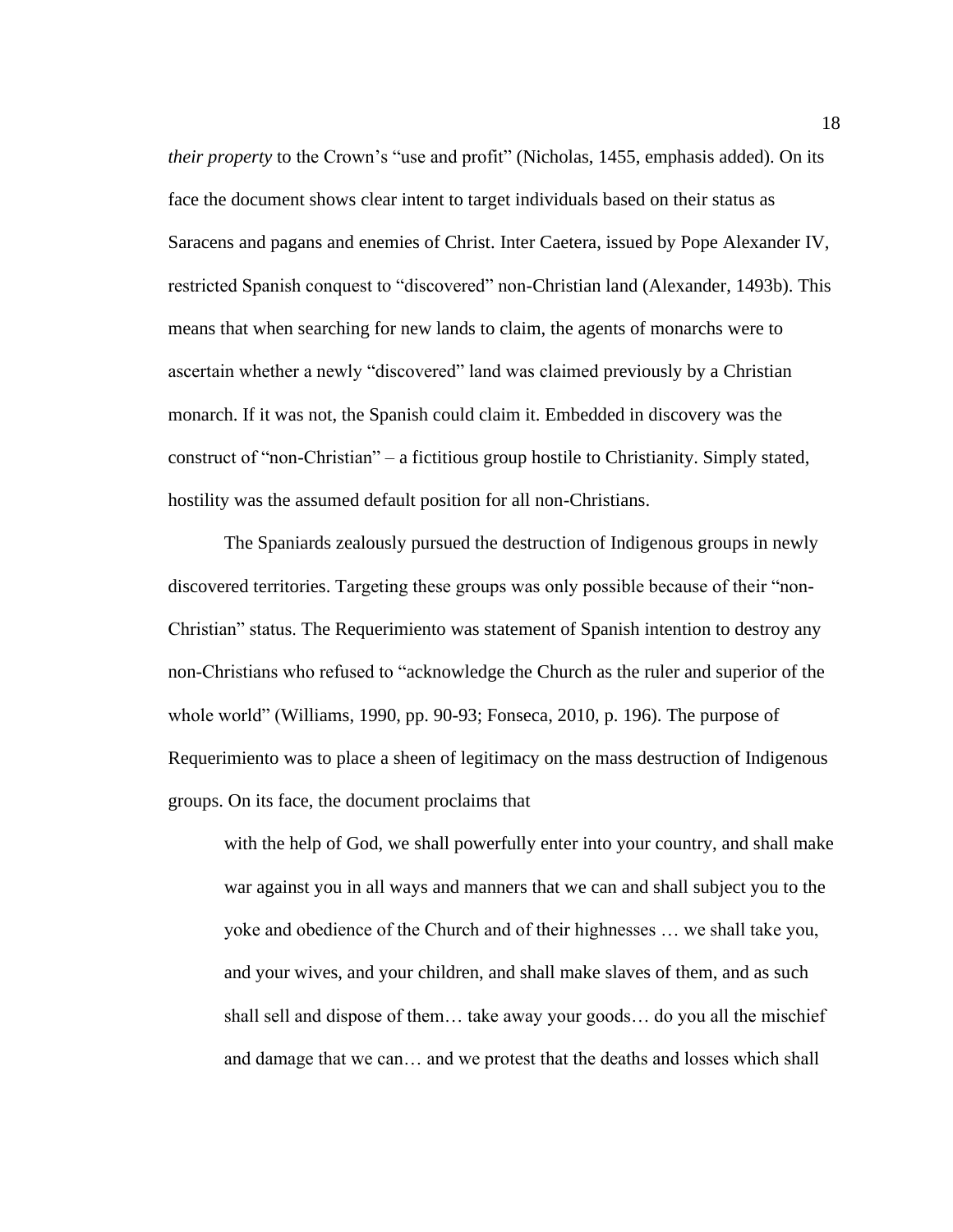*their property* to the Crown's "use and profit" (Nicholas, 1455, emphasis added). On its face the document shows clear intent to target individuals based on their status as Saracens and pagans and enemies of Christ. Inter Caetera, issued by Pope Alexander IV, restricted Spanish conquest to "discovered" non-Christian land (Alexander, 1493b). This means that when searching for new lands to claim, the agents of monarchs were to ascertain whether a newly "discovered" land was claimed previously by a Christian monarch. If it was not, the Spanish could claim it. Embedded in discovery was the construct of "non-Christian" – a fictitious group hostile to Christianity. Simply stated, hostility was the assumed default position for all non-Christians.

The Spaniards zealously pursued the destruction of Indigenous groups in newly discovered territories. Targeting these groups was only possible because of their "non-Christian" status. The Requerimiento was statement of Spanish intention to destroy any non-Christians who refused to "acknowledge the Church as the ruler and superior of the whole world" (Williams, 1990, pp. 90-93; Fonseca, 2010, p. 196). The purpose of Requerimiento was to place a sheen of legitimacy on the mass destruction of Indigenous groups. On its face, the document proclaims that

> with the help of God, we shall powerfully enter into your country, and shall make war against you in all ways and manners that we can and shall subject you to the yoke and obedience of the Church and of their highnesses … we shall take you, and your wives, and your children, and shall make slaves of them, and as such shall sell and dispose of them… take away your goods… do you all the mischief and damage that we can… and we protest that the deaths and losses which shall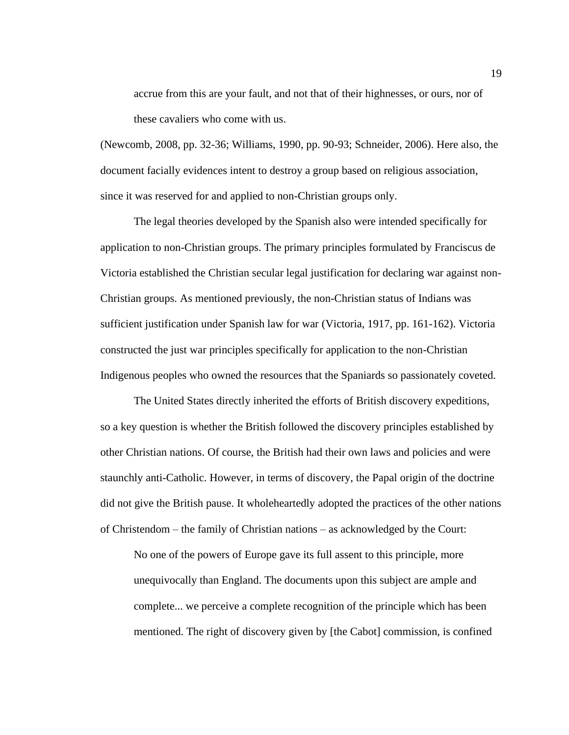> accrue from this are your fault, and not that of their highnesses, or ours, nor of these cavaliers who come with us.

(Newcomb, 2008, pp. 32-36; Williams, 1990, pp. 90-93; Schneider, 2006). Here also, the document facially evidences intent to destroy a group based on religious association, since it was reserved for and applied to non-Christian groups only.

The legal theories developed by the Spanish also were intended specifically for application to non-Christian groups. The primary principles formulated by Franciscus de Victoria established the Christian secular legal justification for declaring war against non-Christian groups. As mentioned previously, the non-Christian status of Indians was sufficient justification under Spanish law for war (Victoria, 1917, pp. 161-162). Victoria constructed the just war principles specifically for application to the non-Christian Indigenous peoples who owned the resources that the Spaniards so passionately coveted.

The United States directly inherited the efforts of British discovery expeditions, so a key question is whether the British followed the discovery principles established by other Christian nations. Of course, the British had their own laws and policies and were staunchly anti-Catholic. However, in terms of discovery, the Papal origin of the doctrine did not give the British pause. It wholeheartedly adopted the practices of the other nations of Christendom – the family of Christian nations – as acknowledged by the Court:

> No one of the powers of Europe gave its full assent to this principle, more unequivocally than England. The documents upon this subject are ample and complete... we perceive a complete recognition of the principle which has been mentioned. The right of discovery given by [the Cabot] commission, is confined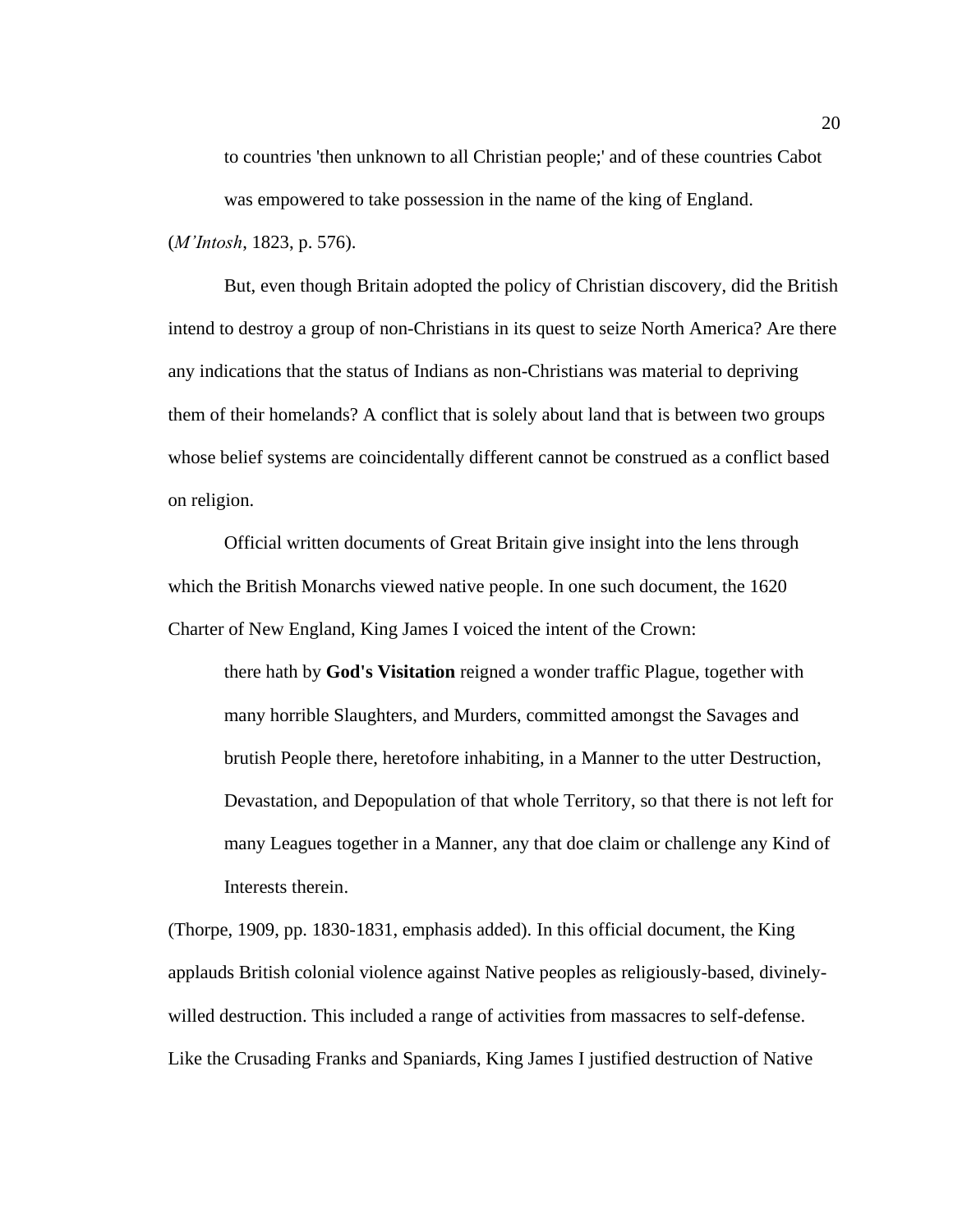> to countries 'then unknown to all Christian people;' and of these countries Cabot was empowered to take possession in the name of the king of England.

(*M'Intosh*, 1823, p. 576).

But, even though Britain adopted the policy of Christian discovery, did the British intend to destroy a group of non-Christians in its quest to seize North America? Are there any indications that the status of Indians as non-Christians was material to depriving them of their homelands? A conflict that is solely about land that is between two groups whose belief systems are coincidentally different cannot be construed as a conflict based on religion.

Official written documents of Great Britain give insight into the lens through which the British Monarchs viewed native people. In one such document, the 1620 Charter of New England, King James I voiced the intent of the Crown:

> there hath by **God's Visitation** reigned a wonder traffic Plague, together with many horrible Slaughters, and Murders, committed amongst the Savages and brutish People there, heretofore inhabiting, in a Manner to the utter Destruction, Devastation, and Depopulation of that whole Territory, so that there is not left for many Leagues together in a Manner, any that doe claim or challenge any Kind of Interests therein.

(Thorpe, 1909, pp. 1830-1831, emphasis added). In this official document, the King applauds British colonial violence against Native peoples as religiously-based, divinely-willed destruction. This included a range of activities from massacres to self-defense. Like the Crusading Franks and Spaniards, King James I justified destruction of Native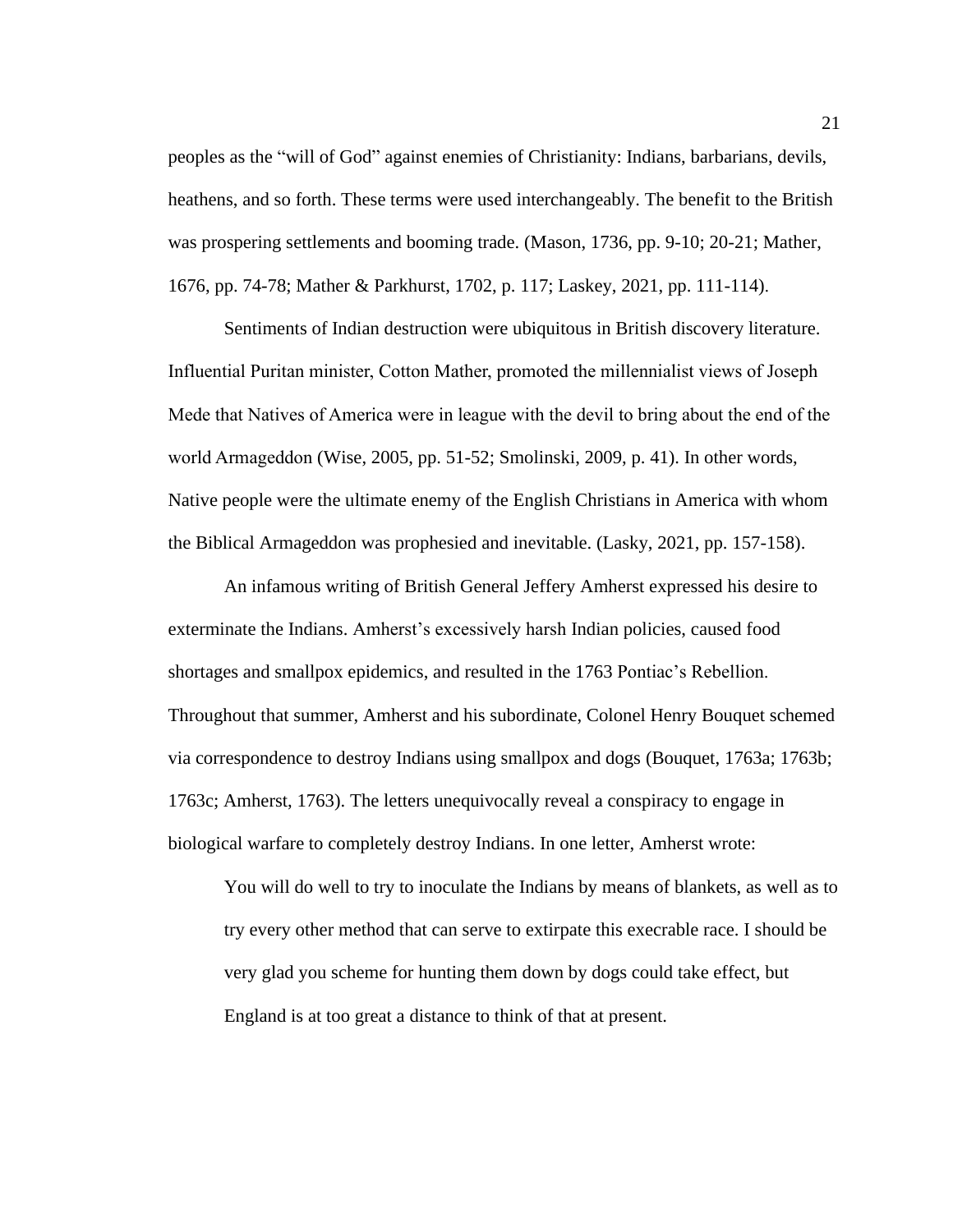peoples as the "will of God" against enemies of Christianity: Indians, barbarians, devils, heathens, and so forth. These terms were used interchangeably. The benefit to the British was prospering settlements and booming trade. (Mason, 1736, pp. 9-10; 20-21; Mather, 1676, pp. 74-78; Mather & Parkhurst, 1702, p. 117; Laskey, 2021, pp. 111-114).

Sentiments of Indian destruction were ubiquitous in British discovery literature. Influential Puritan minister, Cotton Mather, promoted the millennialist views of Joseph Mede that Natives of America were in league with the devil to bring about the end of the world Armageddon (Wise, 2005, pp. 51-52; Smolinski, 2009, p. 41). In other words, Native people were the ultimate enemy of the English Christians in America with whom the Biblical Armageddon was prophesied and inevitable. (Lasky, 2021, pp. 157-158).

An infamous writing of British General Jeffery Amherst expressed his desire to exterminate the Indians. Amherst's excessively harsh Indian policies, caused food shortages and smallpox epidemics, and resulted in the 1763 Pontiac's Rebellion. Throughout that summer, Amherst and his subordinate, Colonel Henry Bouquet schemed via correspondence to destroy Indians using smallpox and dogs (Bouquet, 1763a; 1763b; 1763c; Amherst, 1763). The letters unequivocally reveal a conspiracy to engage in biological warfare to completely destroy Indians. In one letter, Amherst wrote:

> You will do well to try to inoculate the Indians by means of blankets, as well as to try every other method that can serve to extirpate this execrable race. I should be very glad you scheme for hunting them down by dogs could take effect, but England is at too great a distance to think of that at present.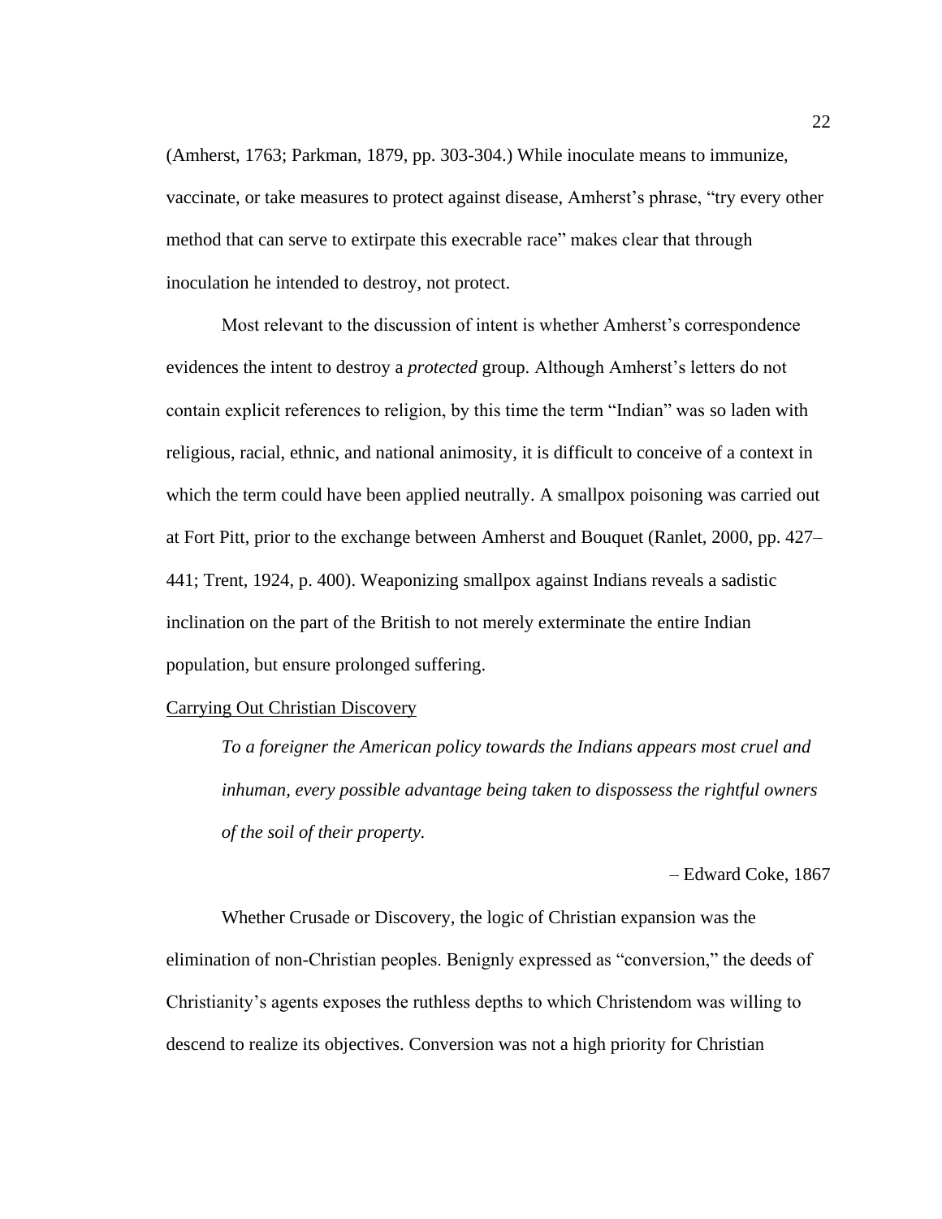(Amherst, 1763; Parkman, 1879, pp. 303-304.) While inoculate means to immunize, vaccinate, or take measures to protect against disease, Amherst's phrase, "try every other method that can serve to extirpate this execrable race" makes clear that through inoculation he intended to destroy, not protect.

Most relevant to the discussion of intent is whether Amherst's correspondence evidences the intent to destroy a *protected* group. Although Amherst's letters do not contain explicit references to religion, by this time the term "Indian" was so laden with religious, racial, ethnic, and national animosity, it is difficult to conceive of a context in which the term could have been applied neutrally. A smallpox poisoning was carried out at Fort Pitt, prior to the exchange between Amherst and Bouquet (Ranlet, 2000, pp. 427–441; Trent, 1924, p. 400). Weaponizing smallpox against Indians reveals a sadistic inclination on the part of the British to not merely exterminate the entire Indian population, but ensure prolonged suffering.

## Carrying Out Christian Discovery

> *To a foreigner the American policy towards the Indians appears most cruel and inhuman, every possible advantage being taken to dispossess the rightful owners of the soil of their property.*
>
> – Edward Coke, 1867

Whether Crusade or Discovery, the logic of Christian expansion was the elimination of non-Christian peoples. Benignly expressed as "conversion," the deeds of Christianity's agents exposes the ruthless depths to which Christendom was willing to descend to realize its objectives. Conversion was not a high priority for Christian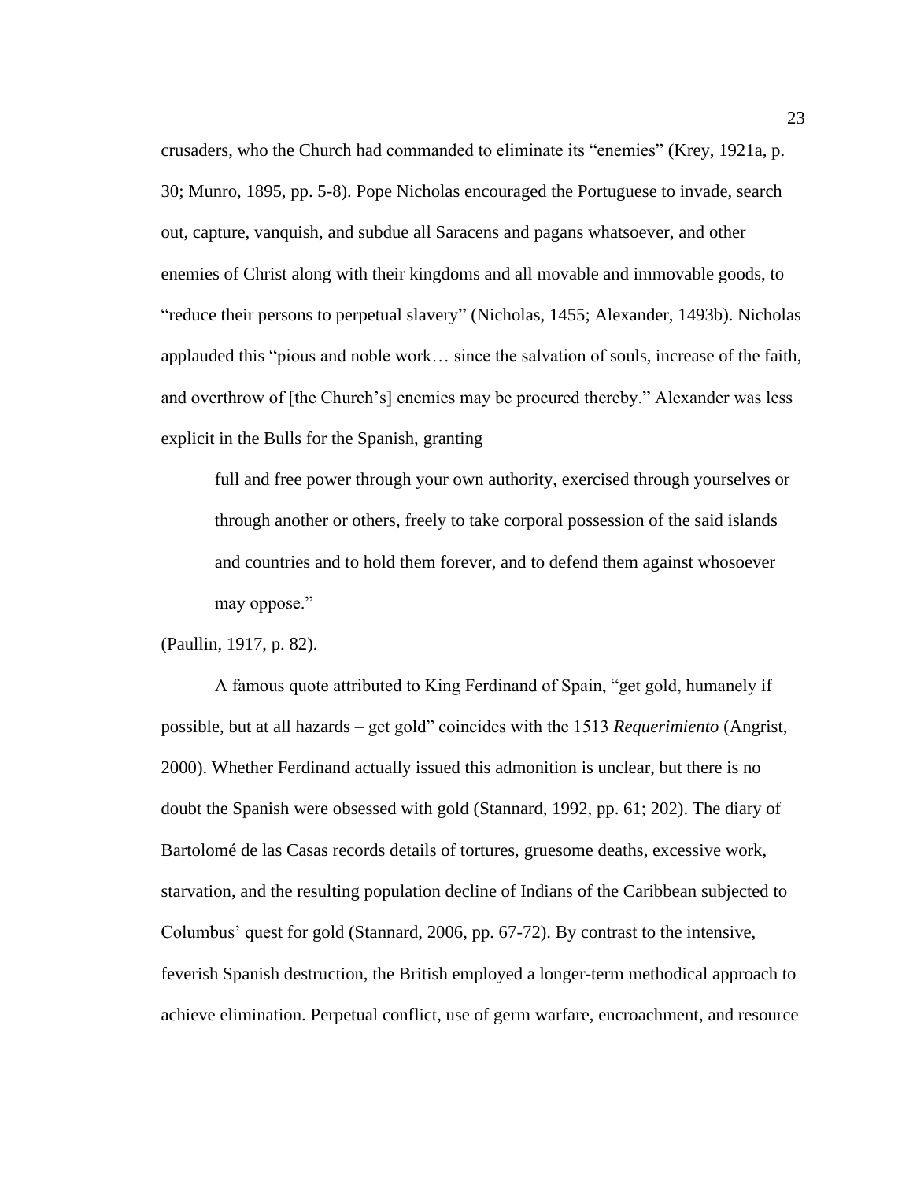crusaders, who the Church had commanded to eliminate its "enemies" (Krey, 1921a, p. 30; Munro, 1895, pp. 5-8). Pope Nicholas encouraged the Portuguese to invade, search out, capture, vanquish, and subdue all Saracens and pagans whatsoever, and other enemies of Christ along with their kingdoms and all movable and immovable goods, to "reduce their persons to perpetual slavery" (Nicholas, 1455; Alexander, 1493b). Nicholas applauded this "pious and noble work… since the salvation of souls, increase of the faith, and overthrow of [the Church's] enemies may be procured thereby." Alexander was less explicit in the Bulls for the Spanish, granting

> full and free power through your own authority, exercised through yourselves or through another or others, freely to take corporal possession of the said islands and countries and to hold them forever, and to defend them against whosoever may oppose."

(Paullin, 1917, p. 82).

A famous quote attributed to King Ferdinand of Spain, "get gold, humanely if possible, but at all hazards – get gold" coincides with the 1513 *Requerimiento* (Angrist, 2000). Whether Ferdinand actually issued this admonition is unclear, but there is no doubt the Spanish were obsessed with gold (Stannard, 1992, pp. 61; 202). The diary of Bartolomé de las Casas records details of tortures, gruesome deaths, excessive work, starvation, and the resulting population decline of Indians of the Caribbean subjected to Columbus' quest for gold (Stannard, 2006, pp. 67-72). By contrast to the intensive, feverish Spanish destruction, the British employed a longer-term methodical approach to achieve elimination. Perpetual conflict, use of germ warfare, encroachment, and resource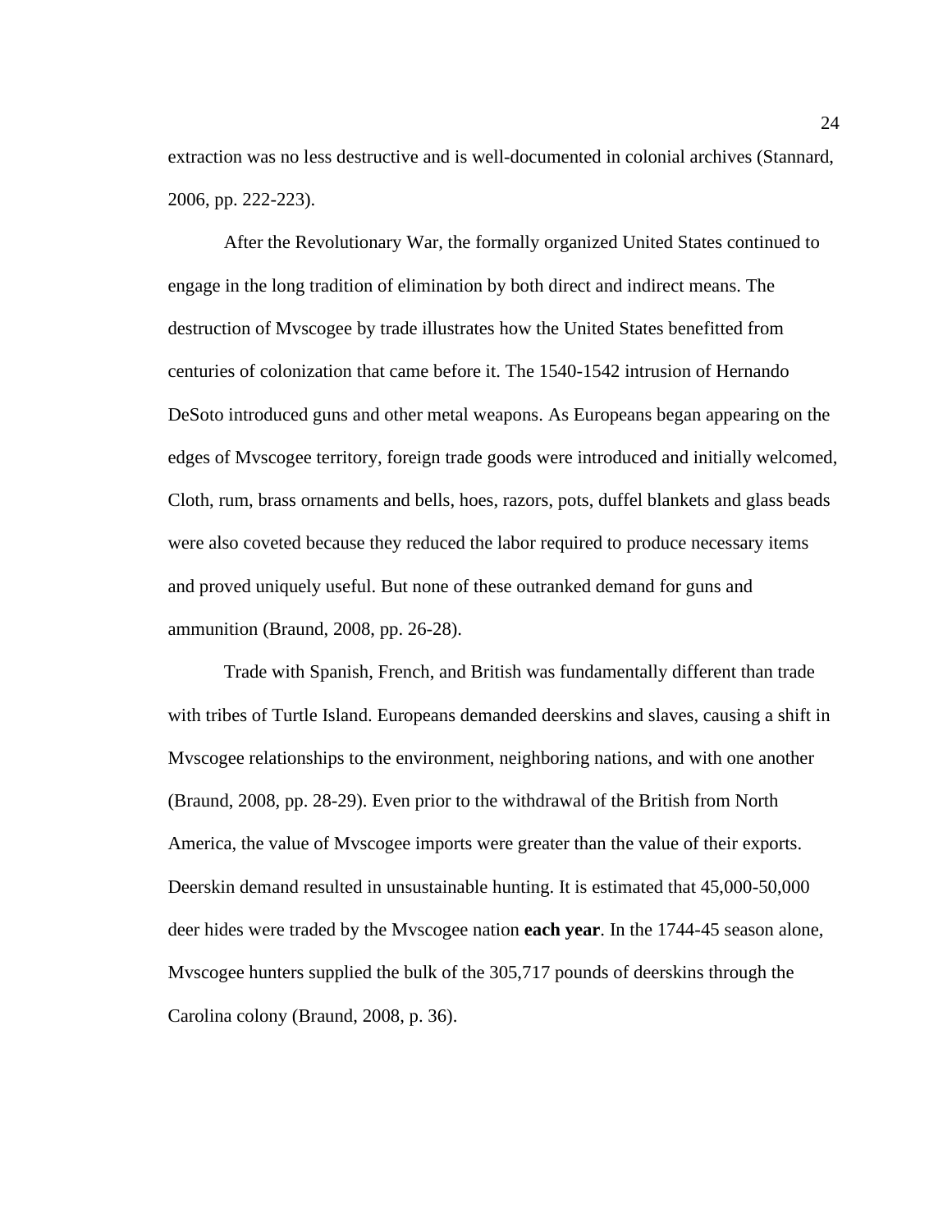extraction was no less destructive and is well-documented in colonial archives (Stannard, 2006, pp. 222-223).

After the Revolutionary War, the formally organized United States continued to engage in the long tradition of elimination by both direct and indirect means. The destruction of Mvscogee by trade illustrates how the United States benefitted from centuries of colonization that came before it. The 1540-1542 intrusion of Hernando DeSoto introduced guns and other metal weapons. As Europeans began appearing on the edges of Mvscogee territory, foreign trade goods were introduced and initially welcomed, Cloth, rum, brass ornaments and bells, hoes, razors, pots, duffel blankets and glass beads were also coveted because they reduced the labor required to produce necessary items and proved uniquely useful. But none of these outranked demand for guns and ammunition (Braund, 2008, pp. 26-28).

Trade with Spanish, French, and British was fundamentally different than trade with tribes of Turtle Island. Europeans demanded deerskins and slaves, causing a shift in Mvscogee relationships to the environment, neighboring nations, and with one another (Braund, 2008, pp. 28-29). Even prior to the withdrawal of the British from North America, the value of Mvscogee imports were greater than the value of their exports. Deerskin demand resulted in unsustainable hunting. It is estimated that 45,000-50,000 deer hides were traded by the Mvscogee nation **each year**. In the 1744-45 season alone, Mvscogee hunters supplied the bulk of the 305,717 pounds of deerskins through the Carolina colony (Braund, 2008, p. 36).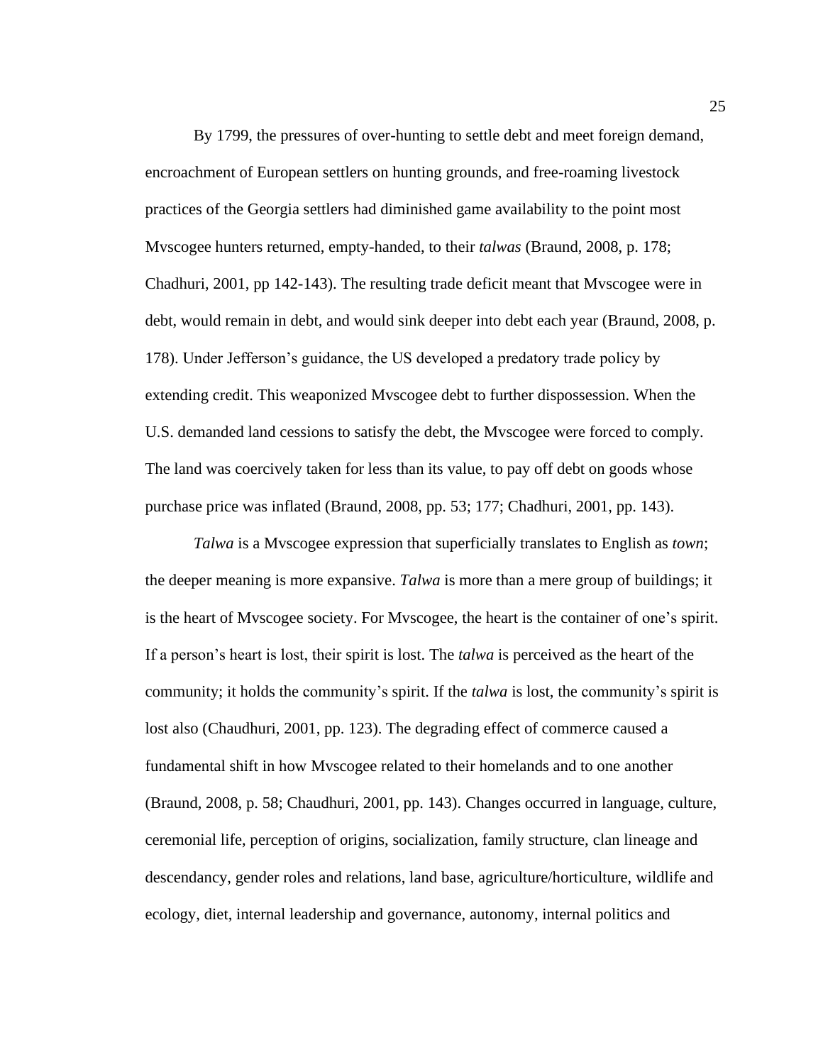By 1799, the pressures of over-hunting to settle debt and meet foreign demand, encroachment of European settlers on hunting grounds, and free-roaming livestock practices of the Georgia settlers had diminished game availability to the point most Mvscogee hunters returned, empty-handed, to their *talwas* (Braund, 2008, p. 178; Chadhuri, 2001, pp 142-143). The resulting trade deficit meant that Mvscogee were in debt, would remain in debt, and would sink deeper into debt each year (Braund, 2008, p. 178). Under Jefferson's guidance, the US developed a predatory trade policy by extending credit. This weaponized Mvscogee debt to further dispossession. When the U.S. demanded land cessions to satisfy the debt, the Mvscogee were forced to comply. The land was coercively taken for less than its value, to pay off debt on goods whose purchase price was inflated (Braund, 2008, pp. 53; 177; Chadhuri, 2001, pp. 143).

*Talwa* is a Mvscogee expression that superficially translates to English as *town*; the deeper meaning is more expansive. *Talwa* is more than a mere group of buildings; it is the heart of Mvscogee society. For Mvscogee, the heart is the container of one's spirit. If a person's heart is lost, their spirit is lost. The *talwa* is perceived as the heart of the community; it holds the community's spirit. If the *talwa* is lost, the community's spirit is lost also (Chaudhuri, 2001, pp. 123). The degrading effect of commerce caused a fundamental shift in how Mvscogee related to their homelands and to one another (Braund, 2008, p. 58; Chaudhuri, 2001, pp. 143). Changes occurred in language, culture, ceremonial life, perception of origins, socialization, family structure, clan lineage and descendancy, gender roles and relations, land base, agriculture/horticulture, wildlife and ecology, diet, internal leadership and governance, autonomy, internal politics and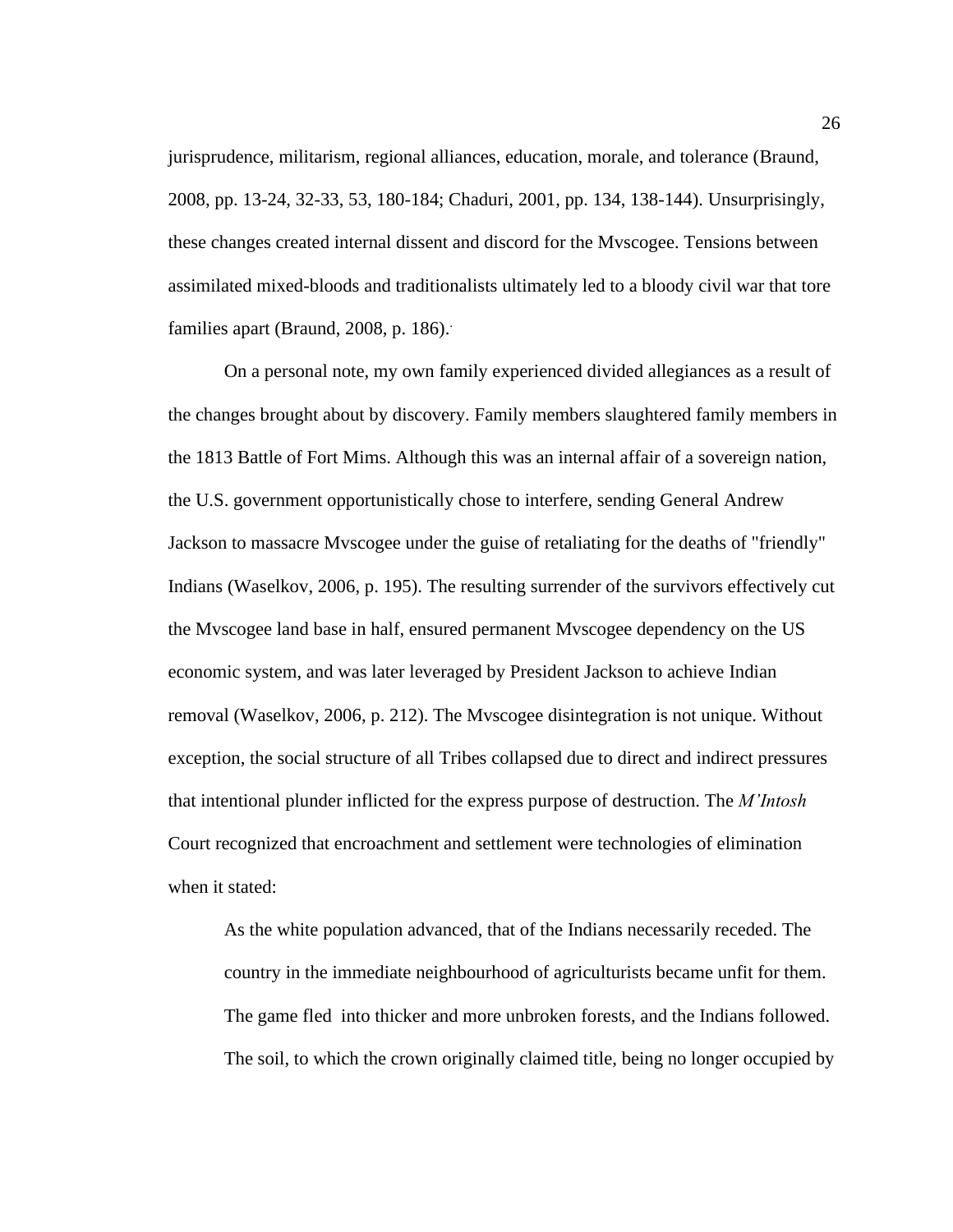jurisprudence, militarism, regional alliances, education, morale, and tolerance (Braund, 2008, pp. 13-24, 32-33, 53, 180-184; Chaduri, 2001, pp. 134, 138-144). Unsurprisingly, these changes created internal dissent and discord for the Mvscogee. Tensions between assimilated mixed-bloods and traditionalists ultimately led to a bloody civil war that tore families apart (Braund, 2008, p. 186).

On a personal note, my own family experienced divided allegiances as a result of the changes brought about by discovery. Family members slaughtered family members in the 1813 Battle of Fort Mims. Although this was an internal affair of a sovereign nation, the U.S. government opportunistically chose to interfere, sending General Andrew Jackson to massacre Mvscogee under the guise of retaliating for the deaths of "friendly" Indians (Waselkov, 2006, p. 195). The resulting surrender of the survivors effectively cut the Mvscogee land base in half, ensured permanent Mvscogee dependency on the US economic system, and was later leveraged by President Jackson to achieve Indian removal (Waselkov, 2006, p. 212). The Mvscogee disintegration is not unique. Without exception, the social structure of all Tribes collapsed due to direct and indirect pressures that intentional plunder inflicted for the express purpose of destruction. The *M'Intosh* Court recognized that encroachment and settlement were technologies of elimination when it stated:

> As the white population advanced, that of the Indians necessarily receded. The country in the immediate neighbourhood of agriculturists became unfit for them. The game fled into thicker and more unbroken forests, and the Indians followed. The soil, to which the crown originally claimed title, being no longer occupied by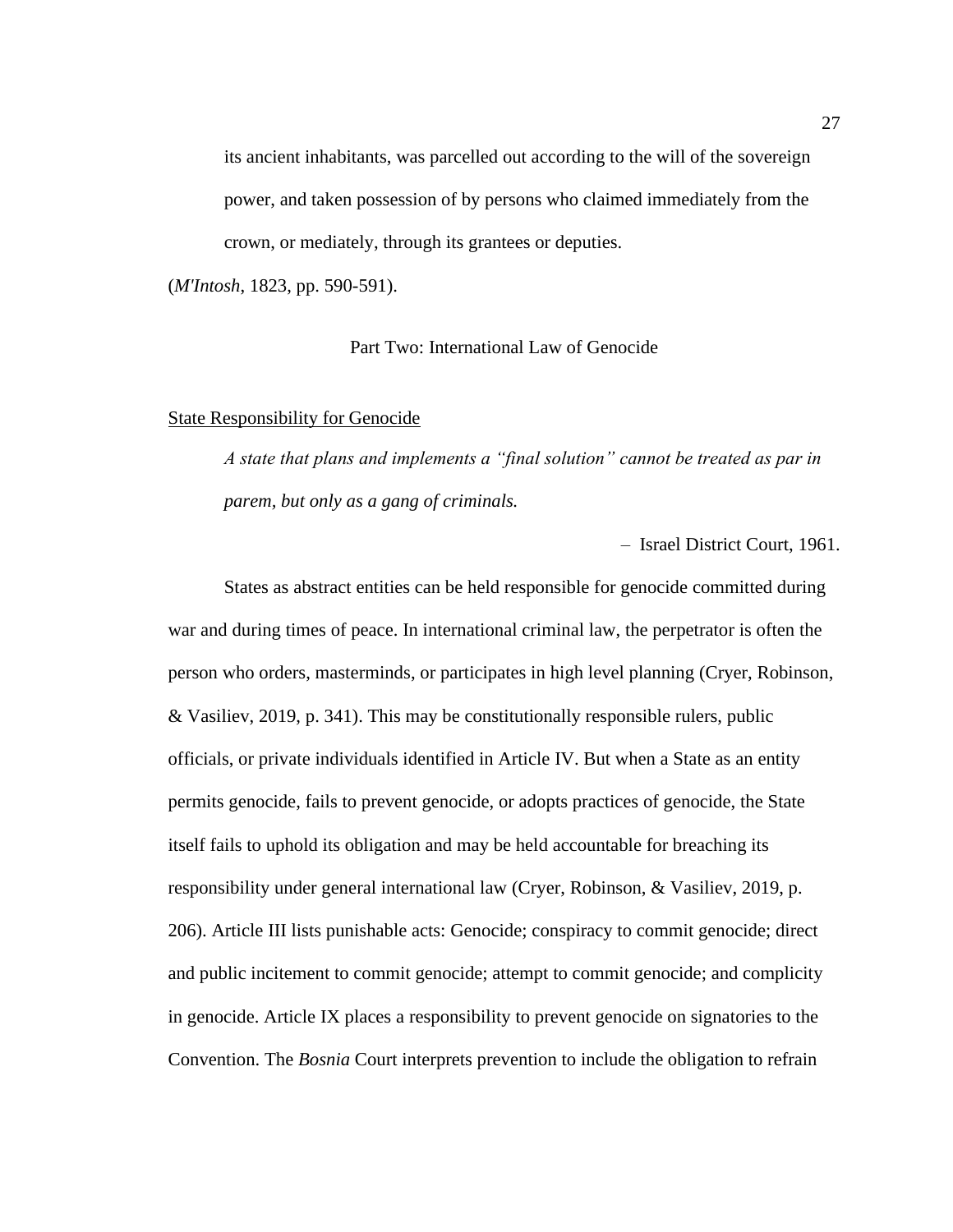> its ancient inhabitants, was parcelled out according to the will of the sovereign power, and taken possession of by persons who claimed immediately from the crown, or mediately, through its grantees or deputies.

(*M'Intosh*, 1823, pp. 590-591).

## Part Two: International Law of Genocide

### State Responsibility for Genocide

> *A state that plans and implements a "final solution" cannot be treated as par in parem, but only as a gang of criminals.*
>
> – Israel District Court, 1961.

States as abstract entities can be held responsible for genocide committed during war and during times of peace. In international criminal law, the perpetrator is often the person who orders, masterminds, or participates in high level planning (Cryer, Robinson, & Vasiliev, 2019, p. 341). This may be constitutionally responsible rulers, public officials, or private individuals identified in Article IV. But when a State as an entity permits genocide, fails to prevent genocide, or adopts practices of genocide, the State itself fails to uphold its obligation and may be held accountable for breaching its responsibility under general international law (Cryer, Robinson, & Vasiliev, 2019, p. 206). Article III lists punishable acts: Genocide; conspiracy to commit genocide; direct and public incitement to commit genocide; attempt to commit genocide; and complicity in genocide. Article IX places a responsibility to prevent genocide on signatories to the Convention. The *Bosnia* Court interprets prevention to include the obligation to refrain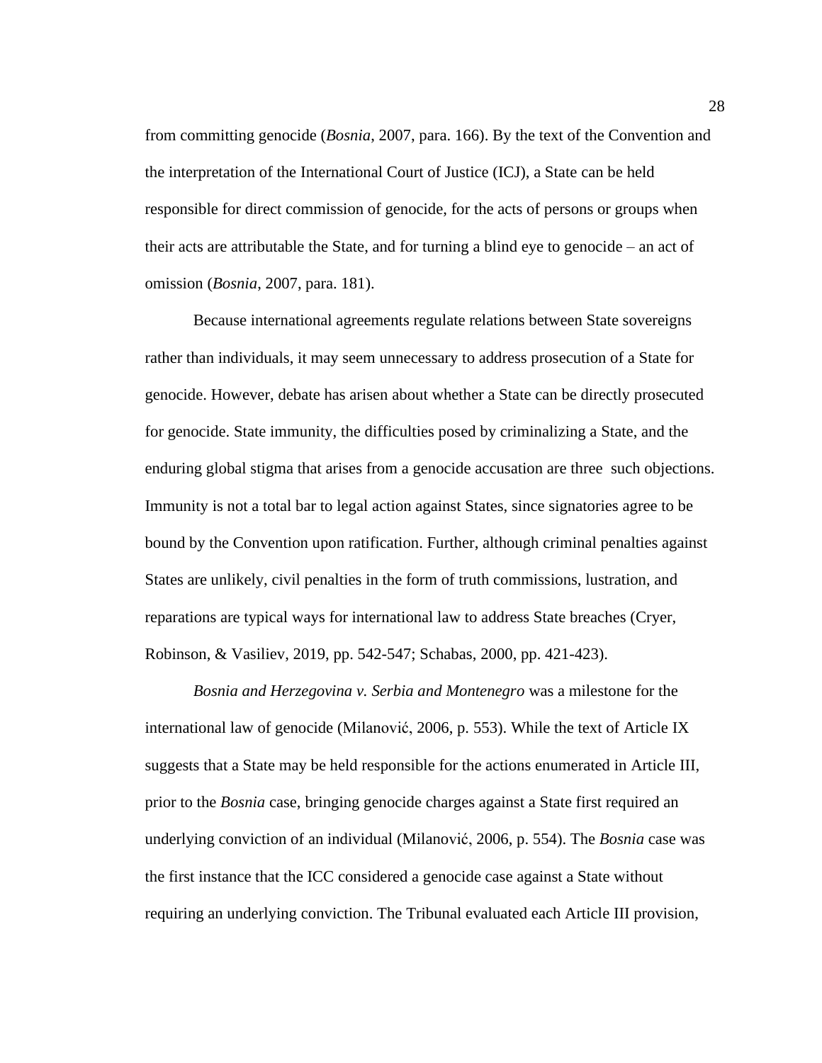from committing genocide (*Bosnia*, 2007, para. 166). By the text of the Convention and the interpretation of the International Court of Justice (ICJ), a State can be held responsible for direct commission of genocide, for the acts of persons or groups when their acts are attributable the State, and for turning a blind eye to genocide – an act of omission (*Bosnia*, 2007, para. 181).

Because international agreements regulate relations between State sovereigns rather than individuals, it may seem unnecessary to address prosecution of a State for genocide. However, debate has arisen about whether a State can be directly prosecuted for genocide. State immunity, the difficulties posed by criminalizing a State, and the enduring global stigma that arises from a genocide accusation are three such objections. Immunity is not a total bar to legal action against States, since signatories agree to be bound by the Convention upon ratification. Further, although criminal penalties against States are unlikely, civil penalties in the form of truth commissions, lustration, and reparations are typical ways for international law to address State breaches (Cryer, Robinson, & Vasiliev, 2019, pp. 542-547; Schabas, 2000, pp. 421-423).

*Bosnia and Herzegovina v. Serbia and Montenegro* was a milestone for the international law of genocide (Milanović, 2006, p. 553). While the text of Article IX suggests that a State may be held responsible for the actions enumerated in Article III, prior to the *Bosnia* case, bringing genocide charges against a State first required an underlying conviction of an individual (Milanović, 2006, p. 554). The *Bosnia* case was the first instance that the ICC considered a genocide case against a State without requiring an underlying conviction. The Tribunal evaluated each Article III provision,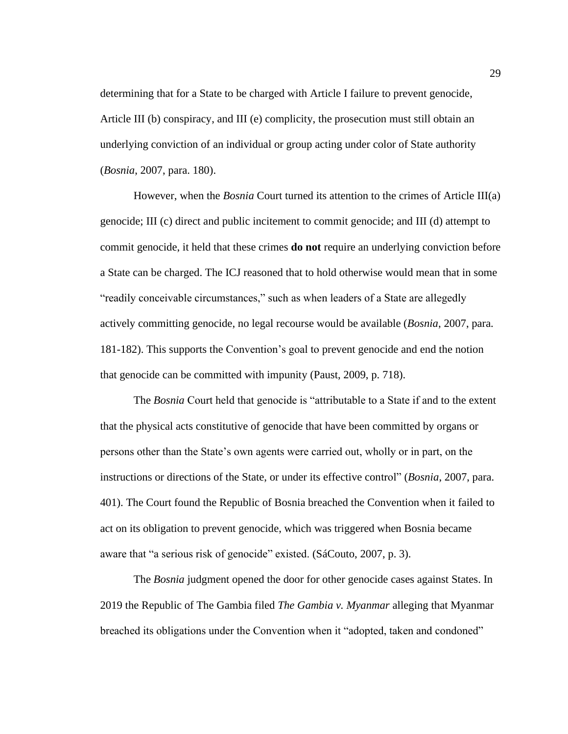determining that for a State to be charged with Article I failure to prevent genocide, Article III (b) conspiracy, and III (e) complicity, the prosecution must still obtain an underlying conviction of an individual or group acting under color of State authority (*Bosnia*, 2007, para. 180).

However, when the *Bosnia* Court turned its attention to the crimes of Article III(a) genocide; III (c) direct and public incitement to commit genocide; and III (d) attempt to commit genocide, it held that these crimes **do not** require an underlying conviction before a State can be charged. The ICJ reasoned that to hold otherwise would mean that in some "readily conceivable circumstances," such as when leaders of a State are allegedly actively committing genocide, no legal recourse would be available (*Bosnia*, 2007, para. 181-182). This supports the Convention's goal to prevent genocide and end the notion that genocide can be committed with impunity (Paust, 2009, p. 718).

The *Bosnia* Court held that genocide is "attributable to a State if and to the extent that the physical acts constitutive of genocide that have been committed by organs or persons other than the State's own agents were carried out, wholly or in part, on the instructions or directions of the State, or under its effective control" (*Bosnia*, 2007, para. 401). The Court found the Republic of Bosnia breached the Convention when it failed to act on its obligation to prevent genocide, which was triggered when Bosnia became aware that "a serious risk of genocide" existed. (SáCouto, 2007, p. 3).

The *Bosnia* judgment opened the door for other genocide cases against States. In 2019 the Republic of The Gambia filed *The Gambia v. Myanmar* alleging that Myanmar breached its obligations under the Convention when it "adopted, taken and condoned"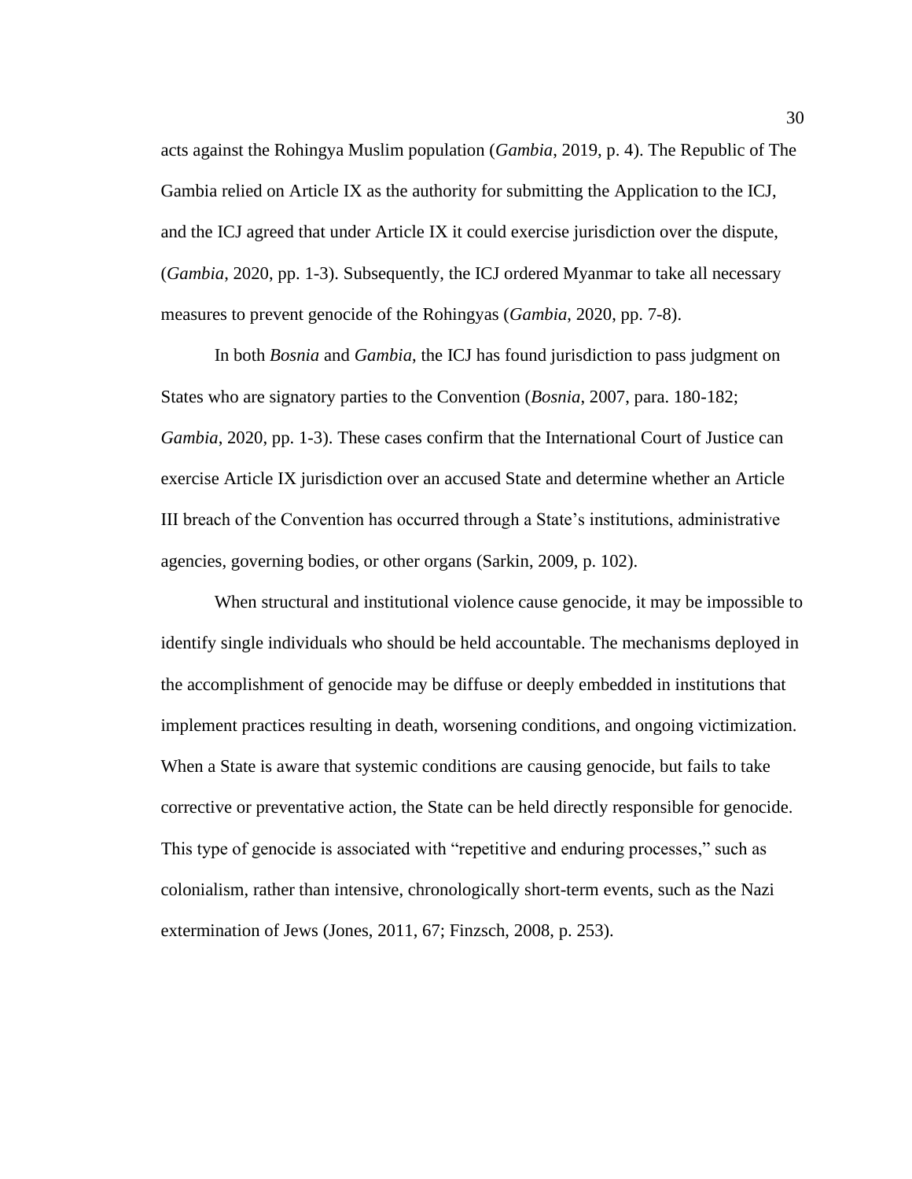acts against the Rohingya Muslim population (*Gambia*, 2019, p. 4). The Republic of The Gambia relied on Article IX as the authority for submitting the Application to the ICJ, and the ICJ agreed that under Article IX it could exercise jurisdiction over the dispute, (*Gambia*, 2020, pp. 1-3). Subsequently, the ICJ ordered Myanmar to take all necessary measures to prevent genocide of the Rohingyas (*Gambia*, 2020, pp. 7-8).

In both *Bosnia* and *Gambia*, the ICJ has found jurisdiction to pass judgment on States who are signatory parties to the Convention (*Bosnia*, 2007, para. 180-182; *Gambia*, 2020, pp. 1-3). These cases confirm that the International Court of Justice can exercise Article IX jurisdiction over an accused State and determine whether an Article III breach of the Convention has occurred through a State's institutions, administrative agencies, governing bodies, or other organs (Sarkin, 2009, p. 102).

When structural and institutional violence cause genocide, it may be impossible to identify single individuals who should be held accountable. The mechanisms deployed in the accomplishment of genocide may be diffuse or deeply embedded in institutions that implement practices resulting in death, worsening conditions, and ongoing victimization. When a State is aware that systemic conditions are causing genocide, but fails to take corrective or preventative action, the State can be held directly responsible for genocide. This type of genocide is associated with "repetitive and enduring processes," such as colonialism, rather than intensive, chronologically short-term events, such as the Nazi extermination of Jews (Jones, 2011, 67; Finzsch, 2008, p. 253).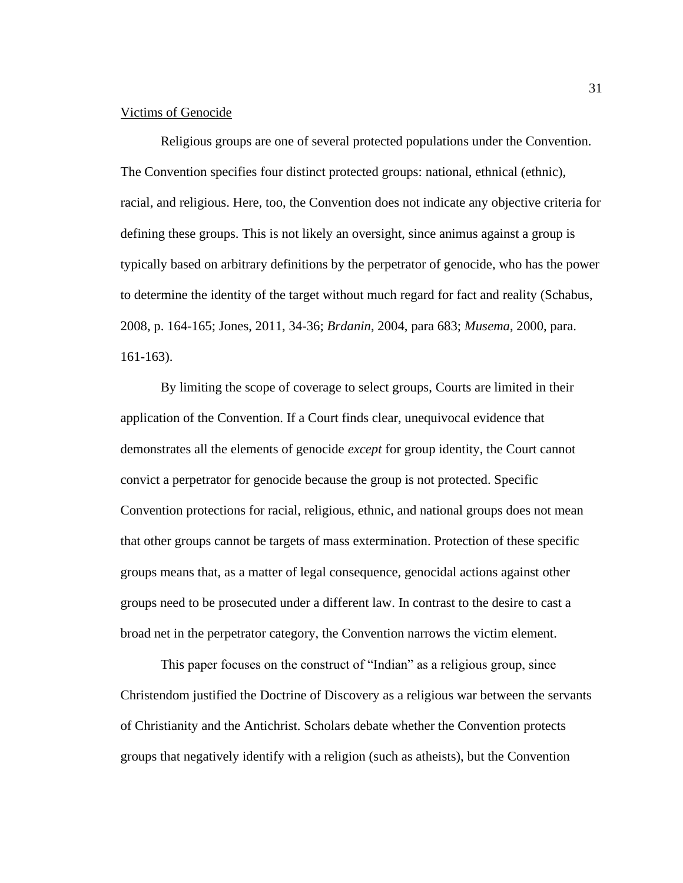Victims of Genocide

Religious groups are one of several protected populations under the Convention. The Convention specifies four distinct protected groups: national, ethnical (ethnic), racial, and religious. Here, too, the Convention does not indicate any objective criteria for defining these groups. This is not likely an oversight, since animus against a group is typically based on arbitrary definitions by the perpetrator of genocide, who has the power to determine the identity of the target without much regard for fact and reality (Schabus, 2008, p. 164-165; Jones, 2011, 34-36; *Brdanin*, 2004, para 683; *Musema*, 2000, para. 161-163).

By limiting the scope of coverage to select groups, Courts are limited in their application of the Convention. If a Court finds clear, unequivocal evidence that demonstrates all the elements of genocide *except* for group identity, the Court cannot convict a perpetrator for genocide because the group is not protected. Specific Convention protections for racial, religious, ethnic, and national groups does not mean that other groups cannot be targets of mass extermination. Protection of these specific groups means that, as a matter of legal consequence, genocidal actions against other groups need to be prosecuted under a different law. In contrast to the desire to cast a broad net in the perpetrator category, the Convention narrows the victim element.

This paper focuses on the construct of "Indian" as a religious group, since Christendom justified the Doctrine of Discovery as a religious war between the servants of Christianity and the Antichrist. Scholars debate whether the Convention protects groups that negatively identify with a religion (such as atheists), but the Convention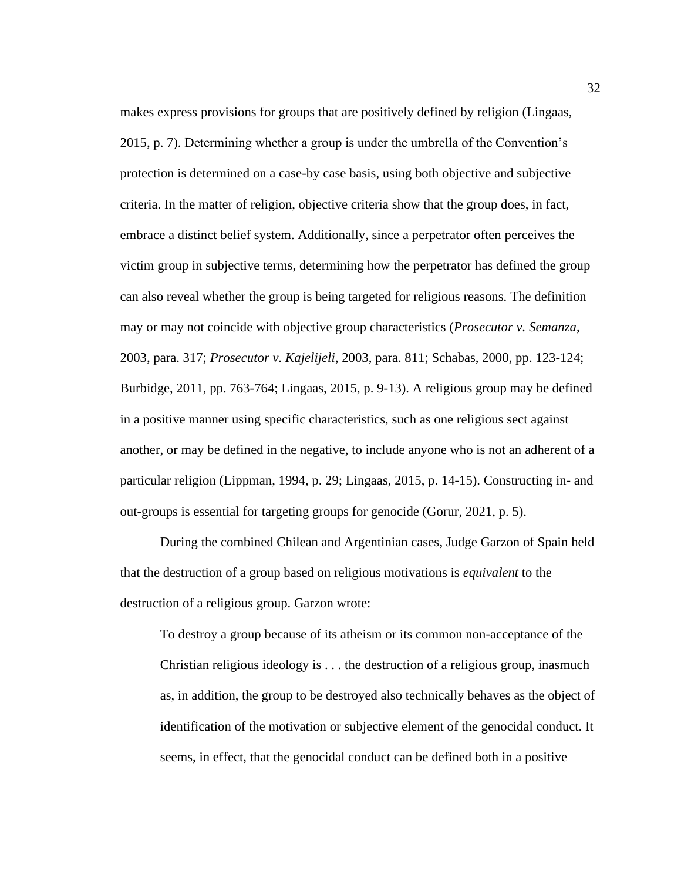makes express provisions for groups that are positively defined by religion (Lingaas, 2015, p. 7). Determining whether a group is under the umbrella of the Convention's protection is determined on a case-by case basis, using both objective and subjective criteria. In the matter of religion, objective criteria show that the group does, in fact, embrace a distinct belief system. Additionally, since a perpetrator often perceives the victim group in subjective terms, determining how the perpetrator has defined the group can also reveal whether the group is being targeted for religious reasons. The definition may or may not coincide with objective group characteristics (*Prosecutor v. Semanza*, 2003, para. 317; *Prosecutor v. Kajelijeli*, 2003, para. 811; Schabas, 2000, pp. 123-124; Burbidge, 2011, pp. 763-764; Lingaas, 2015, p. 9-13). A religious group may be defined in a positive manner using specific characteristics, such as one religious sect against another, or may be defined in the negative, to include anyone who is not an adherent of a particular religion (Lippman, 1994, p. 29; Lingaas, 2015, p. 14-15). Constructing in- and out-groups is essential for targeting groups for genocide (Gorur, 2021, p. 5).

During the combined Chilean and Argentinian cases, Judge Garzon of Spain held that the destruction of a group based on religious motivations is *equivalent* to the destruction of a religious group. Garzon wrote:

> To destroy a group because of its atheism or its common non-acceptance of the Christian religious ideology is . . . the destruction of a religious group, inasmuch as, in addition, the group to be destroyed also technically behaves as the object of identification of the motivation or subjective element of the genocidal conduct. It seems, in effect, that the genocidal conduct can be defined both in a positive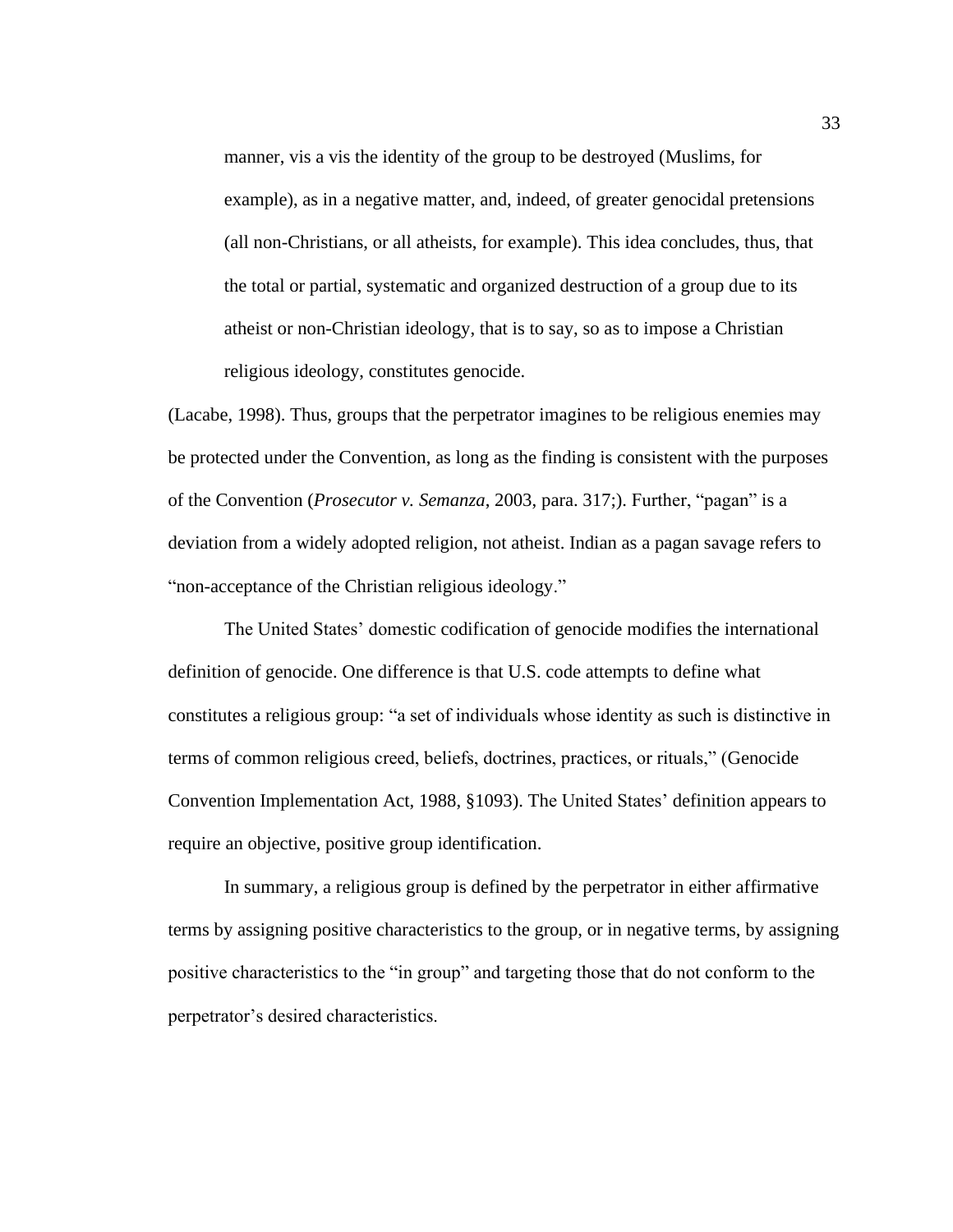> manner, vis a vis the identity of the group to be destroyed (Muslims, for example), as in a negative matter, and, indeed, of greater genocidal pretensions (all non-Christians, or all atheists, for example). This idea concludes, thus, that the total or partial, systematic and organized destruction of a group due to its atheist or non-Christian ideology, that is to say, so as to impose a Christian religious ideology, constitutes genocide.

(Lacabe, 1998). Thus, groups that the perpetrator imagines to be religious enemies may be protected under the Convention, as long as the finding is consistent with the purposes of the Convention (*Prosecutor v. Semanza*, 2003, para. 317;). Further, "pagan" is a deviation from a widely adopted religion, not atheist. Indian as a pagan savage refers to "non-acceptance of the Christian religious ideology."

The United States' domestic codification of genocide modifies the international definition of genocide. One difference is that U.S. code attempts to define what constitutes a religious group: "a set of individuals whose identity as such is distinctive in terms of common religious creed, beliefs, doctrines, practices, or rituals," (Genocide Convention Implementation Act, 1988, §1093). The United States' definition appears to require an objective, positive group identification.

In summary, a religious group is defined by the perpetrator in either affirmative terms by assigning positive characteristics to the group, or in negative terms, by assigning positive characteristics to the "in group" and targeting those that do not conform to the perpetrator's desired characteristics.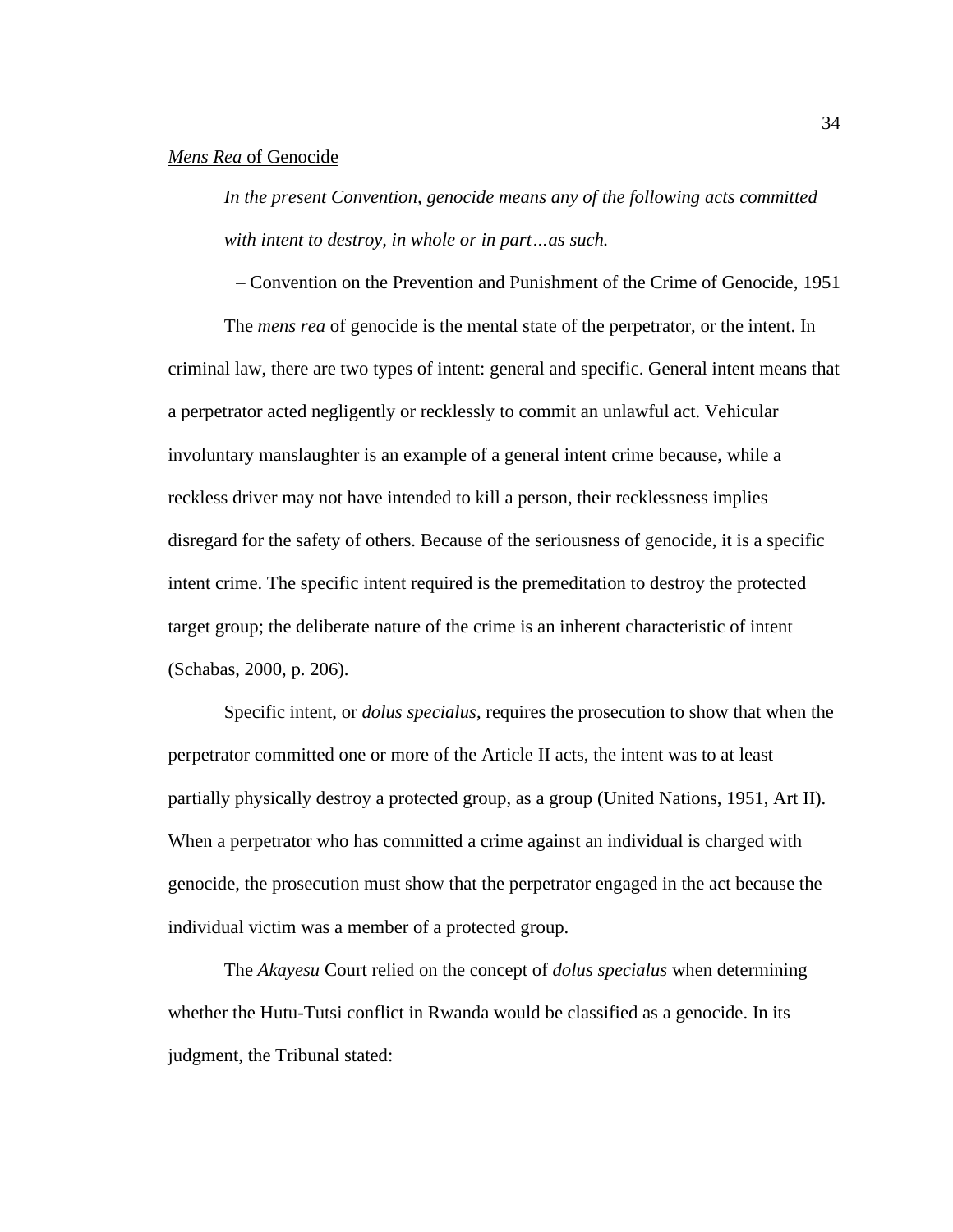*Mens Rea* of Genocide

> *In the present Convention, genocide means any of the following acts committed with intent to destroy, in whole or in part…as such.*
>
> – Convention on the Prevention and Punishment of the Crime of Genocide, 1951

The *mens rea* of genocide is the mental state of the perpetrator, or the intent. In criminal law, there are two types of intent: general and specific. General intent means that a perpetrator acted negligently or recklessly to commit an unlawful act. Vehicular involuntary manslaughter is an example of a general intent crime because, while a reckless driver may not have intended to kill a person, their recklessness implies disregard for the safety of others. Because of the seriousness of genocide, it is a specific intent crime. The specific intent required is the premeditation to destroy the protected target group; the deliberate nature of the crime is an inherent characteristic of intent (Schabas, 2000, p. 206).

Specific intent, or *dolus specialus*, requires the prosecution to show that when the perpetrator committed one or more of the Article II acts, the intent was to at least partially physically destroy a protected group, as a group (United Nations, 1951, Art II). When a perpetrator who has committed a crime against an individual is charged with genocide, the prosecution must show that the perpetrator engaged in the act because the individual victim was a member of a protected group.

The *Akayesu* Court relied on the concept of *dolus specialus* when determining whether the Hutu-Tutsi conflict in Rwanda would be classified as a genocide. In its judgment, the Tribunal stated: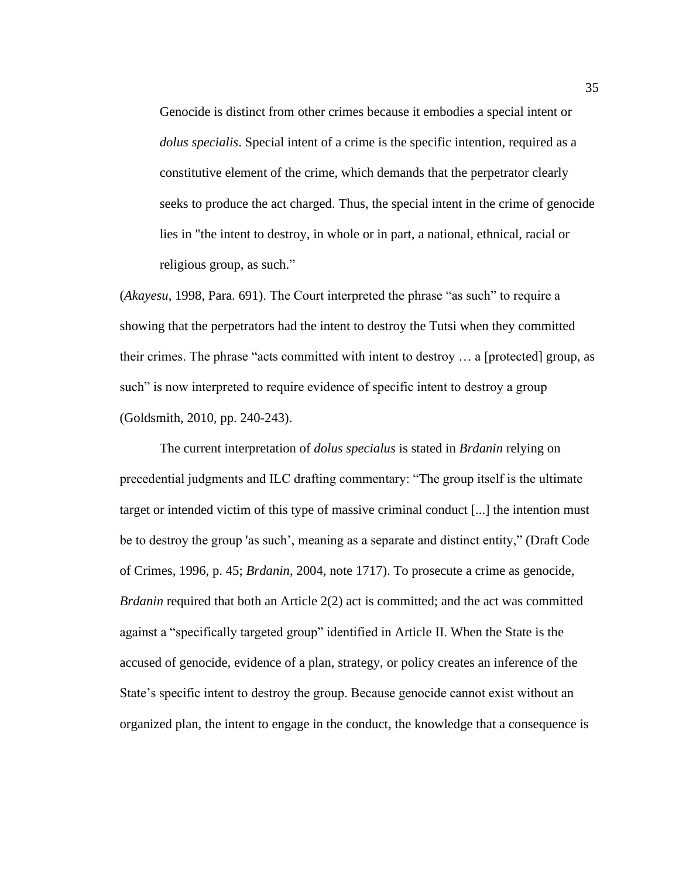> Genocide is distinct from other crimes because it embodies a special intent or *dolus specialis*. Special intent of a crime is the specific intention, required as a constitutive element of the crime, which demands that the perpetrator clearly seeks to produce the act charged. Thus, the special intent in the crime of genocide lies in "the intent to destroy, in whole or in part, a national, ethnical, racial or religious group, as such."

(*Akayesu*, 1998, Para. 691). The Court interpreted the phrase "as such" to require a showing that the perpetrators had the intent to destroy the Tutsi when they committed their crimes. The phrase "acts committed with intent to destroy … a [protected] group, as such" is now interpreted to require evidence of specific intent to destroy a group (Goldsmith, 2010, pp. 240-243).

The current interpretation of *dolus specialus* is stated in *Brdanin* relying on precedential judgments and ILC drafting commentary: "The group itself is the ultimate target or intended victim of this type of massive criminal conduct [...] the intention must be to destroy the group 'as such', meaning as a separate and distinct entity," (Draft Code of Crimes, 1996, p. 45; *Brdanin*, 2004, note 1717). To prosecute a crime as genocide, *Brdanin* required that both an Article 2(2) act is committed; and the act was committed against a "specifically targeted group" identified in Article II. When the State is the accused of genocide, evidence of a plan, strategy, or policy creates an inference of the State's specific intent to destroy the group. Because genocide cannot exist without an organized plan, the intent to engage in the conduct, the knowledge that a consequence is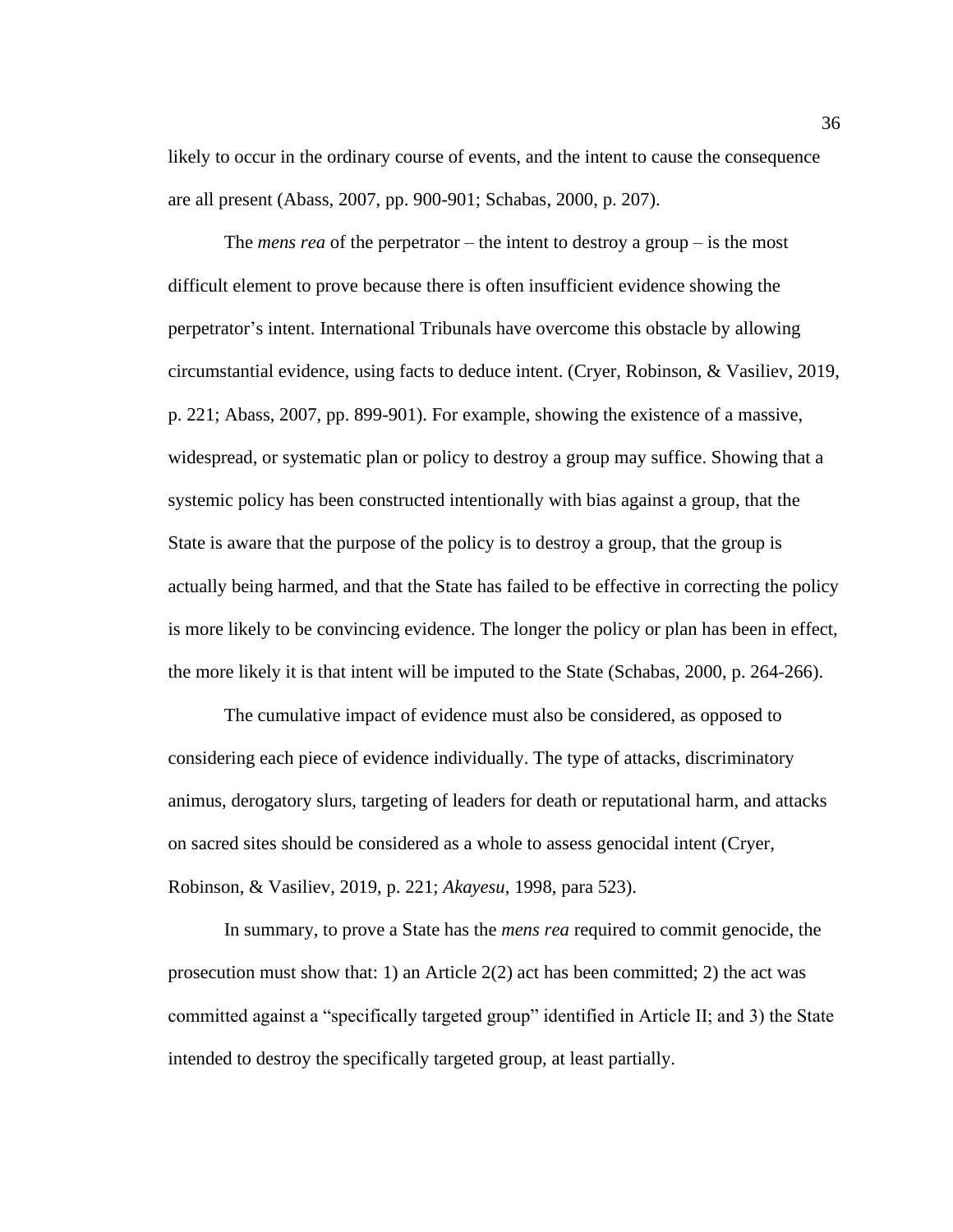likely to occur in the ordinary course of events, and the intent to cause the consequence are all present (Abass, 2007, pp. 900-901; Schabas, 2000, p. 207).

The *mens rea* of the perpetrator – the intent to destroy a group – is the most difficult element to prove because there is often insufficient evidence showing the perpetrator's intent. International Tribunals have overcome this obstacle by allowing circumstantial evidence, using facts to deduce intent. (Cryer, Robinson, & Vasiliev, 2019, p. 221; Abass, 2007, pp. 899-901). For example, showing the existence of a massive, widespread, or systematic plan or policy to destroy a group may suffice. Showing that a systemic policy has been constructed intentionally with bias against a group, that the State is aware that the purpose of the policy is to destroy a group, that the group is actually being harmed, and that the State has failed to be effective in correcting the policy is more likely to be convincing evidence. The longer the policy or plan has been in effect, the more likely it is that intent will be imputed to the State (Schabas, 2000, p. 264-266).

The cumulative impact of evidence must also be considered, as opposed to considering each piece of evidence individually. The type of attacks, discriminatory animus, derogatory slurs, targeting of leaders for death or reputational harm, and attacks on sacred sites should be considered as a whole to assess genocidal intent (Cryer, Robinson, & Vasiliev, 2019, p. 221; *Akayesu*, 1998, para 523).

In summary, to prove a State has the *mens rea* required to commit genocide, the prosecution must show that: 1) an Article 2(2) act has been committed; 2) the act was committed against a "specifically targeted group" identified in Article II; and 3) the State intended to destroy the specifically targeted group, at least partially.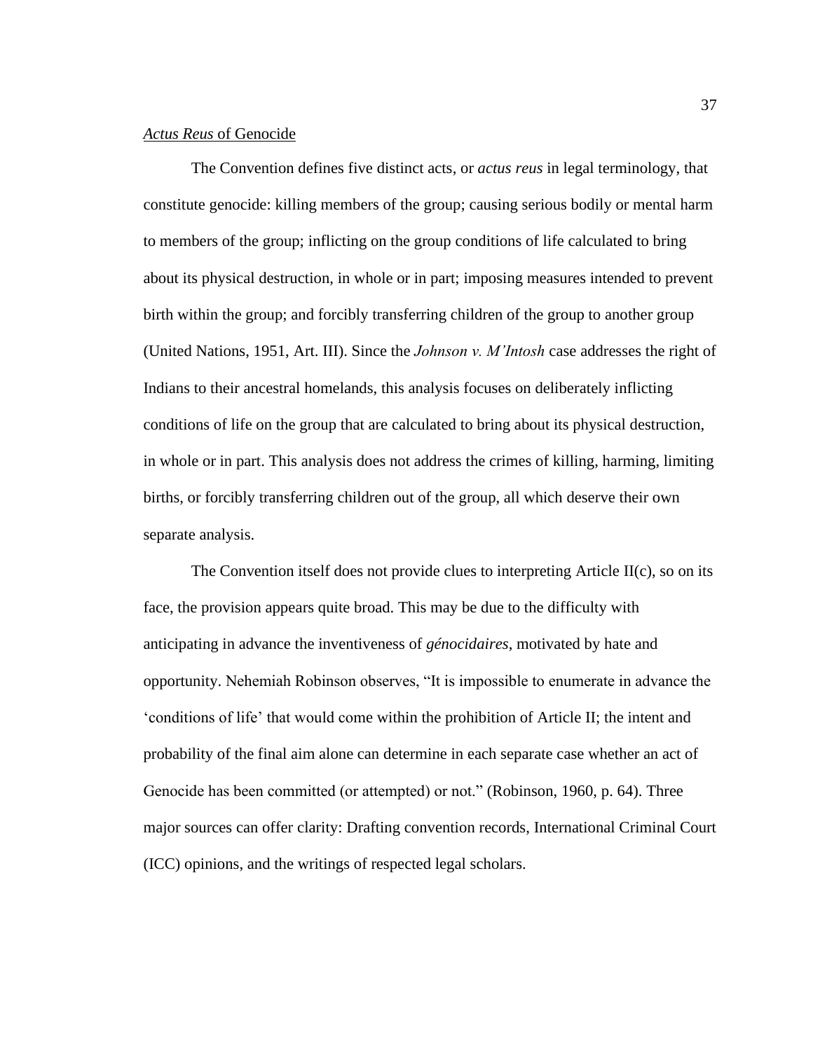## *Actus Reus* of Genocide

The Convention defines five distinct acts, or *actus reus* in legal terminology, that constitute genocide: killing members of the group; causing serious bodily or mental harm to members of the group; inflicting on the group conditions of life calculated to bring about its physical destruction, in whole or in part; imposing measures intended to prevent birth within the group; and forcibly transferring children of the group to another group (United Nations, 1951, Art. III). Since the *Johnson v. M'Intosh* case addresses the right of Indians to their ancestral homelands, this analysis focuses on deliberately inflicting conditions of life on the group that are calculated to bring about its physical destruction, in whole or in part. This analysis does not address the crimes of killing, harming, limiting births, or forcibly transferring children out of the group, all which deserve their own separate analysis.

The Convention itself does not provide clues to interpreting Article II(c), so on its face, the provision appears quite broad. This may be due to the difficulty with anticipating in advance the inventiveness of *génocidaires*, motivated by hate and opportunity. Nehemiah Robinson observes, "It is impossible to enumerate in advance the 'conditions of life' that would come within the prohibition of Article II; the intent and probability of the final aim alone can determine in each separate case whether an act of Genocide has been committed (or attempted) or not." (Robinson, 1960, p. 64). Three major sources can offer clarity: Drafting convention records, International Criminal Court (ICC) opinions, and the writings of respected legal scholars.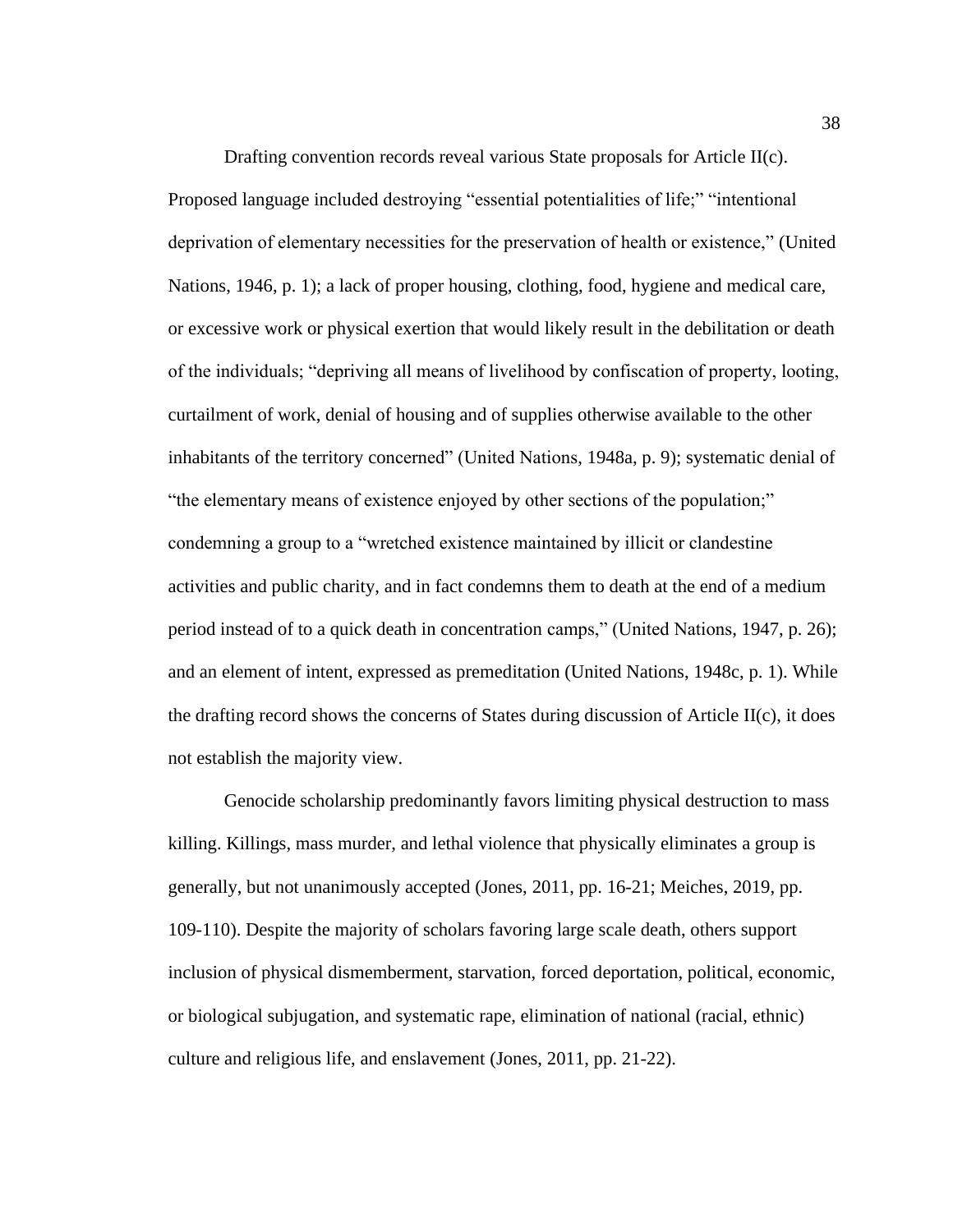Drafting convention records reveal various State proposals for Article II(c). Proposed language included destroying "essential potentialities of life;" "intentional deprivation of elementary necessities for the preservation of health or existence," (United Nations, 1946, p. 1); a lack of proper housing, clothing, food, hygiene and medical care, or excessive work or physical exertion that would likely result in the debilitation or death of the individuals; "depriving all means of livelihood by confiscation of property, looting, curtailment of work, denial of housing and of supplies otherwise available to the other inhabitants of the territory concerned" (United Nations, 1948a, p. 9); systematic denial of "the elementary means of existence enjoyed by other sections of the population;" condemning a group to a "wretched existence maintained by illicit or clandestine activities and public charity, and in fact condemns them to death at the end of a medium period instead of to a quick death in concentration camps," (United Nations, 1947, p. 26); and an element of intent, expressed as premeditation (United Nations, 1948c, p. 1). While the drafting record shows the concerns of States during discussion of Article II(c), it does not establish the majority view.

Genocide scholarship predominantly favors limiting physical destruction to mass killing. Killings, mass murder, and lethal violence that physically eliminates a group is generally, but not unanimously accepted (Jones, 2011, pp. 16-21; Meiches, 2019, pp. 109-110). Despite the majority of scholars favoring large scale death, others support inclusion of physical dismemberment, starvation, forced deportation, political, economic, or biological subjugation, and systematic rape, elimination of national (racial, ethnic) culture and religious life, and enslavement (Jones, 2011, pp. 21-22).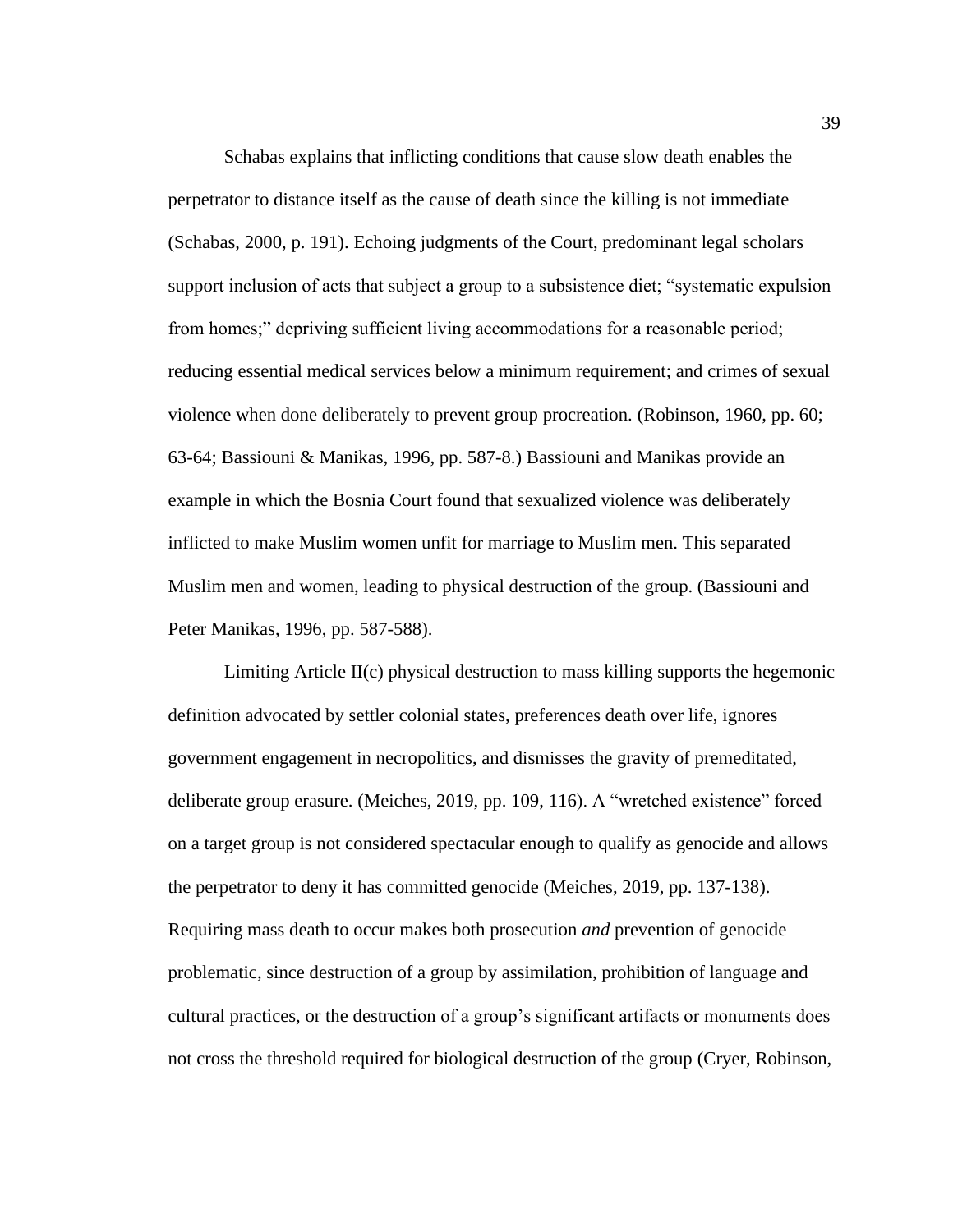Schabas explains that inflicting conditions that cause slow death enables the perpetrator to distance itself as the cause of death since the killing is not immediate (Schabas, 2000, p. 191). Echoing judgments of the Court, predominant legal scholars support inclusion of acts that subject a group to a subsistence diet; "systematic expulsion from homes;" depriving sufficient living accommodations for a reasonable period; reducing essential medical services below a minimum requirement; and crimes of sexual violence when done deliberately to prevent group procreation. (Robinson, 1960, pp. 60; 63-64; Bassiouni & Manikas, 1996, pp. 587-8.) Bassiouni and Manikas provide an example in which the Bosnia Court found that sexualized violence was deliberately inflicted to make Muslim women unfit for marriage to Muslim men. This separated Muslim men and women, leading to physical destruction of the group. (Bassiouni and Peter Manikas, 1996, pp. 587-588).

Limiting Article II(c) physical destruction to mass killing supports the hegemonic definition advocated by settler colonial states, preferences death over life, ignores government engagement in necropolitics, and dismisses the gravity of premeditated, deliberate group erasure. (Meiches, 2019, pp. 109, 116). A "wretched existence" forced on a target group is not considered spectacular enough to qualify as genocide and allows the perpetrator to deny it has committed genocide (Meiches, 2019, pp. 137-138). Requiring mass death to occur makes both prosecution *and* prevention of genocide problematic, since destruction of a group by assimilation, prohibition of language and cultural practices, or the destruction of a group's significant artifacts or monuments does not cross the threshold required for biological destruction of the group (Cryer, Robinson,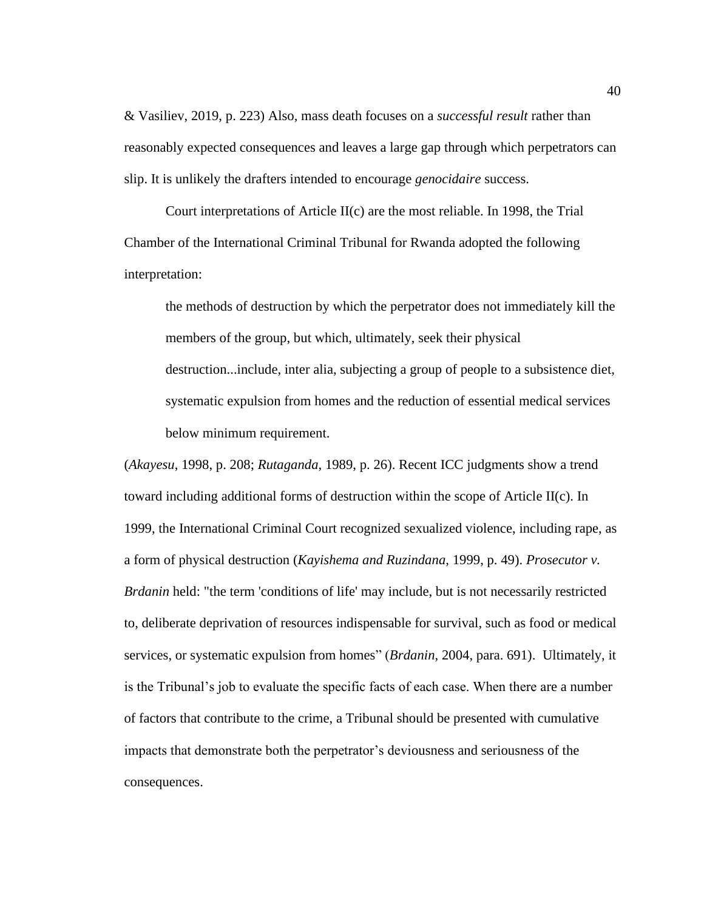& Vasiliev, 2019, p. 223) Also, mass death focuses on a *successful result* rather than reasonably expected consequences and leaves a large gap through which perpetrators can slip. It is unlikely the drafters intended to encourage *genocidaire* success.

Court interpretations of Article II(c) are the most reliable. In 1998, the Trial Chamber of the International Criminal Tribunal for Rwanda adopted the following interpretation:

> the methods of destruction by which the perpetrator does not immediately kill the members of the group, but which, ultimately, seek their physical destruction...include, inter alia, subjecting a group of people to a subsistence diet, systematic expulsion from homes and the reduction of essential medical services below minimum requirement.

(*Akayesu*, 1998, p. 208; *Rutaganda*, 1989, p. 26). Recent ICC judgments show a trend toward including additional forms of destruction within the scope of Article II(c). In 1999, the International Criminal Court recognized sexualized violence, including rape, as a form of physical destruction (*Kayishema and Ruzindana*, 1999, p. 49). *Prosecutor v. Brdanin* held: "the term 'conditions of life' may include, but is not necessarily restricted to, deliberate deprivation of resources indispensable for survival, such as food or medical services, or systematic expulsion from homes" (*Brdanin*, 2004, para. 691). Ultimately, it is the Tribunal's job to evaluate the specific facts of each case. When there are a number of factors that contribute to the crime, a Tribunal should be presented with cumulative impacts that demonstrate both the perpetrator's deviousness and seriousness of the consequences.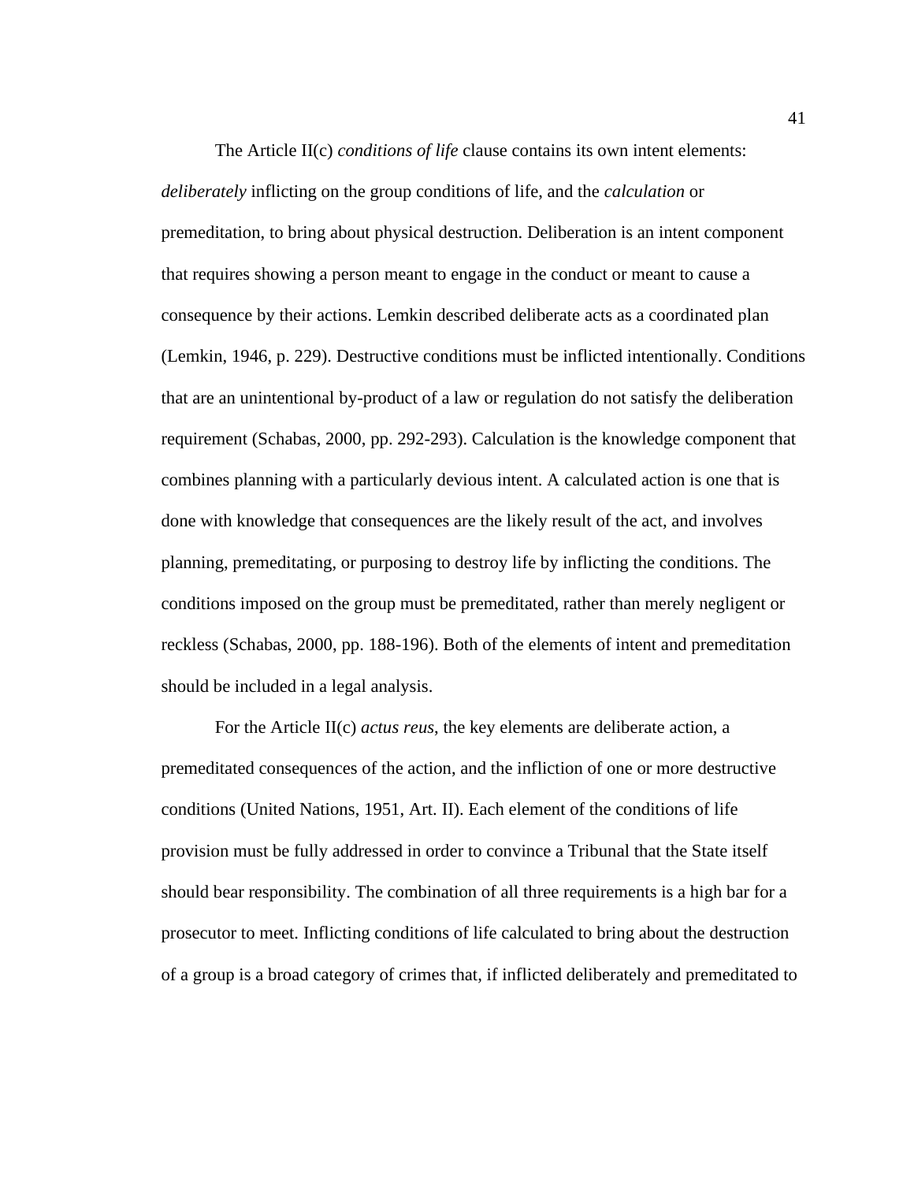The Article II(c) *conditions of life* clause contains its own intent elements: *deliberately* inflicting on the group conditions of life, and the *calculation* or premeditation, to bring about physical destruction. Deliberation is an intent component that requires showing a person meant to engage in the conduct or meant to cause a consequence by their actions. Lemkin described deliberate acts as a coordinated plan (Lemkin, 1946, p. 229). Destructive conditions must be inflicted intentionally. Conditions that are an unintentional by-product of a law or regulation do not satisfy the deliberation requirement (Schabas, 2000, pp. 292-293). Calculation is the knowledge component that combines planning with a particularly devious intent. A calculated action is one that is done with knowledge that consequences are the likely result of the act, and involves planning, premeditating, or purposing to destroy life by inflicting the conditions. The conditions imposed on the group must be premeditated, rather than merely negligent or reckless (Schabas, 2000, pp. 188-196). Both of the elements of intent and premeditation should be included in a legal analysis.

For the Article II(c) *actus reus*, the key elements are deliberate action, a premeditated consequences of the action, and the infliction of one or more destructive conditions (United Nations, 1951, Art. II). Each element of the conditions of life provision must be fully addressed in order to convince a Tribunal that the State itself should bear responsibility. The combination of all three requirements is a high bar for a prosecutor to meet. Inflicting conditions of life calculated to bring about the destruction of a group is a broad category of crimes that, if inflicted deliberately and premeditated to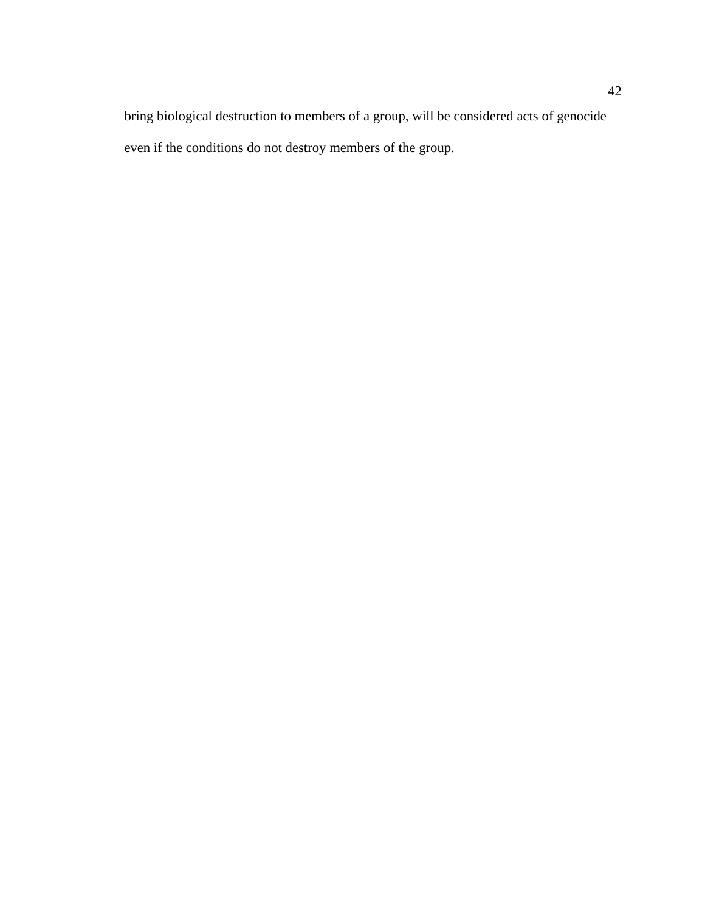bring biological destruction to members of a group, will be considered acts of genocide even if the conditions do not destroy members of the group.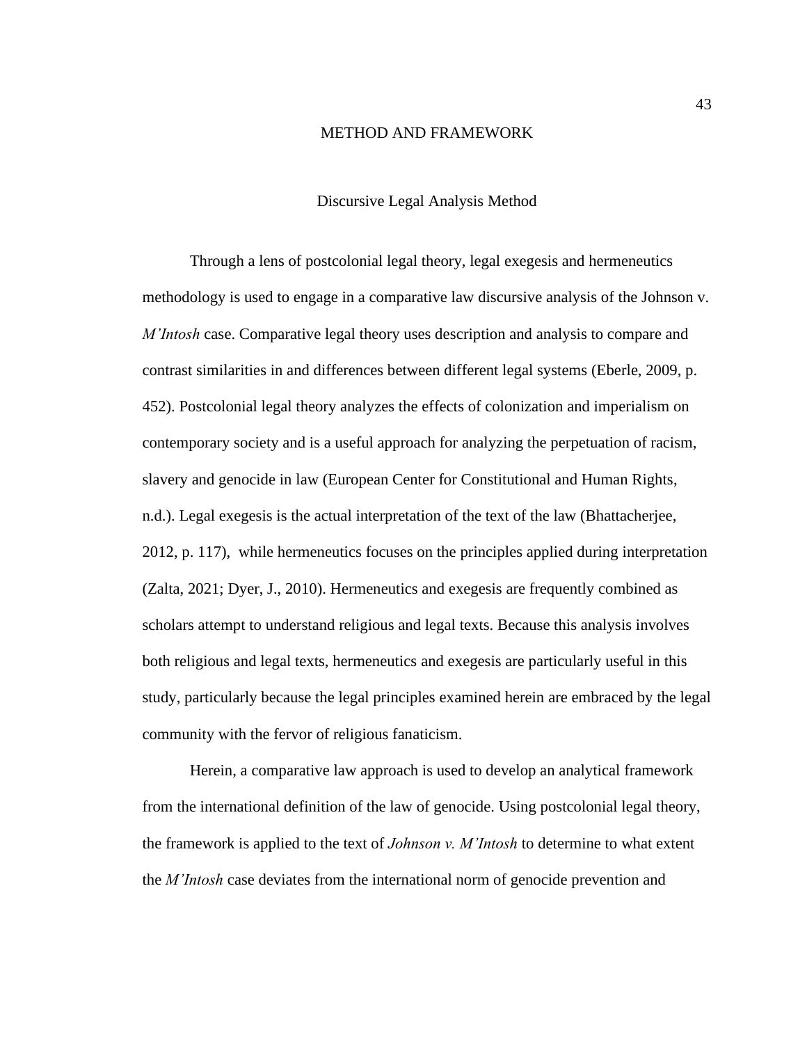# METHOD AND FRAMEWORK

## Discursive Legal Analysis Method

Through a lens of postcolonial legal theory, legal exegesis and hermeneutics methodology is used to engage in a comparative law discursive analysis of the Johnson v. *M'Intosh* case. Comparative legal theory uses description and analysis to compare and contrast similarities in and differences between different legal systems (Eberle, 2009, p. 452). Postcolonial legal theory analyzes the effects of colonization and imperialism on contemporary society and is a useful approach for analyzing the perpetuation of racism, slavery and genocide in law (European Center for Constitutional and Human Rights, n.d.). Legal exegesis is the actual interpretation of the text of the law (Bhattacherjee, 2012, p. 117), while hermeneutics focuses on the principles applied during interpretation (Zalta, 2021; Dyer, J., 2010). Hermeneutics and exegesis are frequently combined as scholars attempt to understand religious and legal texts. Because this analysis involves both religious and legal texts, hermeneutics and exegesis are particularly useful in this study, particularly because the legal principles examined herein are embraced by the legal community with the fervor of religious fanaticism.

Herein, a comparative law approach is used to develop an analytical framework from the international definition of the law of genocide. Using postcolonial legal theory, the framework is applied to the text of *Johnson v. M'Intosh* to determine to what extent the *M'Intosh* case deviates from the international norm of genocide prevention and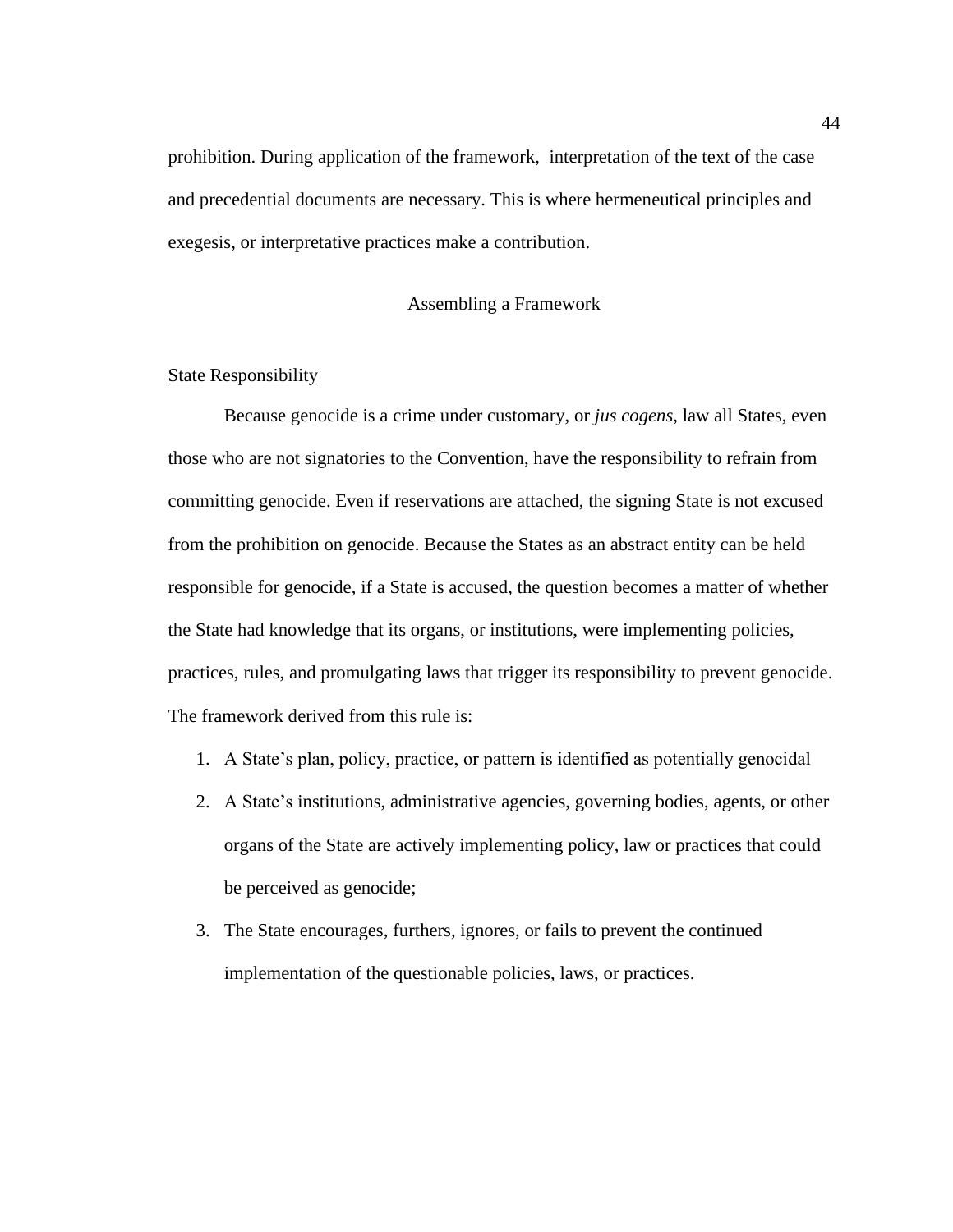prohibition. During application of the framework,  interpretation of the text of the case and precedential documents are necessary. This is where hermeneutical principles and exegesis, or interpretative practices make a contribution.

## Assembling a Framework

### State Responsibility

Because genocide is a crime under customary, or *jus cogens*, law all States, even those who are not signatories to the Convention, have the responsibility to refrain from committing genocide. Even if reservations are attached, the signing State is not excused from the prohibition on genocide. Because the States as an abstract entity can be held responsible for genocide, if a State is accused, the question becomes a matter of whether the State had knowledge that its organs, or institutions, were implementing policies, practices, rules, and promulgating laws that trigger its responsibility to prevent genocide. The framework derived from this rule is:

1. A State's plan, policy, practice, or pattern is identified as potentially genocidal
2. A State's institutions, administrative agencies, governing bodies, agents, or other organs of the State are actively implementing policy, law or practices that could be perceived as genocide;
3. The State encourages, furthers, ignores, or fails to prevent the continued implementation of the questionable policies, laws, or practices.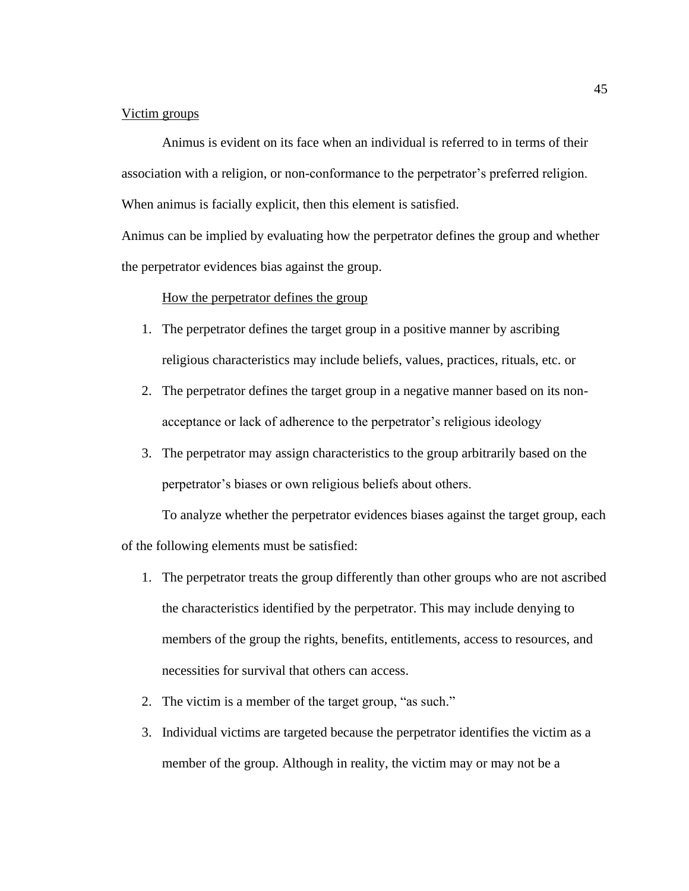<u>Victim groups</u>

Animus is evident on its face when an individual is referred to in terms of their association with a religion, or non-conformance to the perpetrator's preferred religion. When animus is facially explicit, then this element is satisfied.

Animus can be implied by evaluating how the perpetrator defines the group and whether the perpetrator evidences bias against the group.

<u>How the perpetrator defines the group</u>

1. The perpetrator defines the target group in a positive manner by ascribing religious characteristics may include beliefs, values, practices, rituals, etc. or
2. The perpetrator defines the target group in a negative manner based on its non-acceptance or lack of adherence to the perpetrator's religious ideology
3. The perpetrator may assign characteristics to the group arbitrarily based on the perpetrator's biases or own religious beliefs about others.

To analyze whether the perpetrator evidences biases against the target group, each of the following elements must be satisfied:

1. The perpetrator treats the group differently than other groups who are not ascribed the characteristics identified by the perpetrator. This may include denying to members of the group the rights, benefits, entitlements, access to resources, and necessities for survival that others can access.
2. The victim is a member of the target group, "as such."
3. Individual victims are targeted because the perpetrator identifies the victim as a member of the group. Although in reality, the victim may or may not be a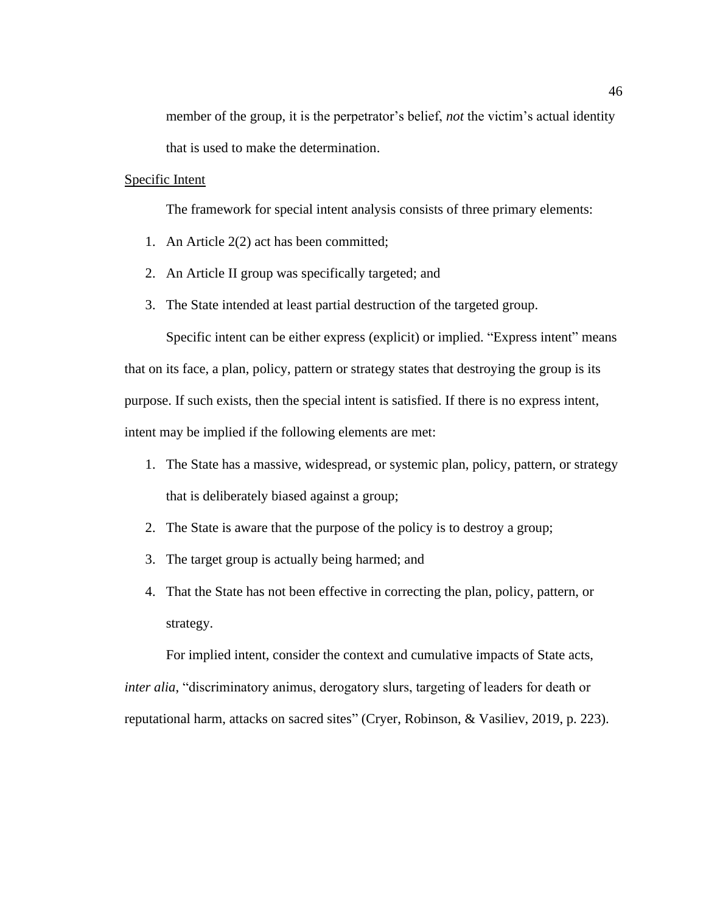member of the group, it is the perpetrator's belief, *not* the victim's actual identity that is used to make the determination.

<u>Specific Intent</u>

The framework for special intent analysis consists of three primary elements:

1. An Article 2(2) act has been committed;
2. An Article II group was specifically targeted; and
3. The State intended at least partial destruction of the targeted group.

Specific intent can be either express (explicit) or implied. "Express intent" means that on its face, a plan, policy, pattern or strategy states that destroying the group is its purpose. If such exists, then the special intent is satisfied. If there is no express intent, intent may be implied if the following elements are met:

1. The State has a massive, widespread, or systemic plan, policy, pattern, or strategy that is deliberately biased against a group;
2. The State is aware that the purpose of the policy is to destroy a group;
3. The target group is actually being harmed; and
4. That the State has not been effective in correcting the plan, policy, pattern, or strategy.

For implied intent, consider the context and cumulative impacts of State acts, *inter alia*, "discriminatory animus, derogatory slurs, targeting of leaders for death or reputational harm, attacks on sacred sites" (Cryer, Robinson, & Vasiliev, 2019, p. 223).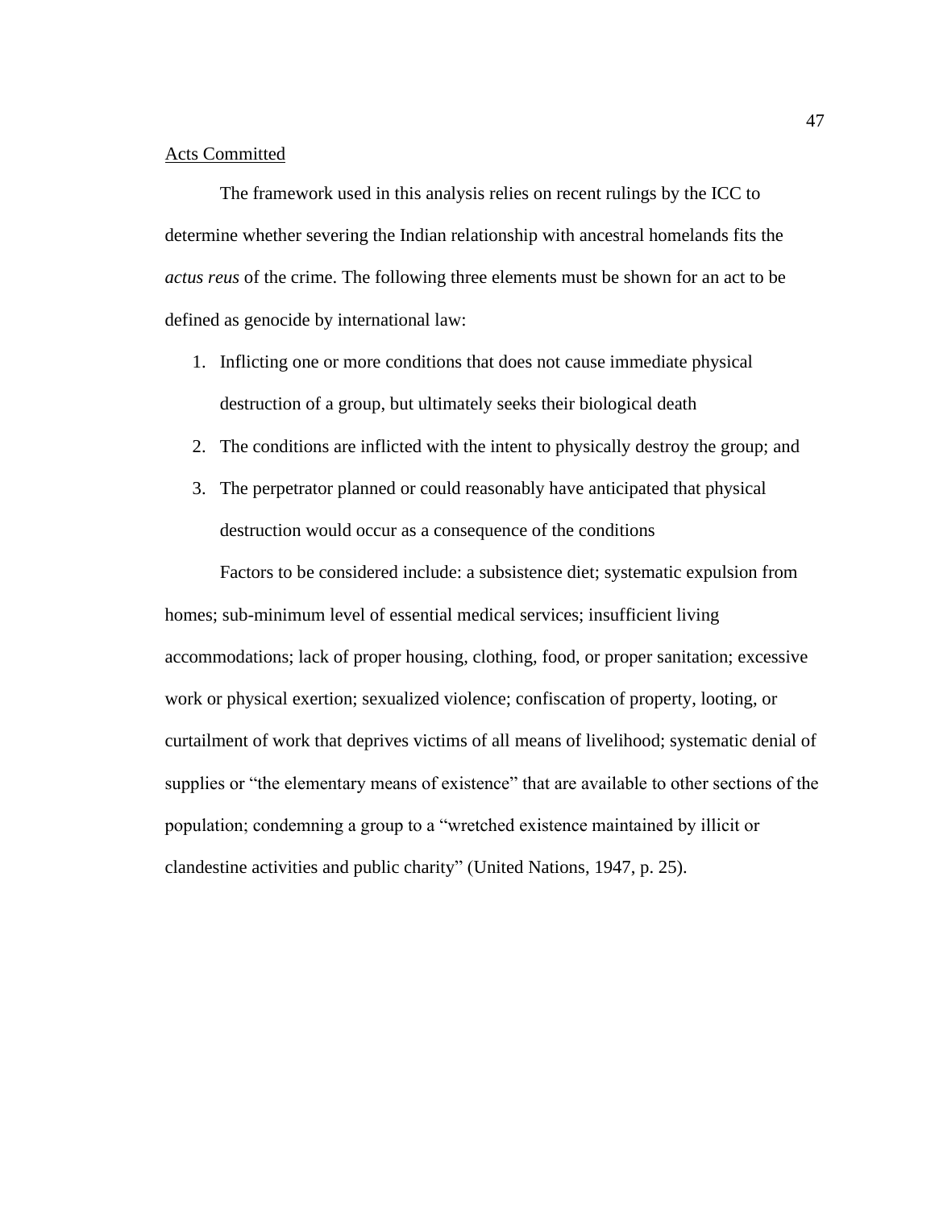Acts Committed

The framework used in this analysis relies on recent rulings by the ICC to determine whether severing the Indian relationship with ancestral homelands fits the *actus reus* of the crime. The following three elements must be shown for an act to be defined as genocide by international law:

1. Inflicting one or more conditions that does not cause immediate physical destruction of a group, but ultimately seeks their biological death
2. The conditions are inflicted with the intent to physically destroy the group; and
3. The perpetrator planned or could reasonably have anticipated that physical destruction would occur as a consequence of the conditions

Factors to be considered include: a subsistence diet; systematic expulsion from homes; sub-minimum level of essential medical services; insufficient living accommodations; lack of proper housing, clothing, food, or proper sanitation; excessive work or physical exertion; sexualized violence; confiscation of property, looting, or curtailment of work that deprives victims of all means of livelihood; systematic denial of supplies or "the elementary means of existence" that are available to other sections of the population; condemning a group to a "wretched existence maintained by illicit or clandestine activities and public charity" (United Nations, 1947, p. 25).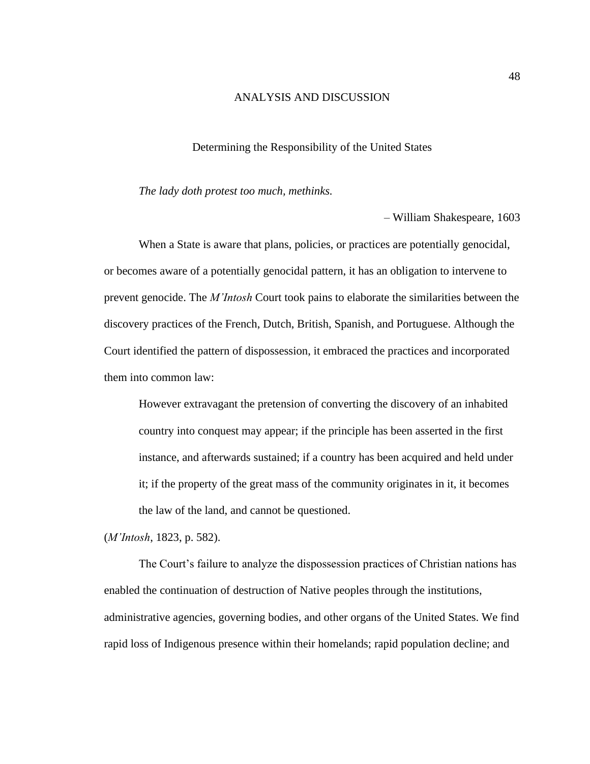# ANALYSIS AND DISCUSSION

## Determining the Responsibility of the United States

*The lady doth protest too much, methinks.*

– William Shakespeare, 1603

When a State is aware that plans, policies, or practices are potentially genocidal, or becomes aware of a potentially genocidal pattern, it has an obligation to intervene to prevent genocide. The *M'Intosh* Court took pains to elaborate the similarities between the discovery practices of the French, Dutch, British, Spanish, and Portuguese. Although the Court identified the pattern of dispossession, it embraced the practices and incorporated them into common law:

> However extravagant the pretension of converting the discovery of an inhabited country into conquest may appear; if the principle has been asserted in the first instance, and afterwards sustained; if a country has been acquired and held under it; if the property of the great mass of the community originates in it, it becomes the law of the land, and cannot be questioned.

(*M'Intosh*, 1823, p. 582).

The Court's failure to analyze the dispossession practices of Christian nations has enabled the continuation of destruction of Native peoples through the institutions, administrative agencies, governing bodies, and other organs of the United States. We find rapid loss of Indigenous presence within their homelands; rapid population decline; and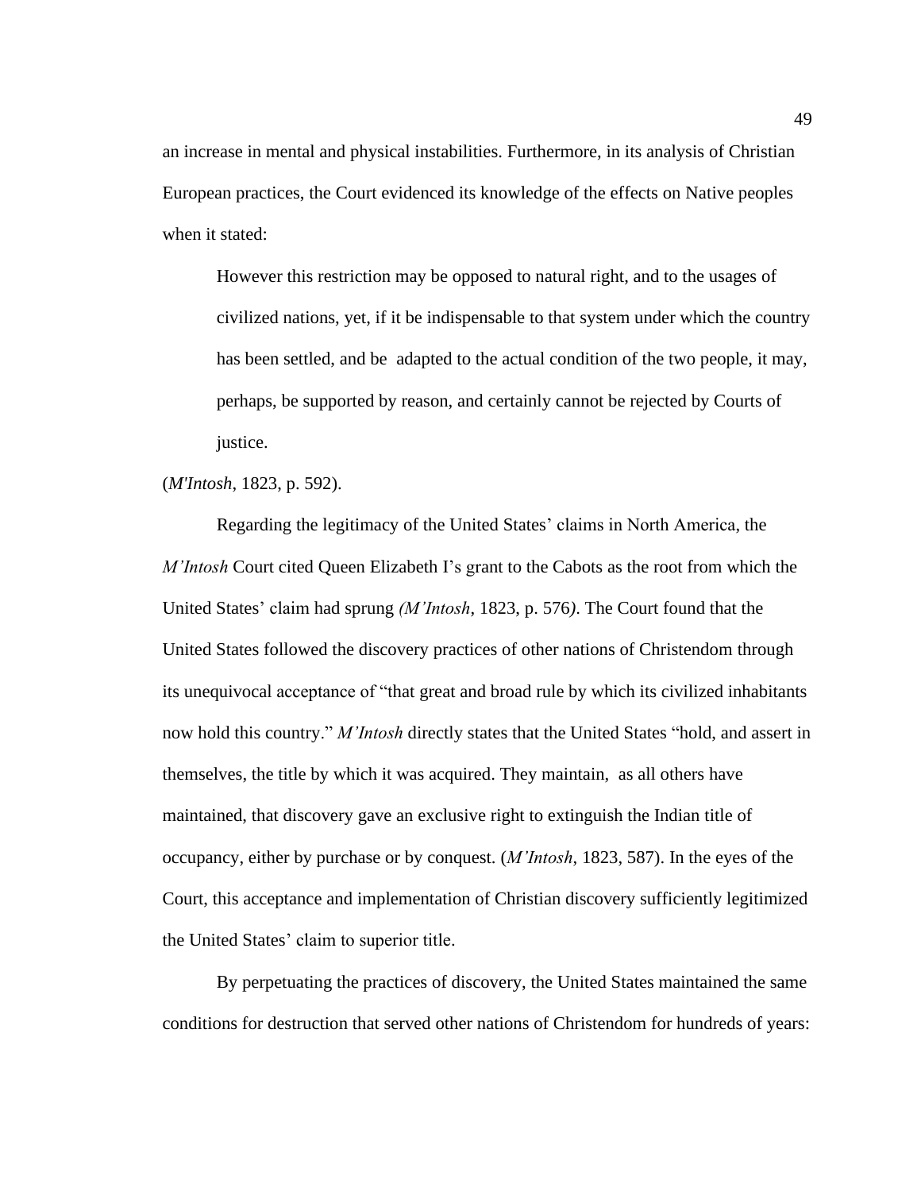an increase in mental and physical instabilities. Furthermore, in its analysis of Christian European practices, the Court evidenced its knowledge of the effects on Native peoples when it stated:

> However this restriction may be opposed to natural right, and to the usages of civilized nations, yet, if it be indispensable to that system under which the country has been settled, and be adapted to the actual condition of the two people, it may, perhaps, be supported by reason, and certainly cannot be rejected by Courts of justice.

(*M'Intosh*, 1823, p. 592).

Regarding the legitimacy of the United States' claims in North America, the *M'Intosh* Court cited Queen Elizabeth I's grant to the Cabots as the root from which the United States' claim had sprung *(M'Intosh*, 1823, p. 576*)*. The Court found that the United States followed the discovery practices of other nations of Christendom through its unequivocal acceptance of "that great and broad rule by which its civilized inhabitants now hold this country." *M'Intosh* directly states that the United States "hold, and assert in themselves, the title by which it was acquired. They maintain, as all others have maintained, that discovery gave an exclusive right to extinguish the Indian title of occupancy, either by purchase or by conquest. (*M'Intosh*, 1823, 587). In the eyes of the Court, this acceptance and implementation of Christian discovery sufficiently legitimized the United States' claim to superior title.

By perpetuating the practices of discovery, the United States maintained the same conditions for destruction that served other nations of Christendom for hundreds of years: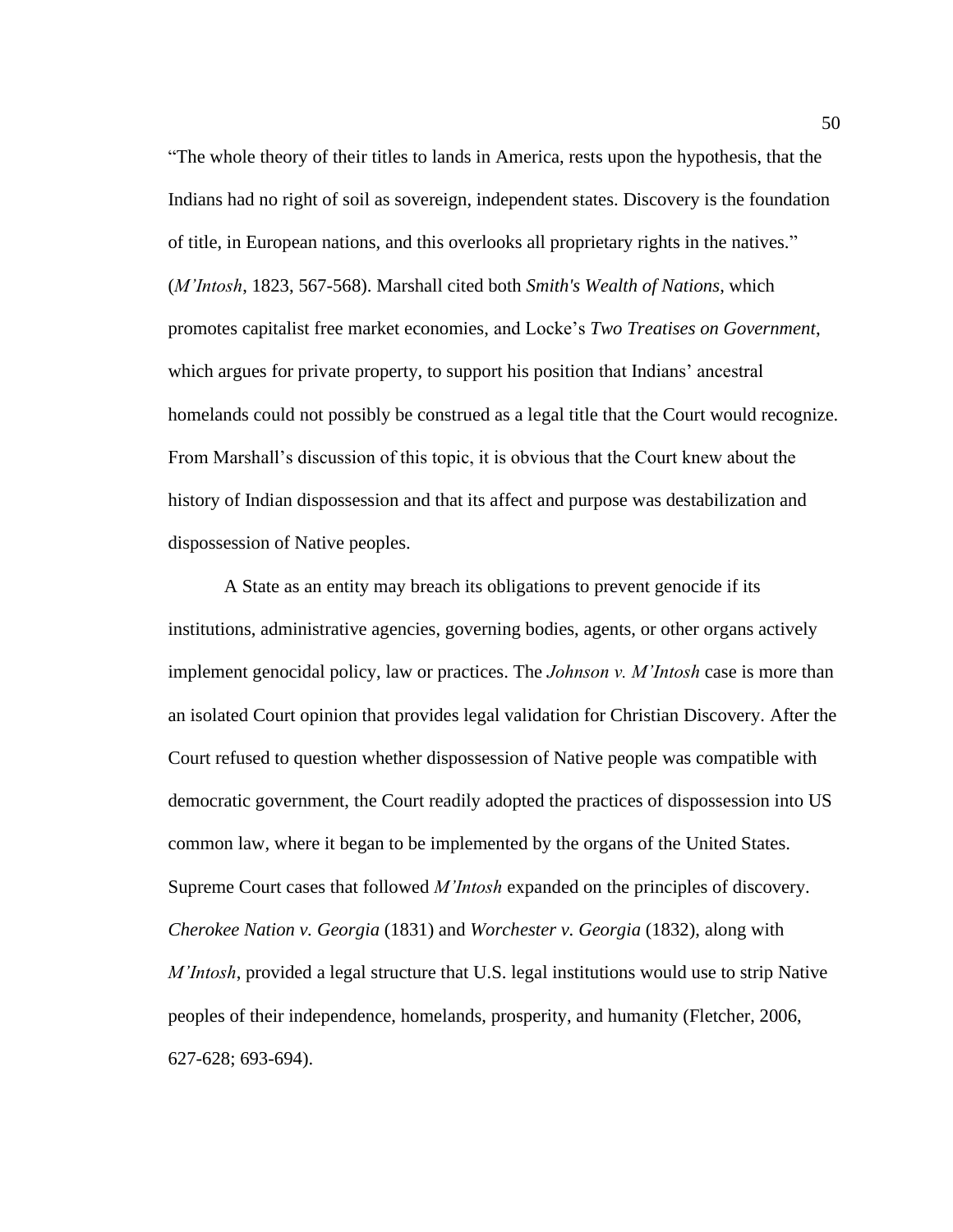"The whole theory of their titles to lands in America, rests upon the hypothesis, that the Indians had no right of soil as sovereign, independent states. Discovery is the foundation of title, in European nations, and this overlooks all proprietary rights in the natives." (*M'Intosh*, 1823, 567-568). Marshall cited both *Smith's Wealth of Nations*, which promotes capitalist free market economies, and Locke's *Two Treatises on Government*, which argues for private property, to support his position that Indians' ancestral homelands could not possibly be construed as a legal title that the Court would recognize. From Marshall's discussion of this topic, it is obvious that the Court knew about the history of Indian dispossession and that its affect and purpose was destabilization and dispossession of Native peoples.

A State as an entity may breach its obligations to prevent genocide if its institutions, administrative agencies, governing bodies, agents, or other organs actively implement genocidal policy, law or practices. The *Johnson v. M'Intosh* case is more than an isolated Court opinion that provides legal validation for Christian Discovery. After the Court refused to question whether dispossession of Native people was compatible with democratic government, the Court readily adopted the practices of dispossession into US common law, where it began to be implemented by the organs of the United States. Supreme Court cases that followed *M'Intosh* expanded on the principles of discovery. *Cherokee Nation v. Georgia* (1831) and *Worchester v. Georgia* (1832), along with *M'Intosh*, provided a legal structure that U.S. legal institutions would use to strip Native peoples of their independence, homelands, prosperity, and humanity (Fletcher, 2006, 627-628; 693-694).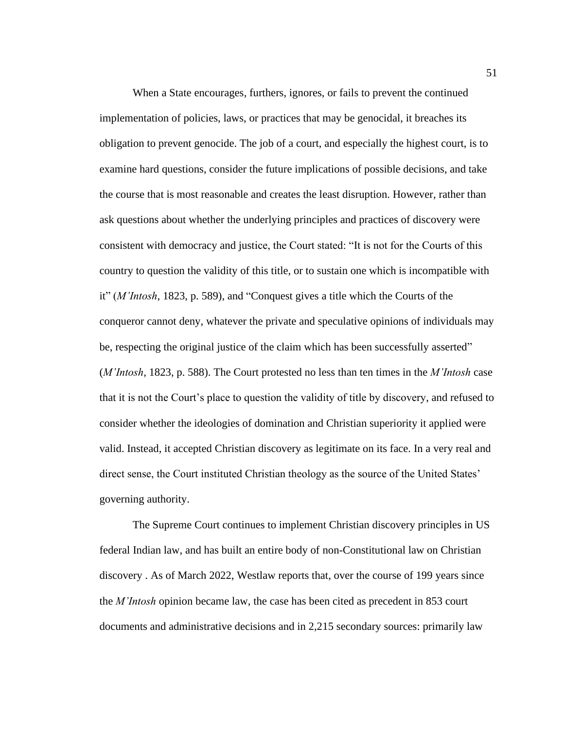When a State encourages, furthers, ignores, or fails to prevent the continued implementation of policies, laws, or practices that may be genocidal, it breaches its obligation to prevent genocide. The job of a court, and especially the highest court, is to examine hard questions, consider the future implications of possible decisions, and take the course that is most reasonable and creates the least disruption. However, rather than ask questions about whether the underlying principles and practices of discovery were consistent with democracy and justice, the Court stated: "It is not for the Courts of this country to question the validity of this title, or to sustain one which is incompatible with it" (*M'Intosh*, 1823, p. 589), and "Conquest gives a title which the Courts of the conqueror cannot deny, whatever the private and speculative opinions of individuals may be, respecting the original justice of the claim which has been successfully asserted" (*M'Intosh*, 1823, p. 588). The Court protested no less than ten times in the *M'Intosh* case that it is not the Court's place to question the validity of title by discovery, and refused to consider whether the ideologies of domination and Christian superiority it applied were valid. Instead, it accepted Christian discovery as legitimate on its face. In a very real and direct sense, the Court instituted Christian theology as the source of the United States' governing authority.

The Supreme Court continues to implement Christian discovery principles in US federal Indian law, and has built an entire body of non-Constitutional law on Christian discovery . As of March 2022, Westlaw reports that, over the course of 199 years since the *M'Intosh* opinion became law, the case has been cited as precedent in 853 court documents and administrative decisions and in 2,215 secondary sources: primarily law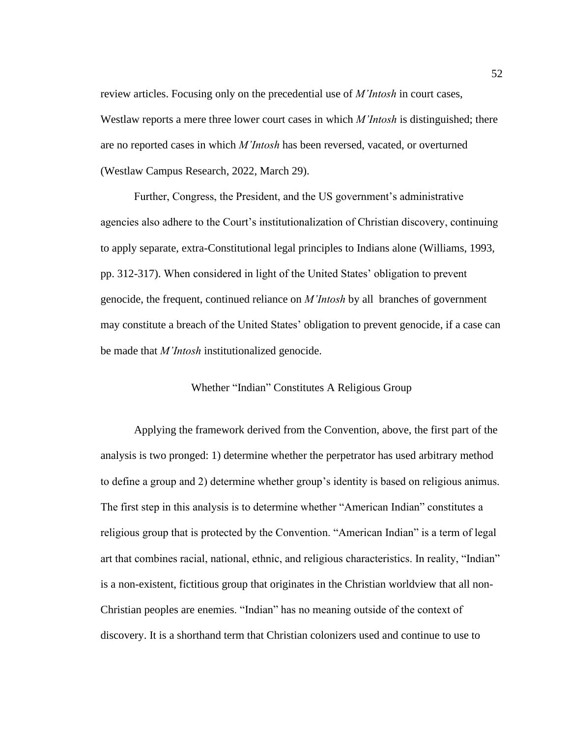review articles. Focusing only on the precedential use of *M'Intosh* in court cases, Westlaw reports a mere three lower court cases in which *M'Intosh* is distinguished; there are no reported cases in which *M'Intosh* has been reversed, vacated, or overturned (Westlaw Campus Research, 2022, March 29).

Further, Congress, the President, and the US government's administrative agencies also adhere to the Court's institutionalization of Christian discovery, continuing to apply separate, extra-Constitutional legal principles to Indians alone (Williams, 1993, pp. 312-317). When considered in light of the United States' obligation to prevent genocide, the frequent, continued reliance on *M'Intosh* by all branches of government may constitute a breach of the United States' obligation to prevent genocide, if a case can be made that *M'Intosh* institutionalized genocide.

## Whether "Indian" Constitutes A Religious Group

Applying the framework derived from the Convention, above, the first part of the analysis is two pronged: 1) determine whether the perpetrator has used arbitrary method to define a group and 2) determine whether group's identity is based on religious animus. The first step in this analysis is to determine whether "American Indian" constitutes a religious group that is protected by the Convention. "American Indian" is a term of legal art that combines racial, national, ethnic, and religious characteristics. In reality, "Indian" is a non-existent, fictitious group that originates in the Christian worldview that all non-Christian peoples are enemies. "Indian" has no meaning outside of the context of discovery. It is a shorthand term that Christian colonizers used and continue to use to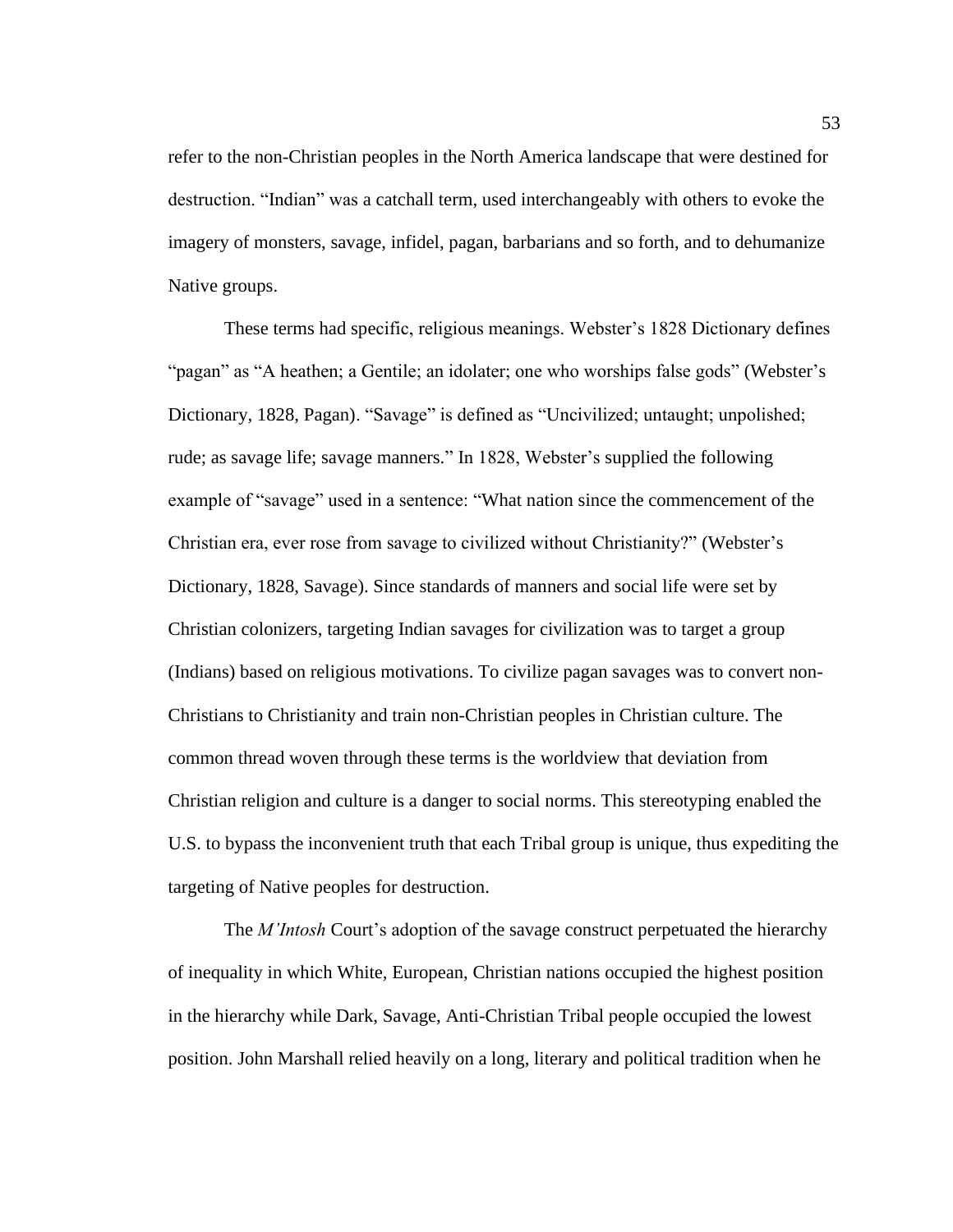refer to the non-Christian peoples in the North America landscape that were destined for destruction. "Indian" was a catchall term, used interchangeably with others to evoke the imagery of monsters, savage, infidel, pagan, barbarians and so forth, and to dehumanize Native groups.

These terms had specific, religious meanings. Webster's 1828 Dictionary defines "pagan" as "A heathen; a Gentile; an idolater; one who worships false gods" (Webster's Dictionary, 1828, Pagan). "Savage" is defined as "Uncivilized; untaught; unpolished; rude; as savage life; savage manners." In 1828, Webster's supplied the following example of "savage" used in a sentence: "What nation since the commencement of the Christian era, ever rose from savage to civilized without Christianity?" (Webster's Dictionary, 1828, Savage). Since standards of manners and social life were set by Christian colonizers, targeting Indian savages for civilization was to target a group (Indians) based on religious motivations. To civilize pagan savages was to convert non-Christians to Christianity and train non-Christian peoples in Christian culture. The common thread woven through these terms is the worldview that deviation from Christian religion and culture is a danger to social norms. This stereotyping enabled the U.S. to bypass the inconvenient truth that each Tribal group is unique, thus expediting the targeting of Native peoples for destruction.

The *M'Intosh* Court's adoption of the savage construct perpetuated the hierarchy of inequality in which White, European, Christian nations occupied the highest position in the hierarchy while Dark, Savage, Anti-Christian Tribal people occupied the lowest position. John Marshall relied heavily on a long, literary and political tradition when he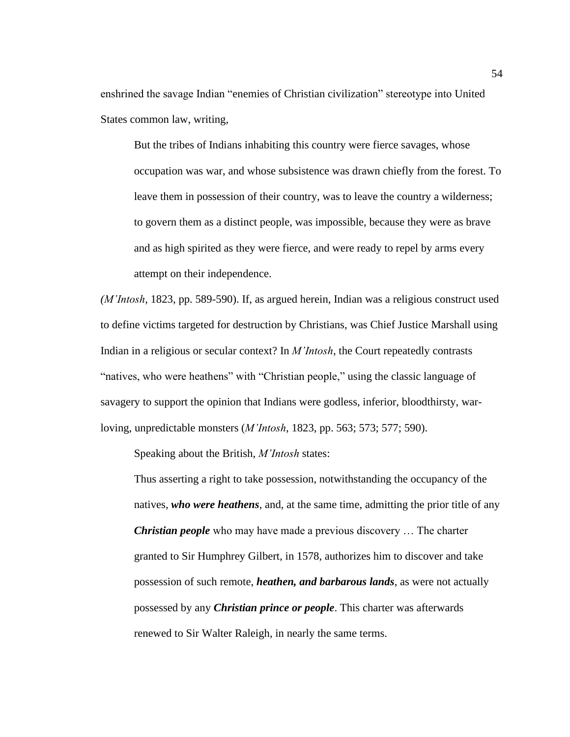enshrined the savage Indian "enemies of Christian civilization" stereotype into United States common law, writing,

> But the tribes of Indians inhabiting this country were fierce savages, whose occupation was war, and whose subsistence was drawn chiefly from the forest. To leave them in possession of their country, was to leave the country a wilderness; to govern them as a distinct people, was impossible, because they were as brave and as high spirited as they were fierce, and were ready to repel by arms every attempt on their independence.

(*M'Intosh*, 1823, pp. 589-590). If, as argued herein, Indian was a religious construct used to define victims targeted for destruction by Christians, was Chief Justice Marshall using Indian in a religious or secular context? In *M'Intosh*, the Court repeatedly contrasts "natives, who were heathens" with "Christian people," using the classic language of savagery to support the opinion that Indians were godless, inferior, bloodthirsty, war-loving, unpredictable monsters (*M'Intosh*, 1823, pp. 563; 573; 577; 590).

Speaking about the British, *M'Intosh* states:

> Thus asserting a right to take possession, notwithstanding the occupancy of the natives, ***who were heathens***, and, at the same time, admitting the prior title of any ***Christian people*** who may have made a previous discovery … The charter granted to Sir Humphrey Gilbert, in 1578, authorizes him to discover and take possession of such remote, ***heathen, and barbarous lands***, as were not actually possessed by any ***Christian prince or people***. This charter was afterwards renewed to Sir Walter Raleigh, in nearly the same terms.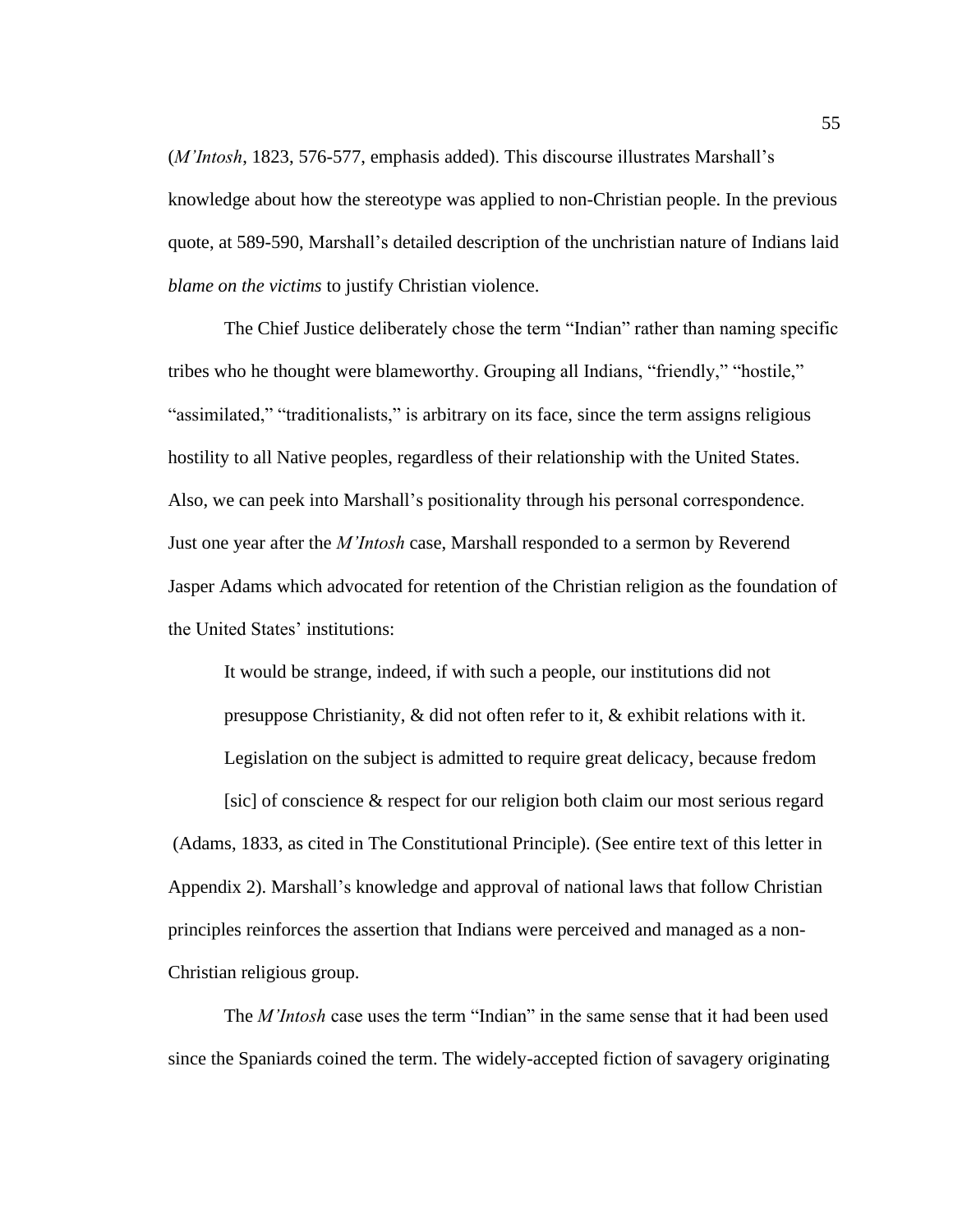(*M'Intosh*, 1823, 576-577, emphasis added). This discourse illustrates Marshall's knowledge about how the stereotype was applied to non-Christian people. In the previous quote, at 589-590, Marshall's detailed description of the unchristian nature of Indians laid *blame on the victims* to justify Christian violence.

The Chief Justice deliberately chose the term "Indian" rather than naming specific tribes who he thought were blameworthy. Grouping all Indians, "friendly," "hostile," "assimilated," "traditionalists," is arbitrary on its face, since the term assigns religious hostility to all Native peoples, regardless of their relationship with the United States. Also, we can peek into Marshall's positionality through his personal correspondence. Just one year after the *M'Intosh* case, Marshall responded to a sermon by Reverend Jasper Adams which advocated for retention of the Christian religion as the foundation of the United States' institutions:

> It would be strange, indeed, if with such a people, our institutions did not presuppose Christianity, & did not often refer to it, & exhibit relations with it. Legislation on the subject is admitted to require great delicacy, because fredom [sic] of conscience & respect for our religion both claim our most serious regard

(Adams, 1833, as cited in The Constitutional Principle). (See entire text of this letter in Appendix 2). Marshall's knowledge and approval of national laws that follow Christian principles reinforces the assertion that Indians were perceived and managed as a non-Christian religious group.

The *M'Intosh* case uses the term "Indian" in the same sense that it had been used since the Spaniards coined the term. The widely-accepted fiction of savagery originating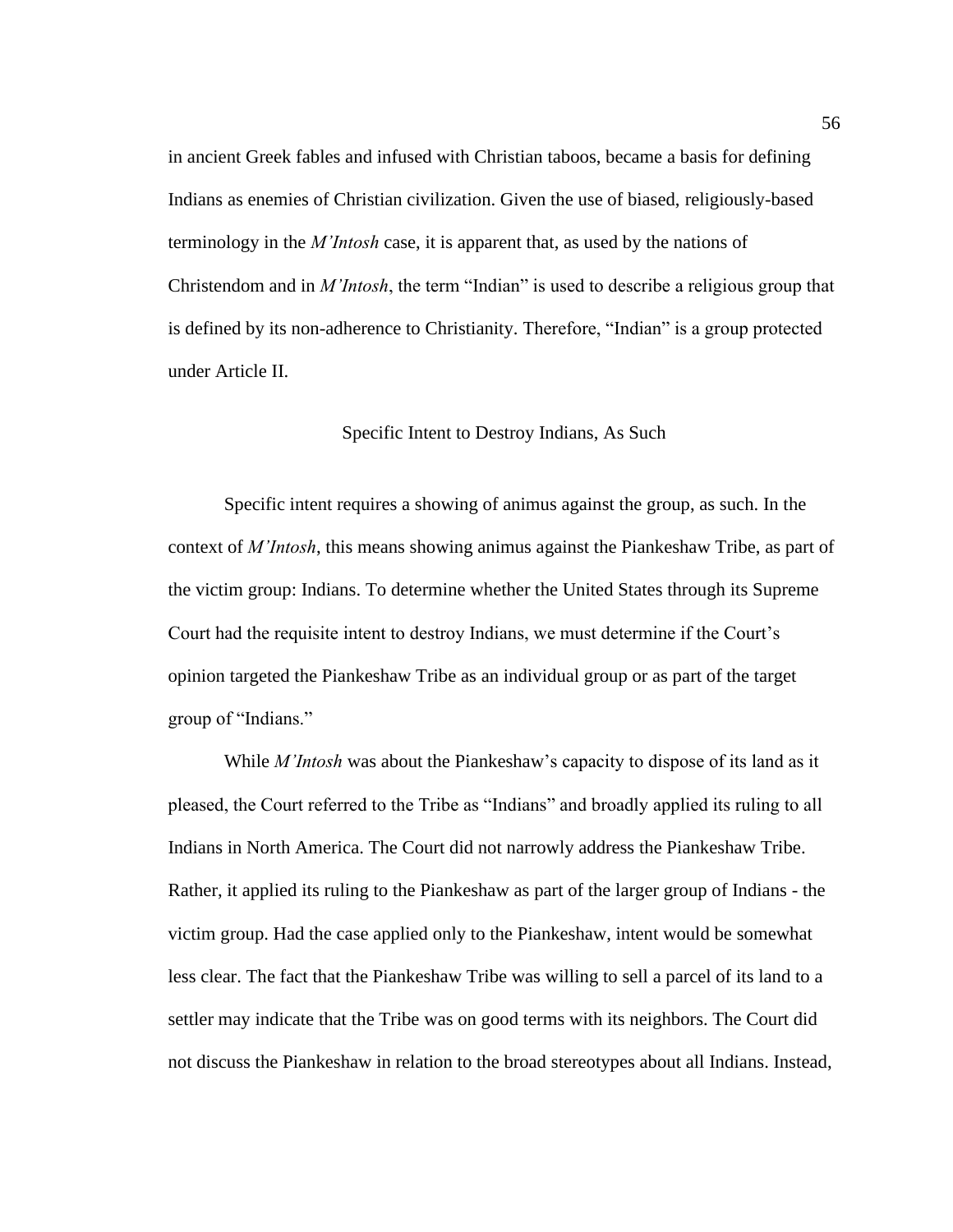in ancient Greek fables and infused with Christian taboos, became a basis for defining Indians as enemies of Christian civilization. Given the use of biased, religiously-based terminology in the *M'Intosh* case, it is apparent that, as used by the nations of Christendom and in *M'Intosh*, the term "Indian" is used to describe a religious group that is defined by its non-adherence to Christianity. Therefore, "Indian" is a group protected under Article II.

## Specific Intent to Destroy Indians, As Such

Specific intent requires a showing of animus against the group, as such. In the context of *M'Intosh*, this means showing animus against the Piankeshaw Tribe, as part of the victim group: Indians. To determine whether the United States through its Supreme Court had the requisite intent to destroy Indians, we must determine if the Court's opinion targeted the Piankeshaw Tribe as an individual group or as part of the target group of "Indians."

While *M'Intosh* was about the Piankeshaw's capacity to dispose of its land as it pleased, the Court referred to the Tribe as "Indians" and broadly applied its ruling to all Indians in North America. The Court did not narrowly address the Piankeshaw Tribe. Rather, it applied its ruling to the Piankeshaw as part of the larger group of Indians - the victim group. Had the case applied only to the Piankeshaw, intent would be somewhat less clear. The fact that the Piankeshaw Tribe was willing to sell a parcel of its land to a settler may indicate that the Tribe was on good terms with its neighbors. The Court did not discuss the Piankeshaw in relation to the broad stereotypes about all Indians. Instead,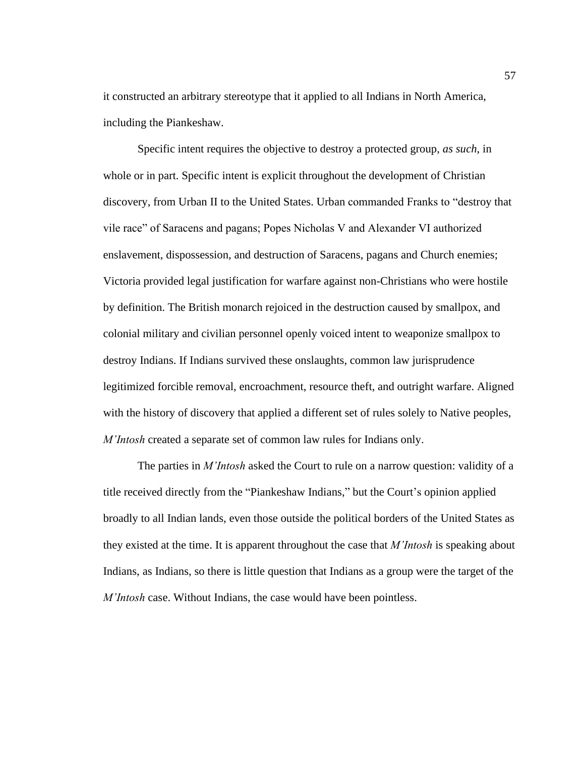it constructed an arbitrary stereotype that it applied to all Indians in North America, including the Piankeshaw.

Specific intent requires the objective to destroy a protected group, *as such*, in whole or in part. Specific intent is explicit throughout the development of Christian discovery, from Urban II to the United States. Urban commanded Franks to “destroy that vile race” of Saracens and pagans; Popes Nicholas V and Alexander VI authorized enslavement, dispossession, and destruction of Saracens, pagans and Church enemies; Victoria provided legal justification for warfare against non-Christians who were hostile by definition. The British monarch rejoiced in the destruction caused by smallpox, and colonial military and civilian personnel openly voiced intent to weaponize smallpox to destroy Indians. If Indians survived these onslaughts, common law jurisprudence legitimized forcible removal, encroachment, resource theft, and outright warfare. Aligned with the history of discovery that applied a different set of rules solely to Native peoples, *M’Intosh* created a separate set of common law rules for Indians only.

The parties in *M’Intosh* asked the Court to rule on a narrow question: validity of a title received directly from the “Piankeshaw Indians,” but the Court’s opinion applied broadly to all Indian lands, even those outside the political borders of the United States as they existed at the time. It is apparent throughout the case that *M’Intosh* is speaking about Indians, as Indians, so there is little question that Indians as a group were the target of the *M’Intosh* case. Without Indians, the case would have been pointless.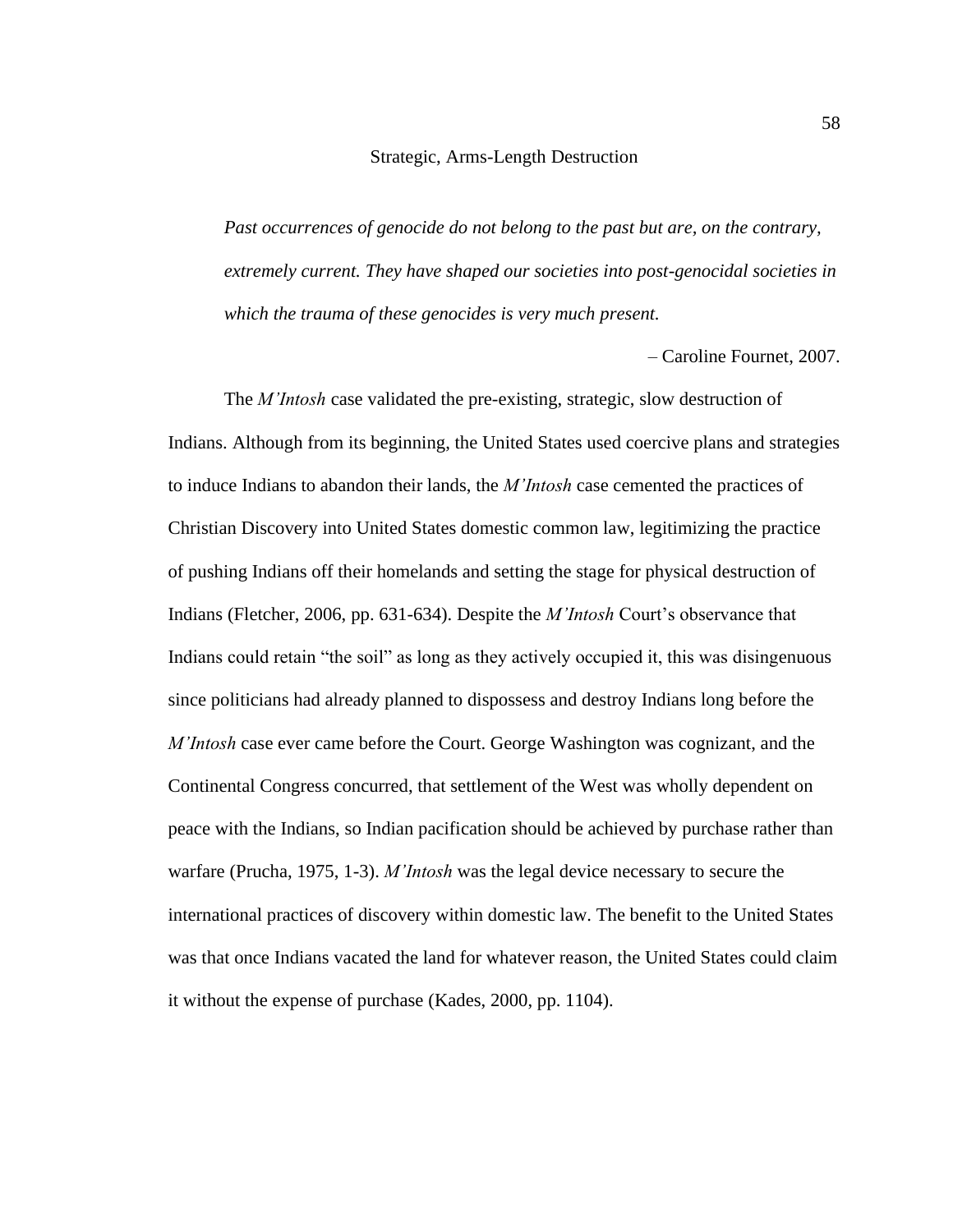## Strategic, Arms-Length Destruction

> *Past occurrences of genocide do not belong to the past but are, on the contrary, extremely current. They have shaped our societies into post-genocidal societies in which the trauma of these genocides is very much present.*
>
> – Caroline Fournet, 2007.

The *M'Intosh* case validated the pre-existing, strategic, slow destruction of Indians. Although from its beginning, the United States used coercive plans and strategies to induce Indians to abandon their lands, the *M'Intosh* case cemented the practices of Christian Discovery into United States domestic common law, legitimizing the practice of pushing Indians off their homelands and setting the stage for physical destruction of Indians (Fletcher, 2006, pp. 631-634). Despite the *M'Intosh* Court's observance that Indians could retain "the soil" as long as they actively occupied it, this was disingenuous since politicians had already planned to dispossess and destroy Indians long before the *M'Intosh* case ever came before the Court. George Washington was cognizant, and the Continental Congress concurred, that settlement of the West was wholly dependent on peace with the Indians, so Indian pacification should be achieved by purchase rather than warfare (Prucha, 1975, 1-3). *M'Intosh* was the legal device necessary to secure the international practices of discovery within domestic law. The benefit to the United States was that once Indians vacated the land for whatever reason, the United States could claim it without the expense of purchase (Kades, 2000, pp. 1104).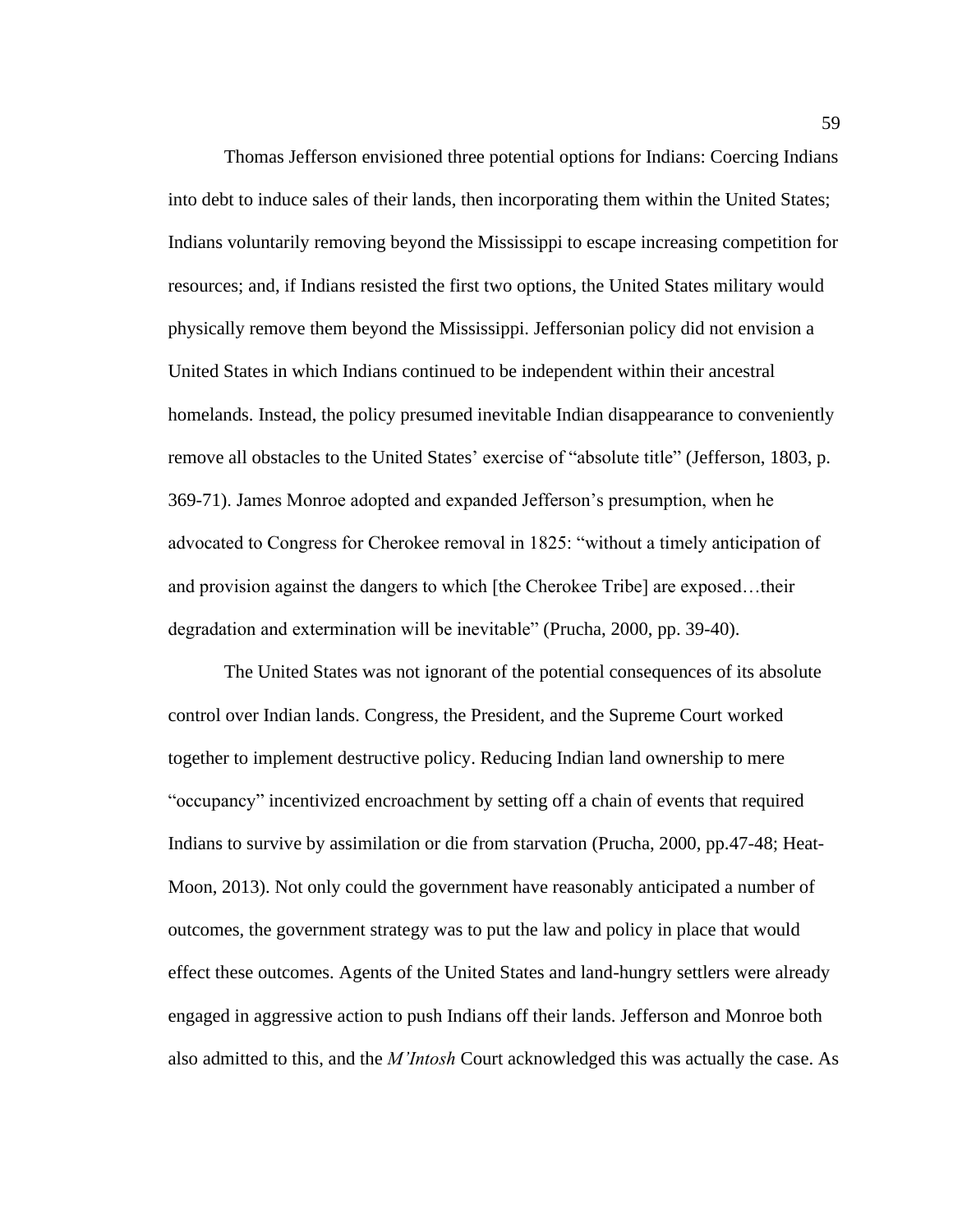Thomas Jefferson envisioned three potential options for Indians: Coercing Indians into debt to induce sales of their lands, then incorporating them within the United States; Indians voluntarily removing beyond the Mississippi to escape increasing competition for resources; and, if Indians resisted the first two options, the United States military would physically remove them beyond the Mississippi. Jeffersonian policy did not envision a United States in which Indians continued to be independent within their ancestral homelands. Instead, the policy presumed inevitable Indian disappearance to conveniently remove all obstacles to the United States' exercise of "absolute title" (Jefferson, 1803, p. 369-71). James Monroe adopted and expanded Jefferson's presumption, when he advocated to Congress for Cherokee removal in 1825: "without a timely anticipation of and provision against the dangers to which [the Cherokee Tribe] are exposed…their degradation and extermination will be inevitable" (Prucha, 2000, pp. 39-40).

The United States was not ignorant of the potential consequences of its absolute control over Indian lands. Congress, the President, and the Supreme Court worked together to implement destructive policy. Reducing Indian land ownership to mere "occupancy" incentivized encroachment by setting off a chain of events that required Indians to survive by assimilation or die from starvation (Prucha, 2000, pp.47-48; Heat-Moon, 2013). Not only could the government have reasonably anticipated a number of outcomes, the government strategy was to put the law and policy in place that would effect these outcomes. Agents of the United States and land-hungry settlers were already engaged in aggressive action to push Indians off their lands. Jefferson and Monroe both also admitted to this, and the *M'Intosh* Court acknowledged this was actually the case. As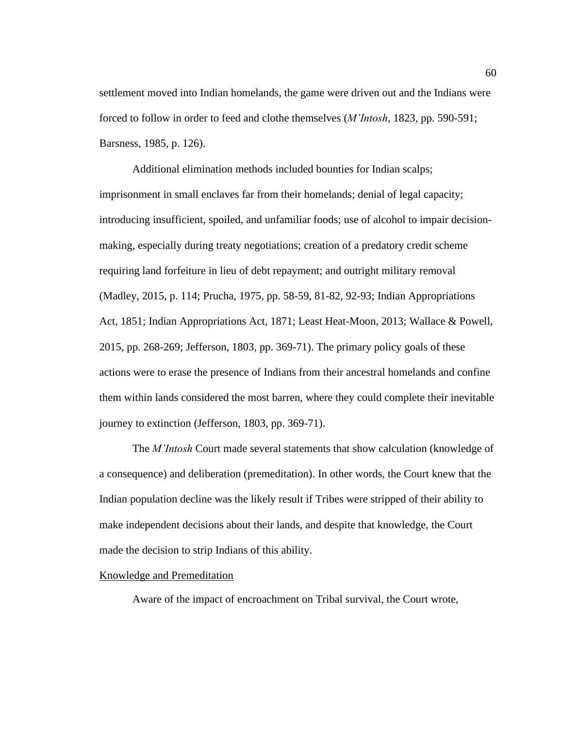settlement moved into Indian homelands, the game were driven out and the Indians were forced to follow in order to feed and clothe themselves (*M'Intosh*, 1823, pp. 590-591; Barsness, 1985, p. 126).

Additional elimination methods included bounties for Indian scalps; imprisonment in small enclaves far from their homelands; denial of legal capacity; introducing insufficient, spoiled, and unfamiliar foods; use of alcohol to impair decision-making, especially during treaty negotiations; creation of a predatory credit scheme requiring land forfeiture in lieu of debt repayment; and outright military removal (Madley, 2015, p. 114; Prucha, 1975, pp. 58-59, 81-82, 92-93; Indian Appropriations Act, 1851; Indian Appropriations Act, 1871; Least Heat-Moon, 2013; Wallace & Powell, 2015, pp. 268-269; Jefferson, 1803, pp. 369-71). The primary policy goals of these actions were to erase the presence of Indians from their ancestral homelands and confine them within lands considered the most barren, where they could complete their inevitable journey to extinction (Jefferson, 1803, pp. 369-71).

The *M'Intosh* Court made several statements that show calculation (knowledge of a consequence) and deliberation (premeditation). In other words, the Court knew that the Indian population decline was the likely result if Tribes were stripped of their ability to make independent decisions about their lands, and despite that knowledge, the Court made the decision to strip Indians of this ability.

Knowledge and Premeditation

Aware of the impact of encroachment on Tribal survival, the Court wrote,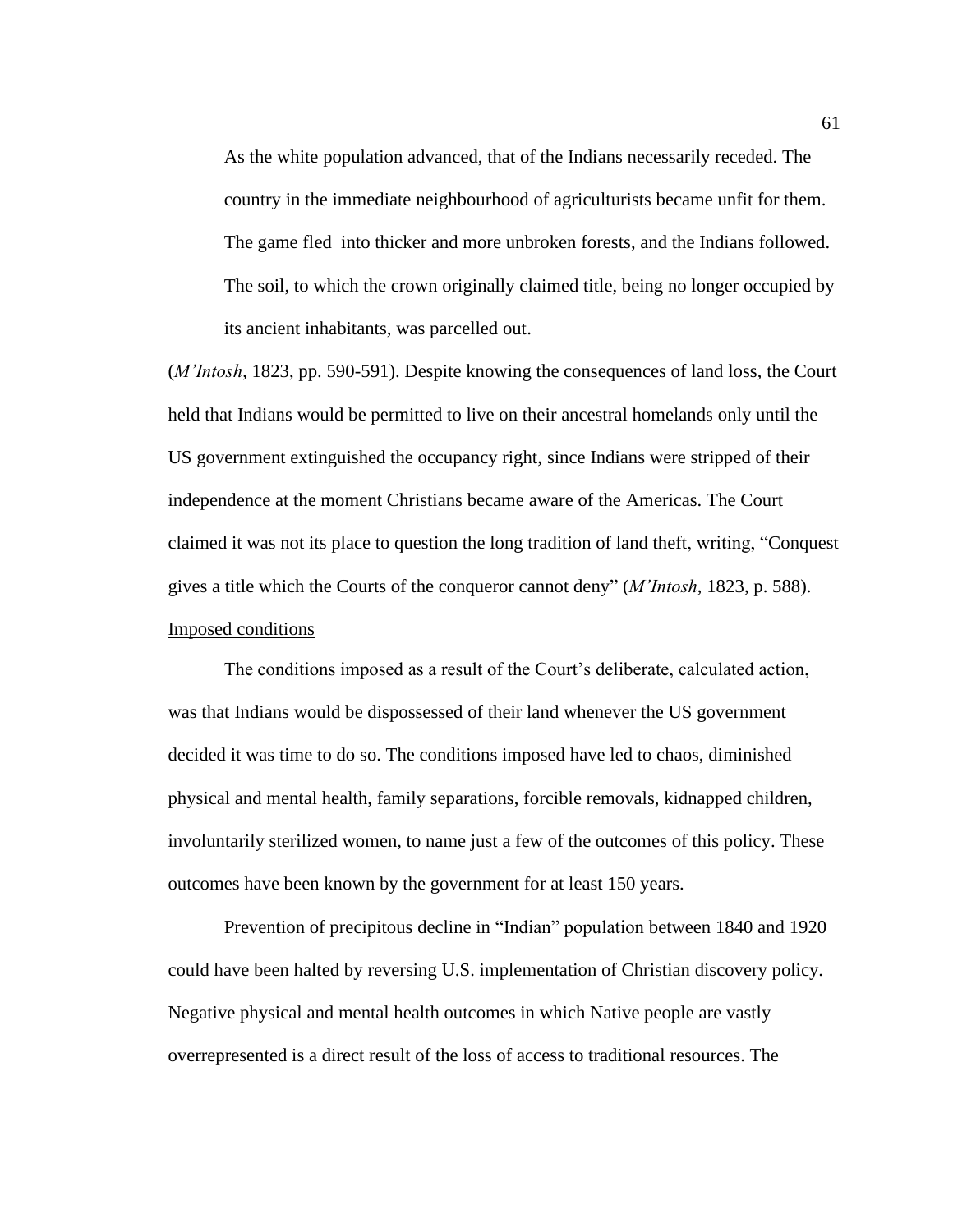> As the white population advanced, that of the Indians necessarily receded. The country in the immediate neighbourhood of agriculturists became unfit for them. The game fled into thicker and more unbroken forests, and the Indians followed. The soil, to which the crown originally claimed title, being no longer occupied by its ancient inhabitants, was parcelled out.

(*M'Intosh*, 1823, pp. 590-591). Despite knowing the consequences of land loss, the Court held that Indians would be permitted to live on their ancestral homelands only until the US government extinguished the occupancy right, since Indians were stripped of their independence at the moment Christians became aware of the Americas. The Court claimed it was not its place to question the long tradition of land theft, writing, "Conquest gives a title which the Courts of the conqueror cannot deny" (*M'Intosh*, 1823, p. 588).

<u>Imposed conditions</u>

The conditions imposed as a result of the Court's deliberate, calculated action, was that Indians would be dispossessed of their land whenever the US government decided it was time to do so. The conditions imposed have led to chaos, diminished physical and mental health, family separations, forcible removals, kidnapped children, involuntarily sterilized women, to name just a few of the outcomes of this policy. These outcomes have been known by the government for at least 150 years.

Prevention of precipitous decline in "Indian" population between 1840 and 1920 could have been halted by reversing U.S. implementation of Christian discovery policy. Negative physical and mental health outcomes in which Native people are vastly overrepresented is a direct result of the loss of access to traditional resources. The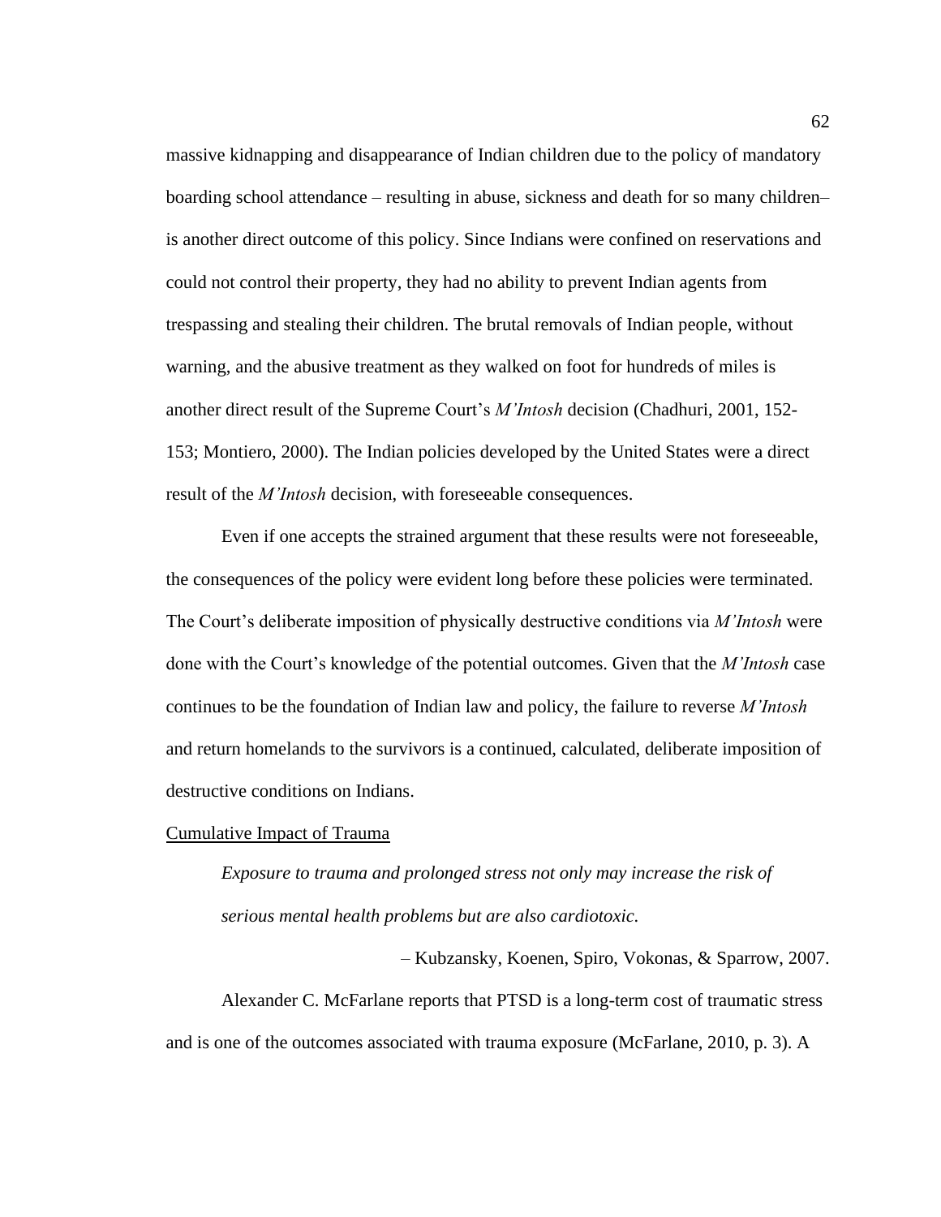massive kidnapping and disappearance of Indian children due to the policy of mandatory boarding school attendance – resulting in abuse, sickness and death for so many children– is another direct outcome of this policy. Since Indians were confined on reservations and could not control their property, they had no ability to prevent Indian agents from trespassing and stealing their children. The brutal removals of Indian people, without warning, and the abusive treatment as they walked on foot for hundreds of miles is another direct result of the Supreme Court's *M'Intosh* decision (Chadhuri, 2001, 152-153; Montiero, 2000). The Indian policies developed by the United States were a direct result of the *M'Intosh* decision, with foreseeable consequences.

Even if one accepts the strained argument that these results were not foreseeable, the consequences of the policy were evident long before these policies were terminated. The Court's deliberate imposition of physically destructive conditions via *M'Intosh* were done with the Court's knowledge of the potential outcomes. Given that the *M'Intosh* case continues to be the foundation of Indian law and policy, the failure to reverse *M'Intosh* and return homelands to the survivors is a continued, calculated, deliberate imposition of destructive conditions on Indians.

<u>Cumulative Impact of Trauma</u>

> *Exposure to trauma and prolonged stress not only may increase the risk of serious mental health problems but are also cardiotoxic.*
>
> – Kubzansky, Koenen, Spiro, Vokonas, & Sparrow, 2007.

Alexander C. McFarlane reports that PTSD is a long-term cost of traumatic stress and is one of the outcomes associated with trauma exposure (McFarlane, 2010, p. 3). A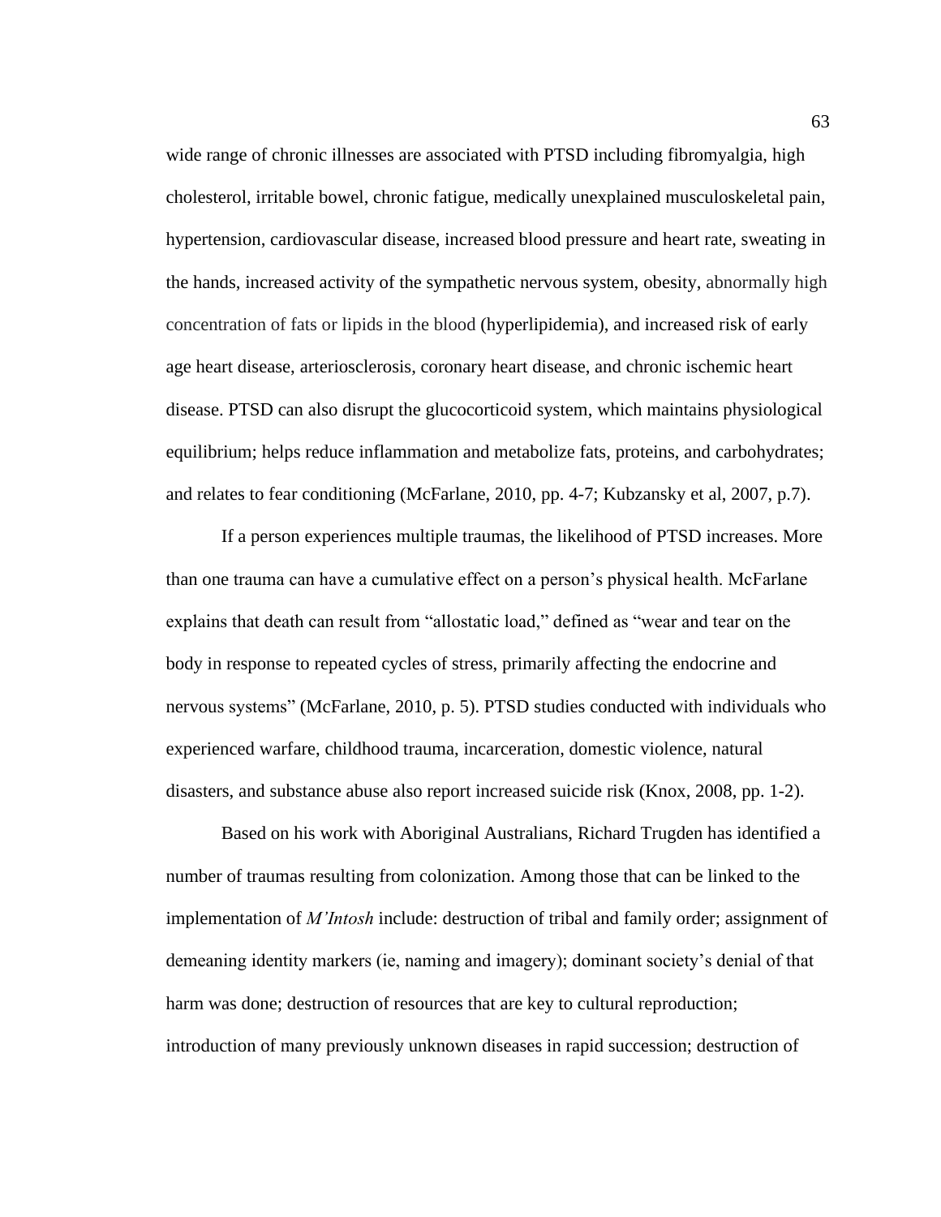wide range of chronic illnesses are associated with PTSD including fibromyalgia, high cholesterol, irritable bowel, chronic fatigue, medically unexplained musculoskeletal pain, hypertension, cardiovascular disease, increased blood pressure and heart rate, sweating in the hands, increased activity of the sympathetic nervous system, obesity, abnormally high concentration of fats or lipids in the blood (hyperlipidemia), and increased risk of early age heart disease, arteriosclerosis, coronary heart disease, and chronic ischemic heart disease. PTSD can also disrupt the glucocorticoid system, which maintains physiological equilibrium; helps reduce inflammation and metabolize fats, proteins, and carbohydrates; and relates to fear conditioning (McFarlane, 2010, pp. 4-7; Kubzansky et al, 2007, p.7).

If a person experiences multiple traumas, the likelihood of PTSD increases. More than one trauma can have a cumulative effect on a person's physical health. McFarlane explains that death can result from "allostatic load," defined as "wear and tear on the body in response to repeated cycles of stress, primarily affecting the endocrine and nervous systems" (McFarlane, 2010, p. 5). PTSD studies conducted with individuals who experienced warfare, childhood trauma, incarceration, domestic violence, natural disasters, and substance abuse also report increased suicide risk (Knox, 2008, pp. 1-2).

Based on his work with Aboriginal Australians, Richard Trugden has identified a number of traumas resulting from colonization. Among those that can be linked to the implementation of *M'Intosh* include: destruction of tribal and family order; assignment of demeaning identity markers (ie, naming and imagery); dominant society's denial of that harm was done; destruction of resources that are key to cultural reproduction; introduction of many previously unknown diseases in rapid succession; destruction of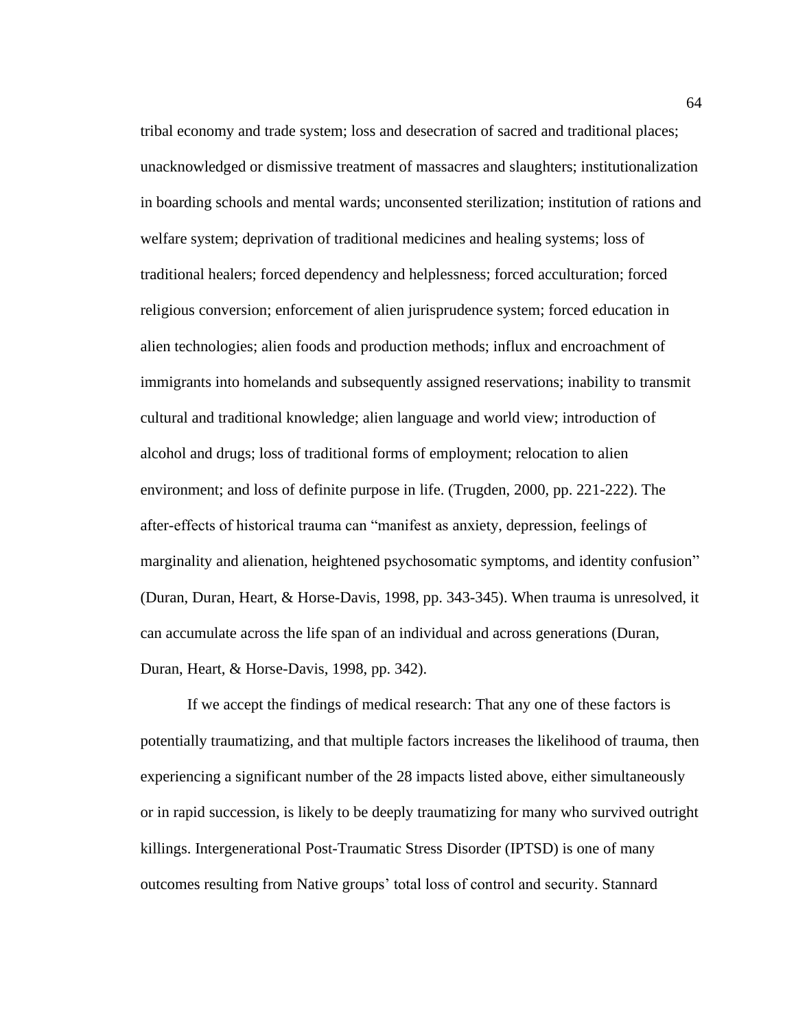tribal economy and trade system; loss and desecration of sacred and traditional places; unacknowledged or dismissive treatment of massacres and slaughters; institutionalization in boarding schools and mental wards; unconsented sterilization; institution of rations and welfare system; deprivation of traditional medicines and healing systems; loss of traditional healers; forced dependency and helplessness; forced acculturation; forced religious conversion; enforcement of alien jurisprudence system; forced education in alien technologies; alien foods and production methods; influx and encroachment of immigrants into homelands and subsequently assigned reservations; inability to transmit cultural and traditional knowledge; alien language and world view; introduction of alcohol and drugs; loss of traditional forms of employment; relocation to alien environment; and loss of definite purpose in life. (Trugden, 2000, pp. 221-222). The after-effects of historical trauma can "manifest as anxiety, depression, feelings of marginality and alienation, heightened psychosomatic symptoms, and identity confusion" (Duran, Duran, Heart, & Horse-Davis, 1998, pp. 343-345). When trauma is unresolved, it can accumulate across the life span of an individual and across generations (Duran, Duran, Heart, & Horse-Davis, 1998, pp. 342).

If we accept the findings of medical research: That any one of these factors is potentially traumatizing, and that multiple factors increases the likelihood of trauma, then experiencing a significant number of the 28 impacts listed above, either simultaneously or in rapid succession, is likely to be deeply traumatizing for many who survived outright killings. Intergenerational Post-Traumatic Stress Disorder (IPTSD) is one of many outcomes resulting from Native groups' total loss of control and security. Stannard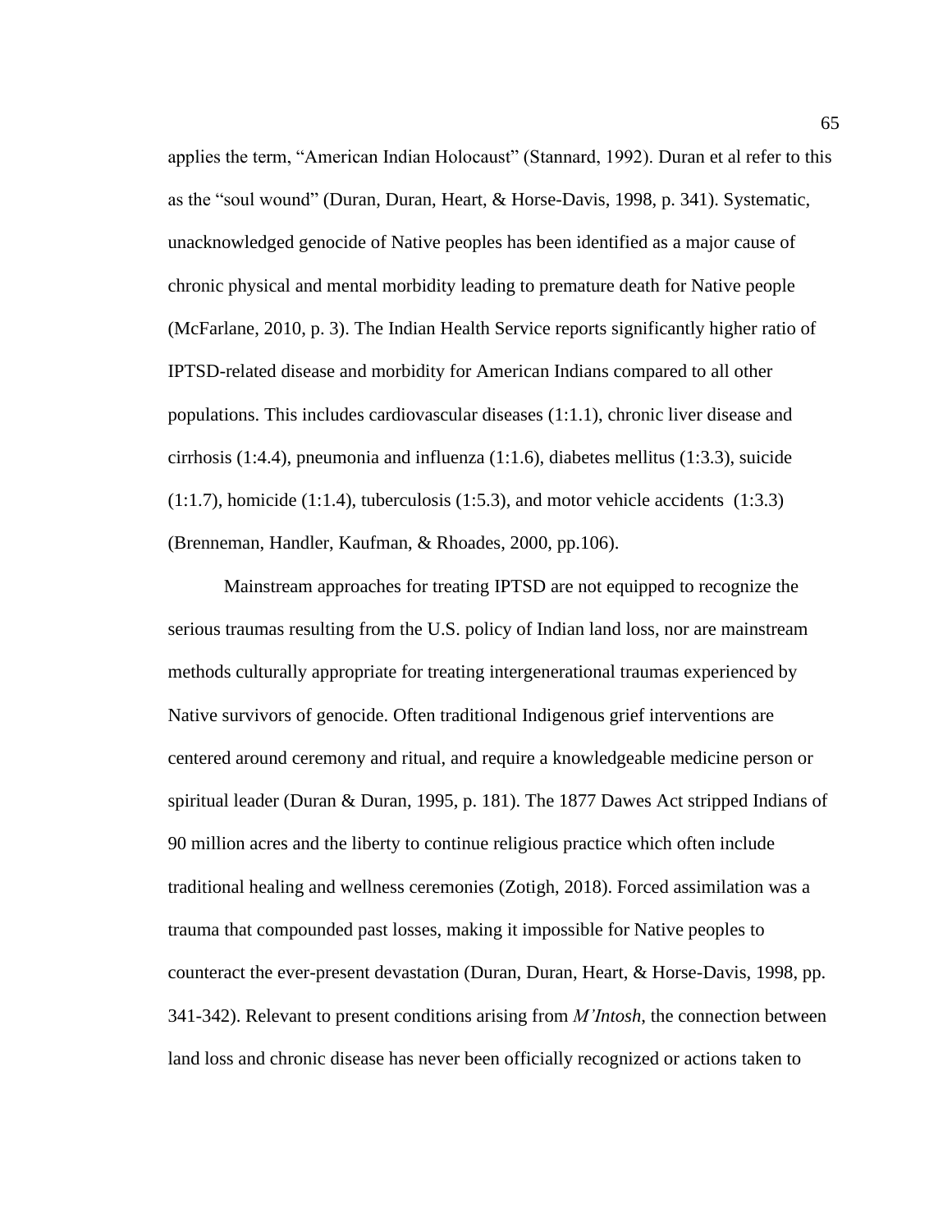applies the term, "American Indian Holocaust" (Stannard, 1992). Duran et al refer to this as the "soul wound" (Duran, Duran, Heart, & Horse-Davis, 1998, p. 341). Systematic, unacknowledged genocide of Native peoples has been identified as a major cause of chronic physical and mental morbidity leading to premature death for Native people (McFarlane, 2010, p. 3). The Indian Health Service reports significantly higher ratio of IPTSD-related disease and morbidity for American Indians compared to all other populations. This includes cardiovascular diseases (1:1.1), chronic liver disease and cirrhosis (1:4.4), pneumonia and influenza (1:1.6), diabetes mellitus (1:3.3), suicide (1:1.7), homicide (1:1.4), tuberculosis (1:5.3), and motor vehicle accidents (1:3.3) (Brenneman, Handler, Kaufman, & Rhoades, 2000, pp.106).

Mainstream approaches for treating IPTSD are not equipped to recognize the serious traumas resulting from the U.S. policy of Indian land loss, nor are mainstream methods culturally appropriate for treating intergenerational traumas experienced by Native survivors of genocide. Often traditional Indigenous grief interventions are centered around ceremony and ritual, and require a knowledgeable medicine person or spiritual leader (Duran & Duran, 1995, p. 181). The 1877 Dawes Act stripped Indians of 90 million acres and the liberty to continue religious practice which often include traditional healing and wellness ceremonies (Zotigh, 2018). Forced assimilation was a trauma that compounded past losses, making it impossible for Native peoples to counteract the ever-present devastation (Duran, Duran, Heart, & Horse-Davis, 1998, pp. 341-342). Relevant to present conditions arising from *M'Intosh*, the connection between land loss and chronic disease has never been officially recognized or actions taken to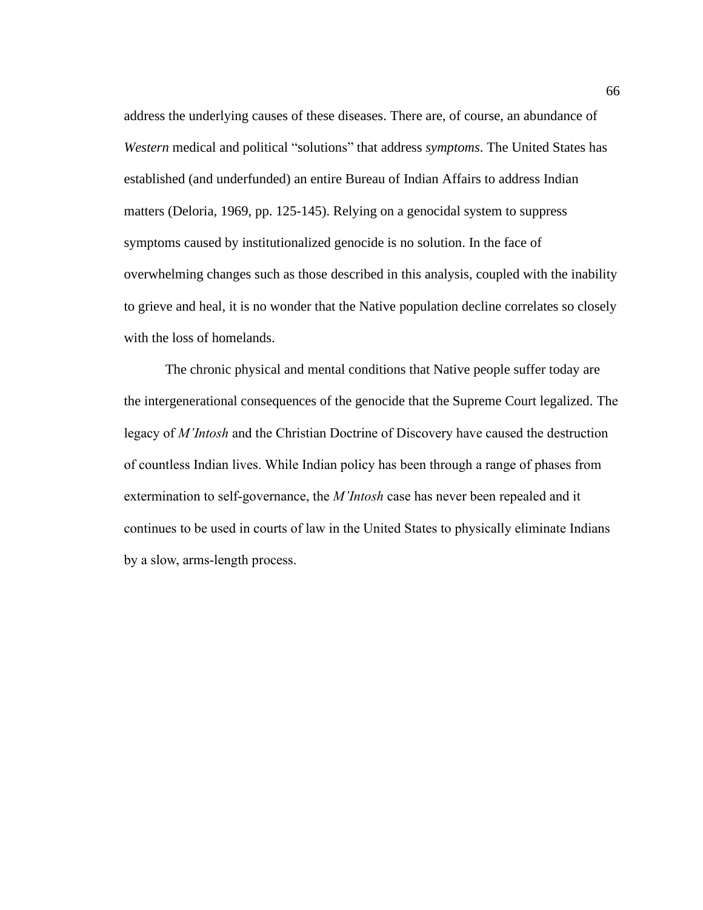address the underlying causes of these diseases. There are, of course, an abundance of *Western* medical and political “solutions” that address *symptoms*. The United States has established (and underfunded) an entire Bureau of Indian Affairs to address Indian matters (Deloria, 1969, pp. 125-145). Relying on a genocidal system to suppress symptoms caused by institutionalized genocide is no solution. In the face of overwhelming changes such as those described in this analysis, coupled with the inability to grieve and heal, it is no wonder that the Native population decline correlates so closely with the loss of homelands.

The chronic physical and mental conditions that Native people suffer today are the intergenerational consequences of the genocide that the Supreme Court legalized. The legacy of *M’Intosh* and the Christian Doctrine of Discovery have caused the destruction of countless Indian lives. While Indian policy has been through a range of phases from extermination to self-governance, the *M’Intosh* case has never been repealed and it continues to be used in courts of law in the United States to physically eliminate Indians by a slow, arms-length process.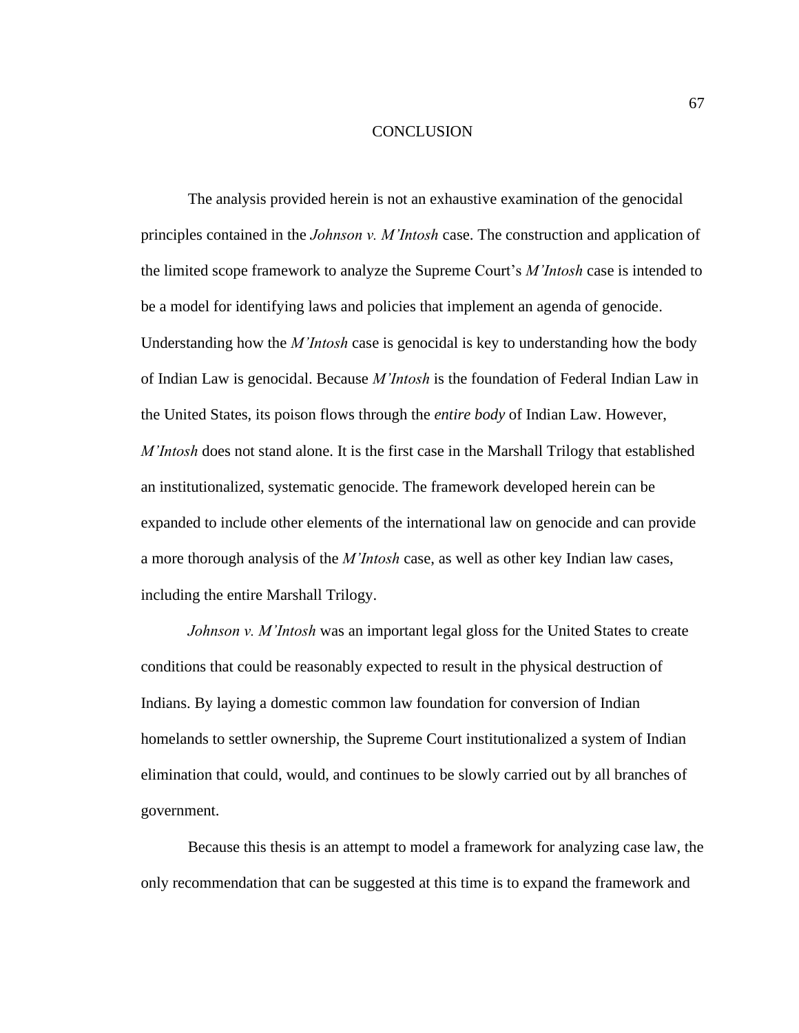# CONCLUSION

The analysis provided herein is not an exhaustive examination of the genocidal principles contained in the *Johnson v. M'Intosh* case. The construction and application of the limited scope framework to analyze the Supreme Court's *M'Intosh* case is intended to be a model for identifying laws and policies that implement an agenda of genocide. Understanding how the *M'Intosh* case is genocidal is key to understanding how the body of Indian Law is genocidal. Because *M'Intosh* is the foundation of Federal Indian Law in the United States, its poison flows through the *entire body* of Indian Law. However, *M'Intosh* does not stand alone. It is the first case in the Marshall Trilogy that established an institutionalized, systematic genocide. The framework developed herein can be expanded to include other elements of the international law on genocide and can provide a more thorough analysis of the *M'Intosh* case, as well as other key Indian law cases, including the entire Marshall Trilogy.

*Johnson v. M'Intosh* was an important legal gloss for the United States to create conditions that could be reasonably expected to result in the physical destruction of Indians. By laying a domestic common law foundation for conversion of Indian homelands to settler ownership, the Supreme Court institutionalized a system of Indian elimination that could, would, and continues to be slowly carried out by all branches of government.

Because this thesis is an attempt to model a framework for analyzing case law, the only recommendation that can be suggested at this time is to expand the framework and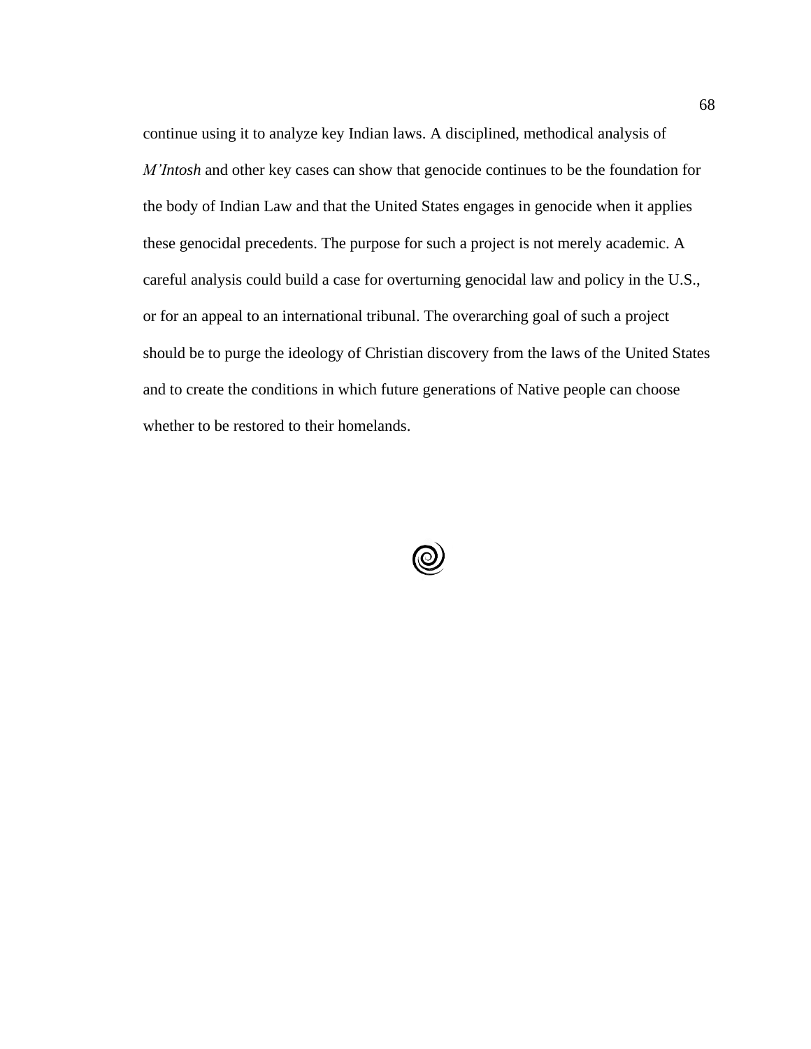continue using it to analyze key Indian laws. A disciplined, methodical analysis of *M'Intosh* and other key cases can show that genocide continues to be the foundation for the body of Indian Law and that the United States engages in genocide when it applies these genocidal precedents. The purpose for such a project is not merely academic. A careful analysis could build a case for overturning genocidal law and policy in the U.S., or for an appeal to an international tribunal. The overarching goal of such a project should be to purge the ideology of Christian discovery from the laws of the United States and to create the conditions in which future generations of Native people can choose whether to be restored to their homelands.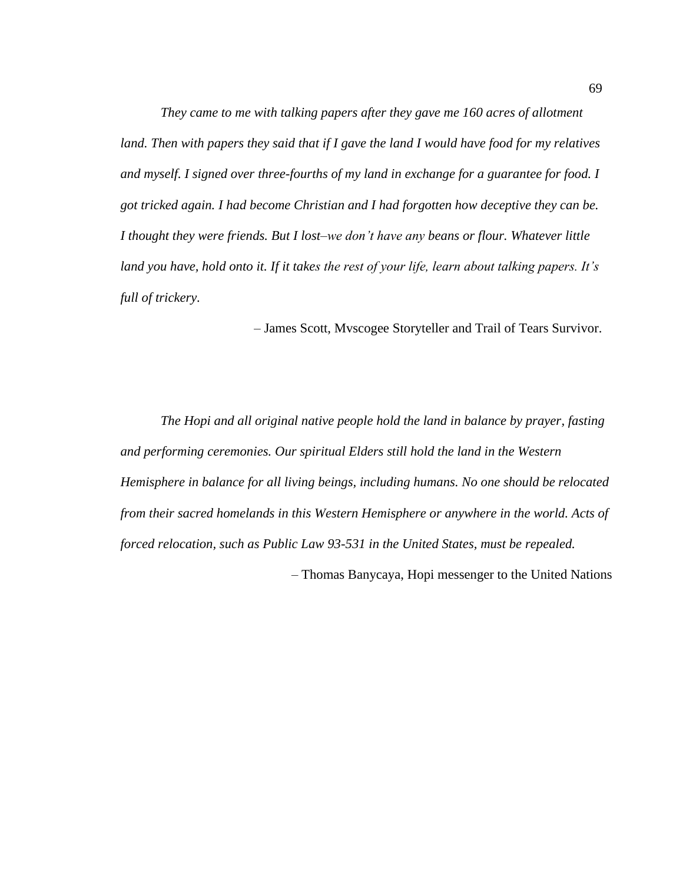*They came to me with talking papers after they gave me 160 acres of allotment land. Then with papers they said that if I gave the land I would have food for my relatives and myself. I signed over three-fourths of my land in exchange for a guarantee for food. I got tricked again. I had become Christian and I had forgotten how deceptive they can be. I thought they were friends. But I lost–we don't have any beans or flour. Whatever little land you have, hold onto it. If it takes the rest of your life, learn about talking papers. It's full of trickery.*

– James Scott, Mvscogee Storyteller and Trail of Tears Survivor.

*The Hopi and all original native people hold the land in balance by prayer, fasting and performing ceremonies. Our spiritual Elders still hold the land in the Western Hemisphere in balance for all living beings, including humans. No one should be relocated from their sacred homelands in this Western Hemisphere or anywhere in the world. Acts of forced relocation, such as Public Law 93-531 in the United States, must be repealed.*

– Thomas Banycaya, Hopi messenger to the United Nations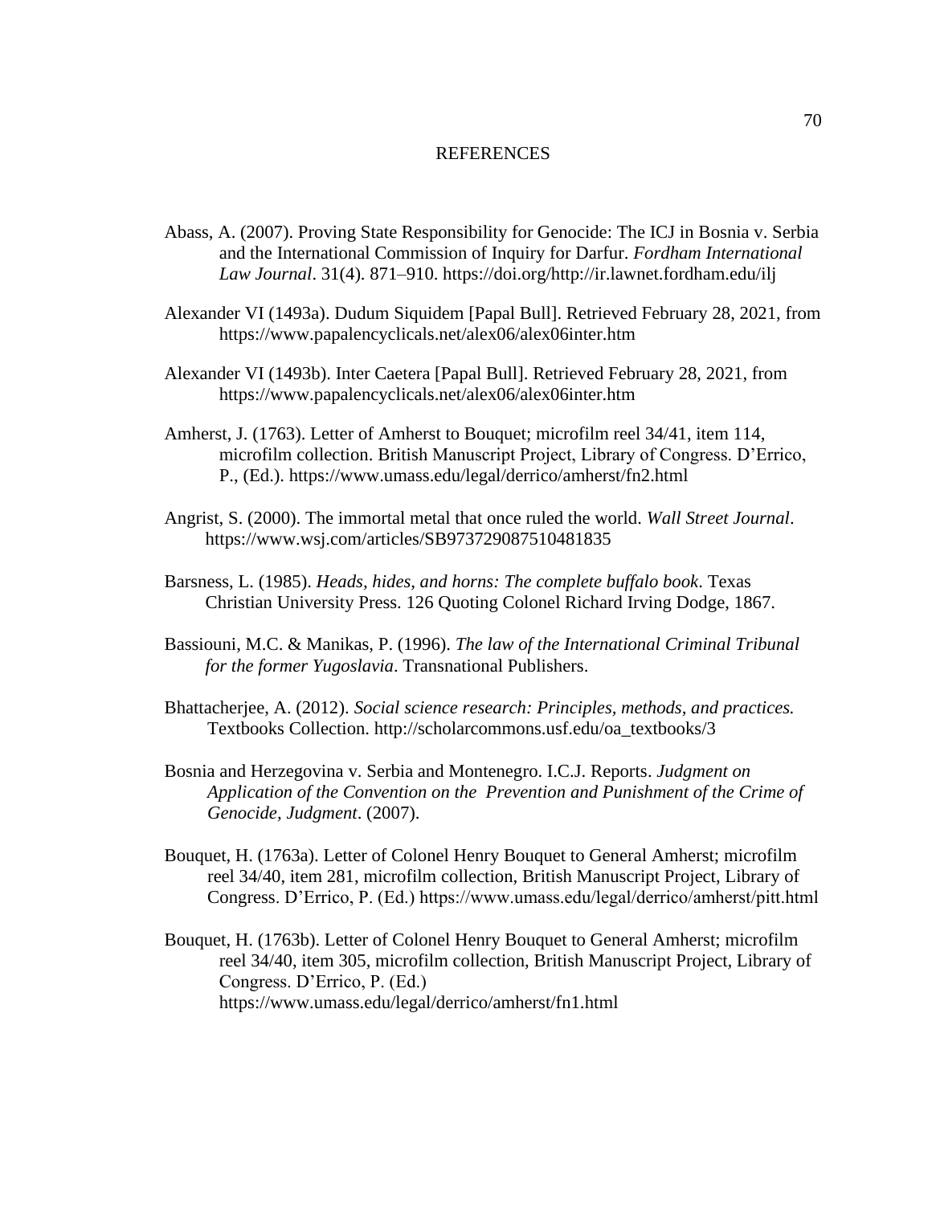# REFERENCES

Abass, A. (2007). Proving State Responsibility for Genocide: The ICJ in Bosnia v. Serbia and the International Commission of Inquiry for Darfur. *Fordham International Law Journal*. 31(4). 871–910. https://doi.org/http://ir.lawnet.fordham.edu/ilj

Alexander VI (1493a). Dudum Siquidem [Papal Bull]. Retrieved February 28, 2021, from https://www.papalencyclicals.net/alex06/alex06inter.htm

Alexander VI (1493b). Inter Caetera [Papal Bull]. Retrieved February 28, 2021, from https://www.papalencyclicals.net/alex06/alex06inter.htm

Amherst, J. (1763). Letter of Amherst to Bouquet; microfilm reel 34/41, item 114, microfilm collection. British Manuscript Project, Library of Congress. D'Errico, P., (Ed.). https://www.umass.edu/legal/derrico/amherst/fn2.html

Angrist, S. (2000). The immortal metal that once ruled the world. *Wall Street Journal*. https://www.wsj.com/articles/SB973729087510481835

Barsness, L. (1985). *Heads, hides, and horns: The complete buffalo book*. Texas Christian University Press. 126 Quoting Colonel Richard Irving Dodge, 1867.

Bassiouni, M.C. & Manikas, P. (1996). *The law of the International Criminal Tribunal for the former Yugoslavia*. Transnational Publishers.

Bhattacherjee, A. (2012). *Social science research: Principles, methods, and practices.* Textbooks Collection. http://scholarcommons.usf.edu/oa_textbooks/3

Bosnia and Herzegovina v. Serbia and Montenegro. I.C.J. Reports. *Judgment on Application of the Convention on the Prevention and Punishment of the Crime of Genocide, Judgment*. (2007).

Bouquet, H. (1763a). Letter of Colonel Henry Bouquet to General Amherst; microfilm reel 34/40, item 281, microfilm collection, British Manuscript Project, Library of Congress. D'Errico, P. (Ed.) https://www.umass.edu/legal/derrico/amherst/pitt.html

Bouquet, H. (1763b). Letter of Colonel Henry Bouquet to General Amherst; microfilm reel 34/40, item 305, microfilm collection, British Manuscript Project, Library of Congress. D'Errico, P. (Ed.) https://www.umass.edu/legal/derrico/amherst/fn1.html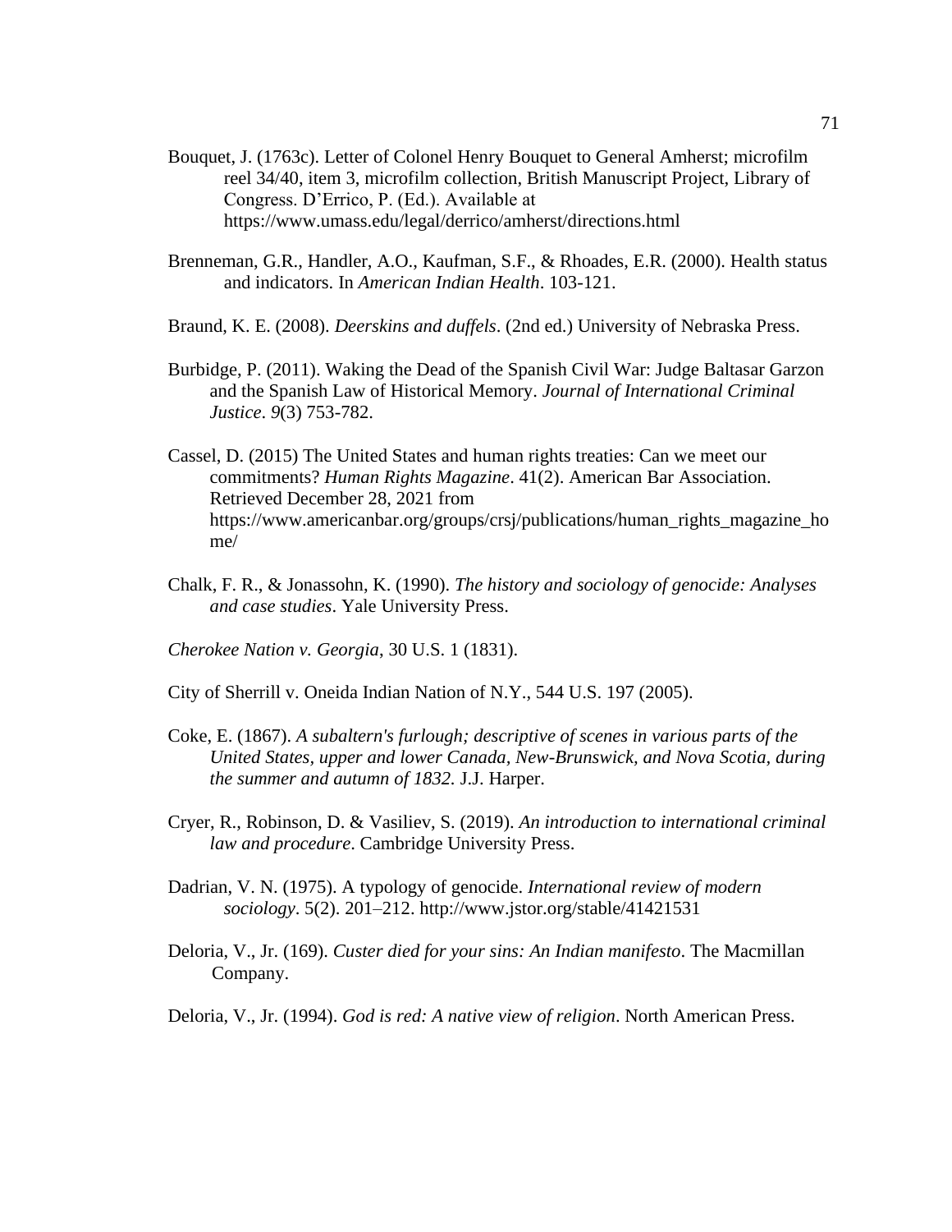Bouquet, J. (1763c). Letter of Colonel Henry Bouquet to General Amherst; microfilm reel 34/40, item 3, microfilm collection, British Manuscript Project, Library of Congress. D'Errico, P. (Ed.). Available at https://www.umass.edu/legal/derrico/amherst/directions.html

Brenneman, G.R., Handler, A.O., Kaufman, S.F., & Rhoades, E.R. (2000). Health status and indicators. In *American Indian Health*. 103-121.

Braund, K. E. (2008). *Deerskins and duffels*. (2nd ed.) University of Nebraska Press.

Burbidge, P. (2011). Waking the Dead of the Spanish Civil War: Judge Baltasar Garzon and the Spanish Law of Historical Memory. *Journal of International Criminal Justice*. *9*(3) 753-782.

Cassel, D. (2015) The United States and human rights treaties: Can we meet our commitments? *Human Rights Magazine*. 41(2). American Bar Association. Retrieved December 28, 2021 from https://www.americanbar.org/groups/crsj/publications/human_rights_magazine_home/

Chalk, F. R., & Jonassohn, K. (1990). *The history and sociology of genocide: Analyses and case studies*. Yale University Press.

*Cherokee Nation v. Georgia*, 30 U.S. 1 (1831).

City of Sherrill v. Oneida Indian Nation of N.Y., 544 U.S. 197 (2005).

Coke, E. (1867). *A subaltern's furlough; descriptive of scenes in various parts of the United States, upper and lower Canada, New-Brunswick, and Nova Scotia, during the summer and autumn of 1832*. J.J. Harper.

Cryer, R., Robinson, D. & Vasiliev, S. (2019). *An introduction to international criminal law and procedure*. Cambridge University Press.

Dadrian, V. N. (1975). A typology of genocide. *International review of modern sociology*. 5(2). 201–212. http://www.jstor.org/stable/41421531

Deloria, V., Jr. (169). *Custer died for your sins: An Indian manifesto*. The Macmillan Company.

Deloria, V., Jr. (1994). *God is red: A native view of religion*. North American Press.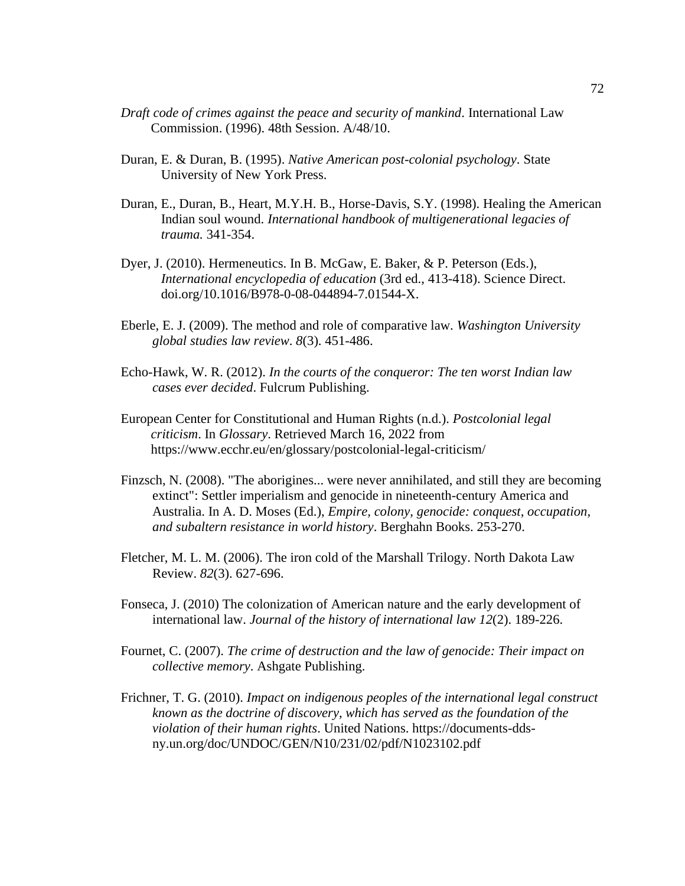*Draft code of crimes against the peace and security of mankind*. International Law Commission. (1996). 48th Session. A/48/10.

Duran, E. & Duran, B. (1995). *Native American post-colonial psychology*. State University of New York Press.

Duran, E., Duran, B., Heart, M.Y.H. B., Horse-Davis, S.Y. (1998). Healing the American Indian soul wound. *International handbook of multigenerational legacies of trauma.* 341-354.

Dyer, J. (2010). Hermeneutics. In B. McGaw, E. Baker, & P. Peterson (Eds.), *International encyclopedia of education* (3rd ed., 413-418). Science Direct. doi.org/10.1016/B978-0-08-044894-7.01544-X.

Eberle, E. J. (2009). The method and role of comparative law. *Washington University global studies law review*. *8*(3). 451-486.

Echo-Hawk, W. R. (2012). *In the courts of the conqueror: The ten worst Indian law cases ever decided*. Fulcrum Publishing.

European Center for Constitutional and Human Rights (n.d.). *Postcolonial legal criticism*. In *Glossary*. Retrieved March 16, 2022 from https://www.ecchr.eu/en/glossary/postcolonial-legal-criticism/

Finzsch, N. (2008). "The aborigines... were never annihilated, and still they are becoming extinct": Settler imperialism and genocide in nineteenth-century America and Australia. In A. D. Moses (Ed.), *Empire, colony, genocide: conquest, occupation, and subaltern resistance in world history*. Berghahn Books. 253-270.

Fletcher, M. L. M. (2006). The iron cold of the Marshall Trilogy. North Dakota Law Review. *82*(3). 627-696.

Fonseca, J. (2010) The colonization of American nature and the early development of international law. *Journal of the history of international law 12*(2). 189-226.

Fournet, C. (2007). *The crime of destruction and the law of genocide: Their impact on collective memory*. Ashgate Publishing.

Frichner, T. G. (2010). *Impact on indigenous peoples of the international legal construct known as the doctrine of discovery, which has served as the foundation of the violation of their human rights*. United Nations. https://documents-dds-ny.un.org/doc/UNDOC/GEN/N10/231/02/pdf/N1023102.pdf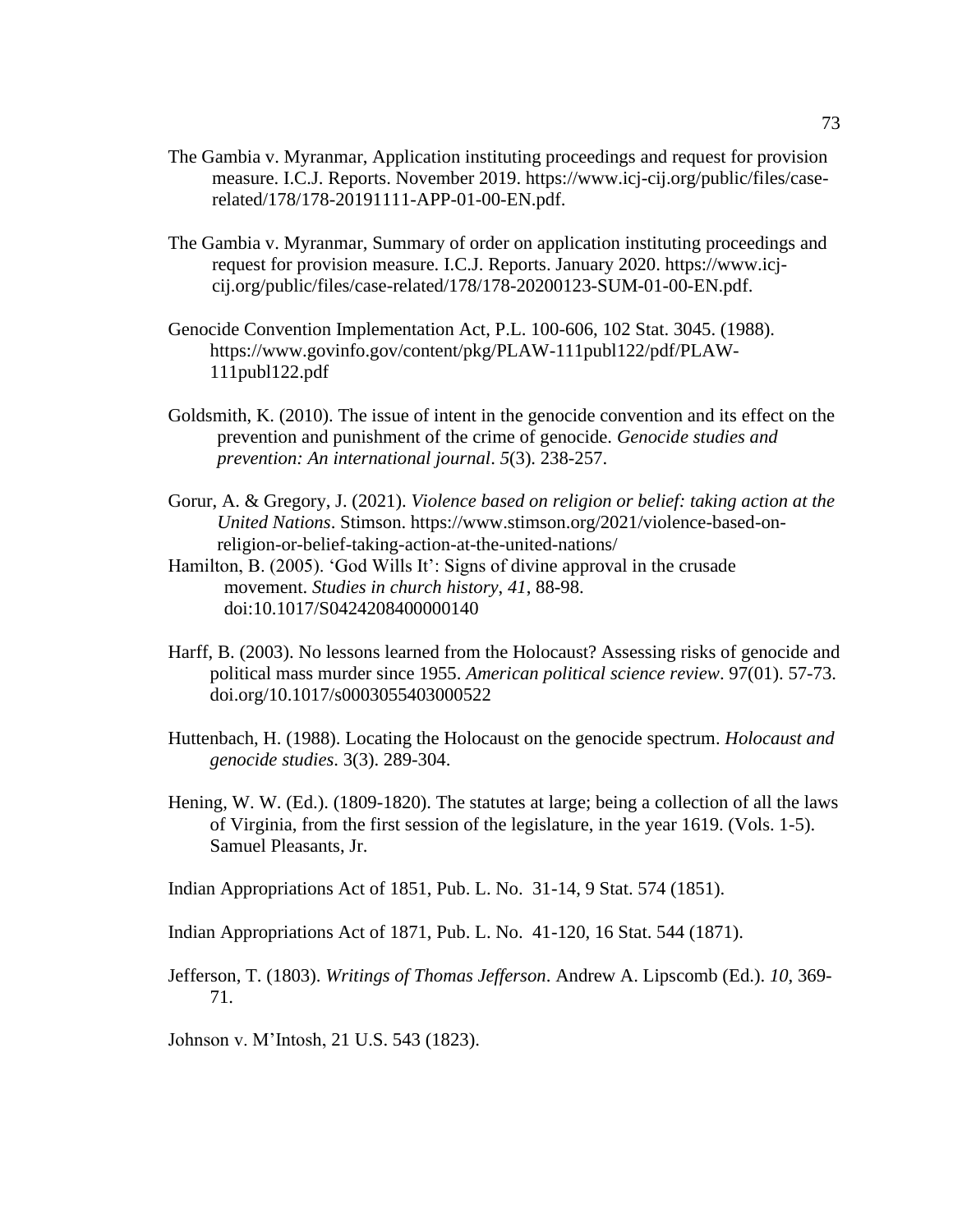The Gambia v. Myranmar, Application instituting proceedings and request for provision measure. I.C.J. Reports. November 2019. https://www.icj-cij.org/public/files/case-related/178/178-20191111-APP-01-00-EN.pdf.

The Gambia v. Myranmar, Summary of order on application instituting proceedings and request for provision measure. I.C.J. Reports. January 2020. https://www.icj-cij.org/public/files/case-related/178/178-20200123-SUM-01-00-EN.pdf.

Genocide Convention Implementation Act, P.L. 100-606, 102 Stat. 3045. (1988). https://www.govinfo.gov/content/pkg/PLAW-111publ122/pdf/PLAW-111publ122.pdf

Goldsmith, K. (2010). The issue of intent in the genocide convention and its effect on the prevention and punishment of the crime of genocide. *Genocide studies and prevention: An international journal*. *5*(3). 238-257.

Gorur, A. & Gregory, J. (2021). *Violence based on religion or belief: taking action at the United Nations*. Stimson. https://www.stimson.org/2021/violence-based-on-religion-or-belief-taking-action-at-the-united-nations/

Hamilton, B. (2005). 'God Wills It': Signs of divine approval in the crusade movement. *Studies in church history*, *41*, 88-98. doi:10.1017/S0424208400000140

Harff, B. (2003). No lessons learned from the Holocaust? Assessing risks of genocide and political mass murder since 1955. *American political science review*. 97(01). 57-73. doi.org/10.1017/s0003055403000522

Huttenbach, H. (1988). Locating the Holocaust on the genocide spectrum. *Holocaust and genocide studies*. 3(3). 289-304.

Hening, W. W. (Ed.). (1809-1820). The statutes at large; being a collection of all the laws of Virginia, from the first session of the legislature, in the year 1619. (Vols. 1-5). Samuel Pleasants, Jr.

Indian Appropriations Act of 1851, Pub. L. No. 31-14, 9 Stat. 574 (1851).

Indian Appropriations Act of 1871, Pub. L. No. 41-120, 16 Stat. 544 (1871).

Jefferson, T. (1803). *Writings of Thomas Jefferson*. Andrew A. Lipscomb (Ed.). *10*, 369-71.

Johnson v. M'Intosh, 21 U.S. 543 (1823).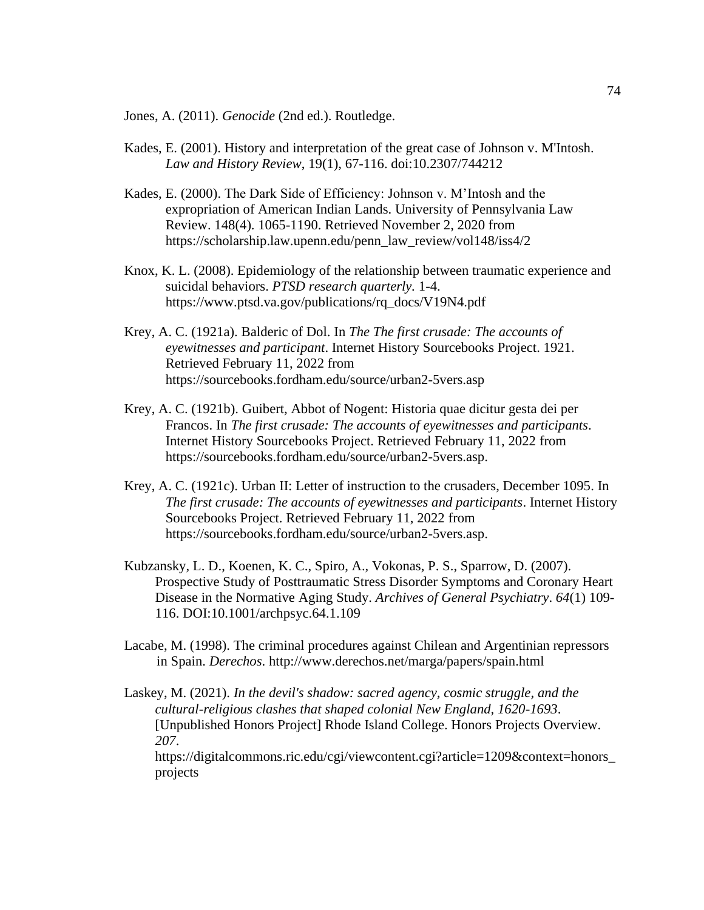Jones, A. (2011). *Genocide* (2nd ed.). Routledge.

Kades, E. (2001). History and interpretation of the great case of Johnson v. M'Intosh. *Law and History Review*, 19(1), 67-116. doi:10.2307/744212

Kades, E. (2000). The Dark Side of Efficiency: Johnson v. M'Intosh and the expropriation of American Indian Lands. University of Pennsylvania Law Review. 148(4). 1065-1190. Retrieved November 2, 2020 from https://scholarship.law.upenn.edu/penn_law_review/vol148/iss4/2

Knox, K. L. (2008). Epidemiology of the relationship between traumatic experience and suicidal behaviors. *PTSD research quarterly*. 1-4. https://www.ptsd.va.gov/publications/rq_docs/V19N4.pdf

Krey, A. C. (1921a). Balderic of Dol. In *The The first crusade: The accounts of eyewitnesses and participant*. Internet History Sourcebooks Project. 1921. Retrieved February 11, 2022 from https://sourcebooks.fordham.edu/source/urban2-5vers.asp

Krey, A. C. (1921b). Guibert, Abbot of Nogent: Historia quae dicitur gesta dei per Francos. In *The first crusade: The accounts of eyewitnesses and participants*. Internet History Sourcebooks Project. Retrieved February 11, 2022 from https://sourcebooks.fordham.edu/source/urban2-5vers.asp.

Krey, A. C. (1921c). Urban II: Letter of instruction to the crusaders, December 1095. In *The first crusade: The accounts of eyewitnesses and participants*. Internet History Sourcebooks Project. Retrieved February 11, 2022 from https://sourcebooks.fordham.edu/source/urban2-5vers.asp.

Kubzansky, L. D., Koenen, K. C., Spiro, A., Vokonas, P. S., Sparrow, D. (2007). Prospective Study of Posttraumatic Stress Disorder Symptoms and Coronary Heart Disease in the Normative Aging Study. *Archives of General Psychiatry*. *64*(1) 109-116. DOI:10.1001/archpsyc.64.1.109

Lacabe, M. (1998). The criminal procedures against Chilean and Argentinian repressors in Spain. *Derechos*. http://www.derechos.net/marga/papers/spain.html

Laskey, M. (2021). *In the devil's shadow: sacred agency, cosmic struggle, and the cultural-religious clashes that shaped colonial New England, 1620-1693*. [Unpublished Honors Project] Rhode Island College. Honors Projects Overview. *207*. https://digitalcommons.ric.edu/cgi/viewcontent.cgi?article=1209&context=honors_projects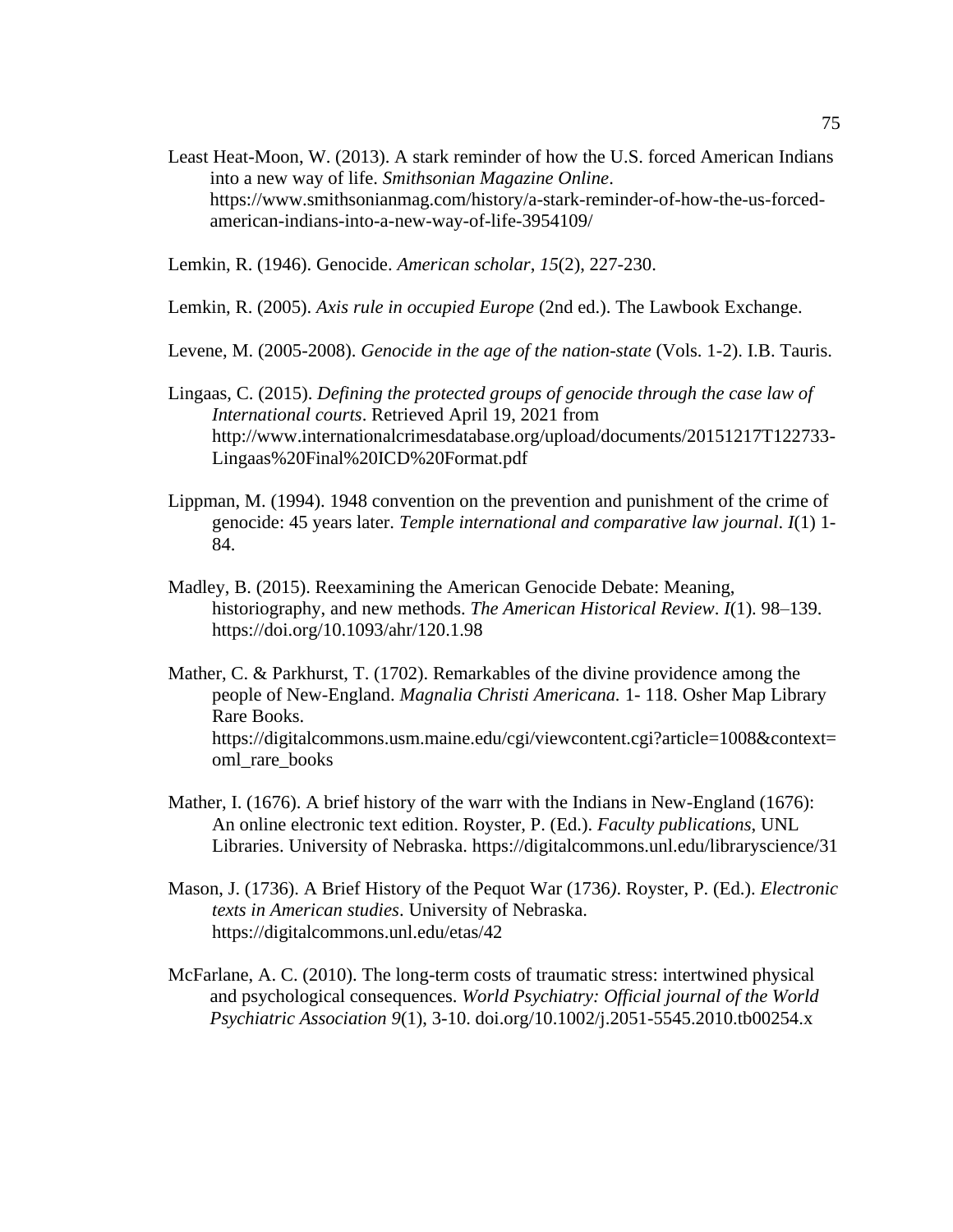Least Heat-Moon, W. (2013). A stark reminder of how the U.S. forced American Indians into a new way of life. *Smithsonian Magazine Online*. https://www.smithsonianmag.com/history/a-stark-reminder-of-how-the-us-forced-american-indians-into-a-new-way-of-life-3954109/

Lemkin, R. (1946). Genocide. *American scholar*, *15*(2), 227-230.

Lemkin, R. (2005). *Axis rule in occupied Europe* (2nd ed.). The Lawbook Exchange.

Levene, M. (2005-2008). *Genocide in the age of the nation-state* (Vols. 1-2). I.B. Tauris.

Lingaas, C. (2015). *Defining the protected groups of genocide through the case law of International courts*. Retrieved April 19, 2021 from http://www.internationalcrimesdatabase.org/upload/documents/20151217T122733-Lingaas%20Final%20ICD%20Format.pdf

Lippman, M. (1994). 1948 convention on the prevention and punishment of the crime of genocide: 45 years later. *Temple international and comparative law journal*. *I*(1) 1-84.

Madley, B. (2015). Reexamining the American Genocide Debate: Meaning, historiography, and new methods. *The American Historical Review*. *I*(1). 98–139. https://doi.org/10.1093/ahr/120.1.98

Mather, C. & Parkhurst, T. (1702). Remarkables of the divine providence among the people of New-England. *Magnalia Christi Americana.* 1- 118. Osher Map Library Rare Books. https://digitalcommons.usm.maine.edu/cgi/viewcontent.cgi?article=1008&context=oml_rare_books

Mather, I. (1676). A brief history of the warr with the Indians in New-England (1676): An online electronic text edition. Royster, P. (Ed.). *Faculty publications*, UNL Libraries. University of Nebraska. https://digitalcommons.unl.edu/libraryscience/31

Mason, J. (1736). A Brief History of the Pequot War (1736*)*. Royster, P. (Ed.). *Electronic texts in American studies*. University of Nebraska. https://digitalcommons.unl.edu/etas/42

McFarlane, A. C. (2010). The long-term costs of traumatic stress: intertwined physical and psychological consequences. *World Psychiatry: Official journal of the World Psychiatric Association 9*(1), 3-10. doi.org/10.1002/j.2051-5545.2010.tb00254.x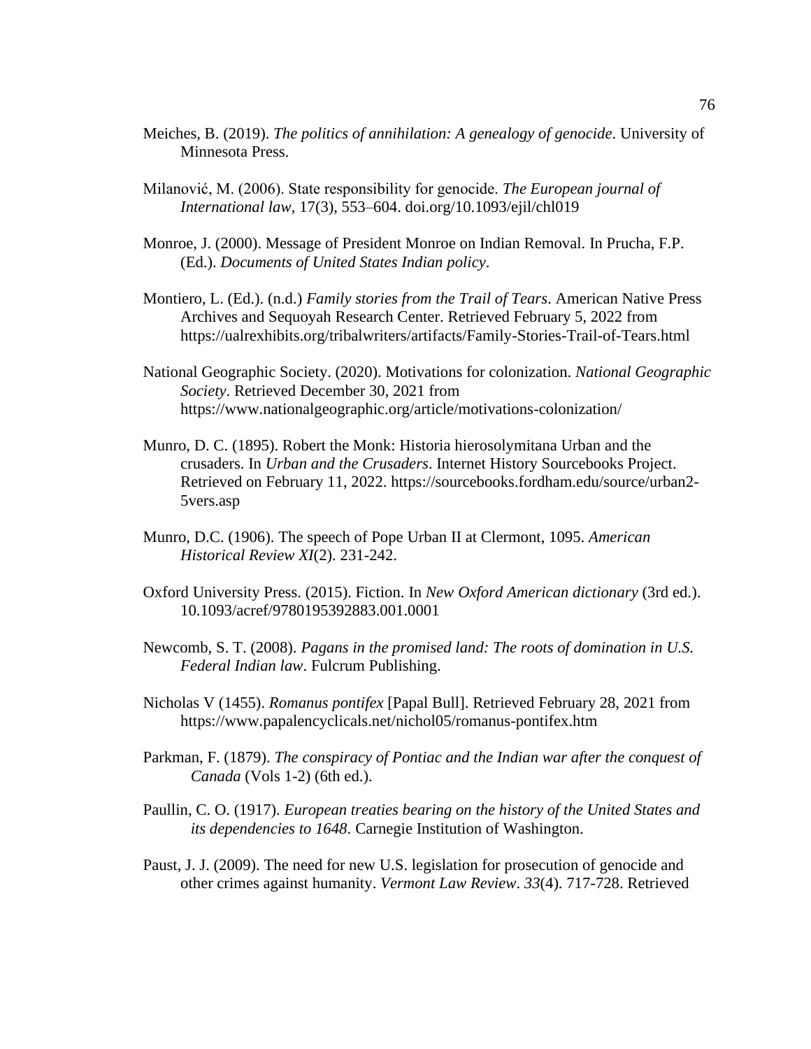Meiches, B. (2019). *The politics of annihilation: A genealogy of genocide*. University of Minnesota Press.

Milanović, M. (2006). State responsibility for genocide. *The European journal of International law*, 17(3), 553–604. doi.org/10.1093/ejil/chl019

Monroe, J. (2000). Message of President Monroe on Indian Removal. In Prucha, F.P. (Ed.). *Documents of United States Indian policy*.

Montiero, L. (Ed.). (n.d.) *Family stories from the Trail of Tears*. American Native Press Archives and Sequoyah Research Center. Retrieved February 5, 2022 from https://ualrexhibits.org/tribalwriters/artifacts/Family-Stories-Trail-of-Tears.html

National Geographic Society. (2020). Motivations for colonization. *National Geographic Society*. Retrieved December 30, 2021 from https://www.nationalgeographic.org/article/motivations-colonization/

Munro, D. C. (1895). Robert the Monk: Historia hierosolymitana Urban and the crusaders. In *Urban and the Crusaders*. Internet History Sourcebooks Project. Retrieved on February 11, 2022. https://sourcebooks.fordham.edu/source/urban2-5vers.asp

Munro, D.C. (1906). The speech of Pope Urban II at Clermont, 1095. *American Historical Review XI*(2). 231-242.

Oxford University Press. (2015). Fiction. In *New Oxford American dictionary* (3rd ed.). 10.1093/acref/9780195392883.001.0001

Newcomb, S. T. (2008). *Pagans in the promised land: The roots of domination in U.S. Federal Indian law*. Fulcrum Publishing.

Nicholas V (1455). *Romanus pontifex* [Papal Bull]. Retrieved February 28, 2021 from https://www.papalencyclicals.net/nichol05/romanus-pontifex.htm

Parkman, F. (1879). *The conspiracy of Pontiac and the Indian war after the conquest of Canada* (Vols 1-2) (6th ed.).

Paullin, C. O. (1917). *European treaties bearing on the history of the United States and its dependencies to 1648*. Carnegie Institution of Washington.

Paust, J. J. (2009). The need for new U.S. legislation for prosecution of genocide and other crimes against humanity. *Vermont Law Review*. *33*(4). 717-728. Retrieved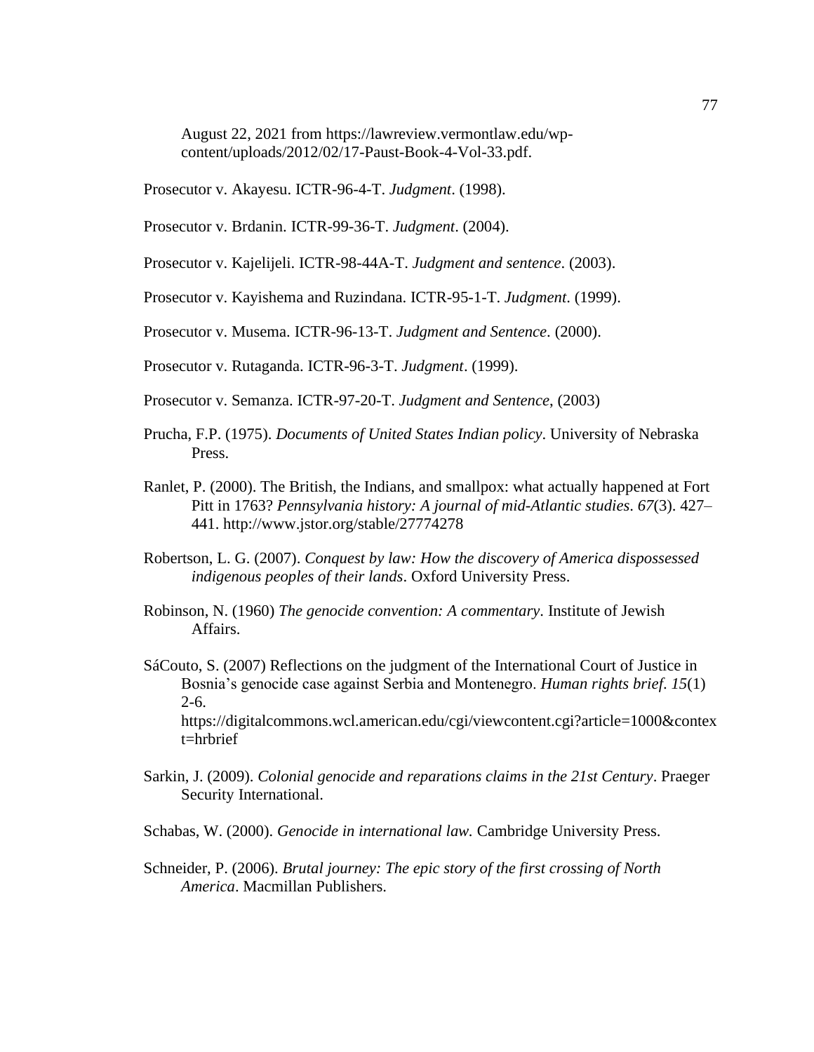August 22, 2021 from https://lawreview.vermontlaw.edu/wp-content/uploads/2012/02/17-Paust-Book-4-Vol-33.pdf.

Prosecutor v. Akayesu. ICTR-96-4-T. *Judgment*. (1998).

Prosecutor v. Brdanin. ICTR-99-36-T. *Judgment*. (2004).

Prosecutor v. Kajelijeli. ICTR-98-44A-T. *Judgment and sentence*. (2003).

Prosecutor v. Kayishema and Ruzindana. ICTR-95-1-T. *Judgment*. (1999).

Prosecutor v. Musema. ICTR-96-13-T. *Judgment and Sentence*. (2000).

Prosecutor v. Rutaganda. ICTR-96-3-T. *Judgment*. (1999).

Prosecutor v. Semanza. ICTR-97-20-T. *Judgment and Sentence*, (2003)

Prucha, F.P. (1975). *Documents of United States Indian policy*. University of Nebraska Press.

Ranlet, P. (2000). The British, the Indians, and smallpox: what actually happened at Fort Pitt in 1763? *Pennsylvania history: A journal of mid-Atlantic studies*. *67*(3). 427–441. http://www.jstor.org/stable/27774278

Robertson, L. G. (2007). *Conquest by law: How the discovery of America dispossessed indigenous peoples of their lands*. Oxford University Press.

Robinson, N. (1960) *The genocide convention: A commentary*. Institute of Jewish Affairs.

SáCouto, S. (2007) Reflections on the judgment of the International Court of Justice in Bosnia's genocide case against Serbia and Montenegro. *Human rights brief*. *15*(1) 2-6. https://digitalcommons.wcl.american.edu/cgi/viewcontent.cgi?article=1000&context=hrbrief

Sarkin, J. (2009). *Colonial genocide and reparations claims in the 21st Century*. Praeger Security International.

Schabas, W. (2000). *Genocide in international law.* Cambridge University Press.

Schneider, P. (2006). *Brutal journey: The epic story of the first crossing of North America*. Macmillan Publishers.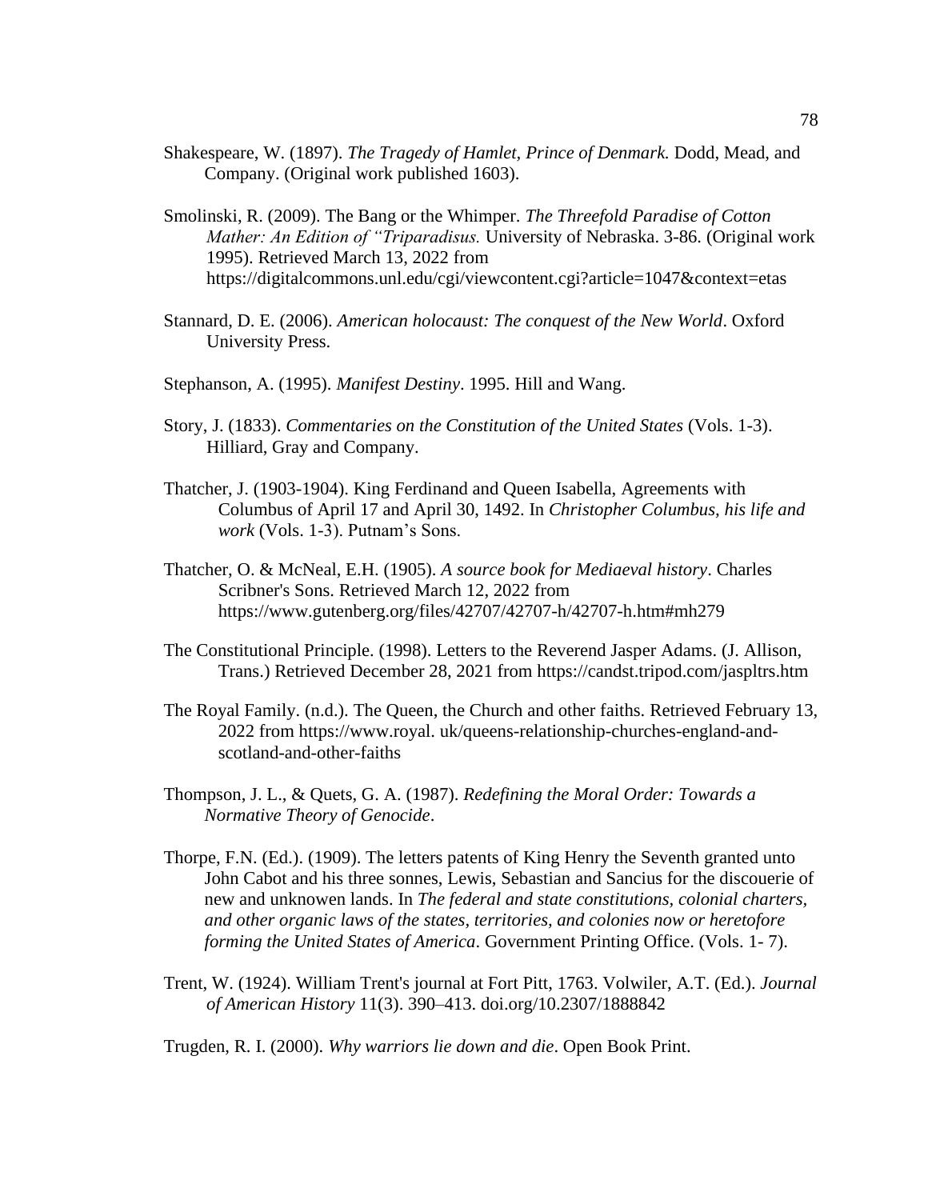Shakespeare, W. (1897). *The Tragedy of Hamlet, Prince of Denmark.* Dodd, Mead, and Company. (Original work published 1603).

Smolinski, R. (2009). The Bang or the Whimper. *The Threefold Paradise of Cotton Mather: An Edition of "Triparadisus.* University of Nebraska. 3-86. (Original work 1995). Retrieved March 13, 2022 from https://digitalcommons.unl.edu/cgi/viewcontent.cgi?article=1047&context=etas

Stannard, D. E. (2006). *American holocaust: The conquest of the New World*. Oxford University Press.

Stephanson, A. (1995). *Manifest Destiny*. 1995. Hill and Wang.

Story, J. (1833). *Commentaries on the Constitution of the United States* (Vols. 1-3). Hilliard, Gray and Company.

Thatcher, J. (1903-1904). King Ferdinand and Queen Isabella, Agreements with Columbus of April 17 and April 30, 1492. In *Christopher Columbus, his life and work* (Vols. 1-3). Putnam's Sons.

Thatcher, O. & McNeal, E.H. (1905). *A source book for Mediaeval history*. Charles Scribner's Sons. Retrieved March 12, 2022 from https://www.gutenberg.org/files/42707/42707-h/42707-h.htm#mh279

The Constitutional Principle. (1998). Letters to the Reverend Jasper Adams. (J. Allison, Trans.) Retrieved December 28, 2021 from https://candst.tripod.com/jaspltrs.htm

The Royal Family. (n.d.). The Queen, the Church and other faiths. Retrieved February 13, 2022 from https://www.royal. uk/queens-relationship-churches-england-and-scotland-and-other-faiths

Thompson, J. L., & Quets, G. A. (1987). *Redefining the Moral Order: Towards a Normative Theory of Genocide*.

Thorpe, F.N. (Ed.). (1909). The letters patents of King Henry the Seventh granted unto John Cabot and his three sonnes, Lewis, Sebastian and Sancius for the discouerie of new and unknowen lands. In *The federal and state constitutions, colonial charters, and other organic laws of the states, territories, and colonies now or heretofore forming the United States of America*. Government Printing Office. (Vols. 1- 7).

Trent, W. (1924). William Trent's journal at Fort Pitt, 1763. Volwiler, A.T. (Ed.). *Journal of American History* 11(3). 390–413. doi.org/10.2307/1888842

Trugden, R. I. (2000). *Why warriors lie down and die*. Open Book Print.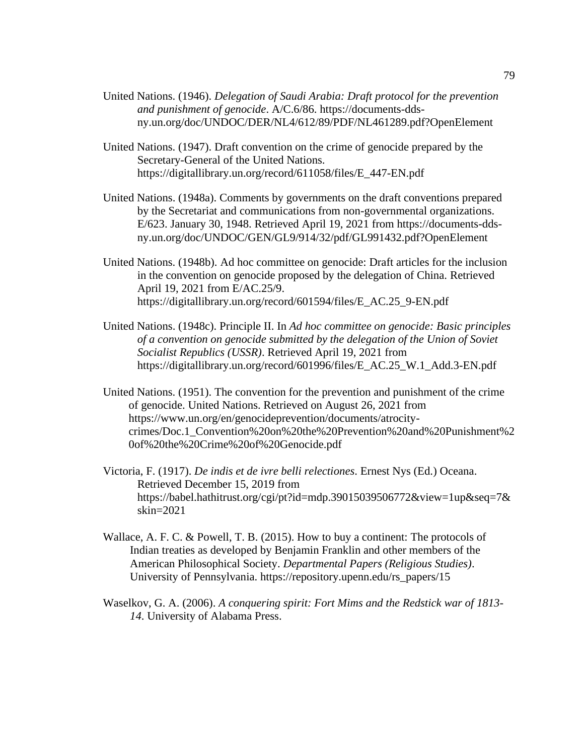United Nations. (1946). *Delegation of Saudi Arabia: Draft protocol for the prevention and punishment of genocide*. A/C.6/86. https://documents-dds-ny.un.org/doc/UNDOC/DER/NL4/612/89/PDF/NL461289.pdf?OpenElement

United Nations. (1947). Draft convention on the crime of genocide prepared by the Secretary-General of the United Nations. https://digitallibrary.un.org/record/611058/files/E_447-EN.pdf

United Nations. (1948a). Comments by governments on the draft conventions prepared by the Secretariat and communications from non-governmental organizations. E/623. January 30, 1948. Retrieved April 19, 2021 from https://documents-dds-ny.un.org/doc/UNDOC/GEN/GL9/914/32/pdf/GL991432.pdf?OpenElement

United Nations. (1948b). Ad hoc committee on genocide: Draft articles for the inclusion in the convention on genocide proposed by the delegation of China. Retrieved April 19, 2021 from E/AC.25/9. https://digitallibrary.un.org/record/601594/files/E_AC.25_9-EN.pdf

United Nations. (1948c). Principle II. In *Ad hoc committee on genocide: Basic principles of a convention on genocide submitted by the delegation of the Union of Soviet Socialist Republics (USSR)*. Retrieved April 19, 2021 from https://digitallibrary.un.org/record/601996/files/E_AC.25_W.1_Add.3-EN.pdf

United Nations. (1951). The convention for the prevention and punishment of the crime of genocide. United Nations. Retrieved on August 26, 2021 from https://www.un.org/en/genocideprevention/documents/atrocity-crimes/Doc.1_Convention%20on%20the%20Prevention%20and%20Punishment%20of%20the%20Crime%20of%20Genocide.pdf

Victoria, F. (1917). *De indis et de ivre belli relectiones*. Ernest Nys (Ed.) Oceana. Retrieved December 15, 2019 from https://babel.hathitrust.org/cgi/pt?id=mdp.39015039506772&view=1up&seq=7&skin=2021

Wallace, A. F. C. & Powell, T. B. (2015). How to buy a continent: The protocols of Indian treaties as developed by Benjamin Franklin and other members of the American Philosophical Society. *Departmental Papers (Religious Studies)*. University of Pennsylvania. https://repository.upenn.edu/rs_papers/15

Waselkov, G. A. (2006). *A conquering spirit: Fort Mims and the Redstick war of 1813-14*. University of Alabama Press.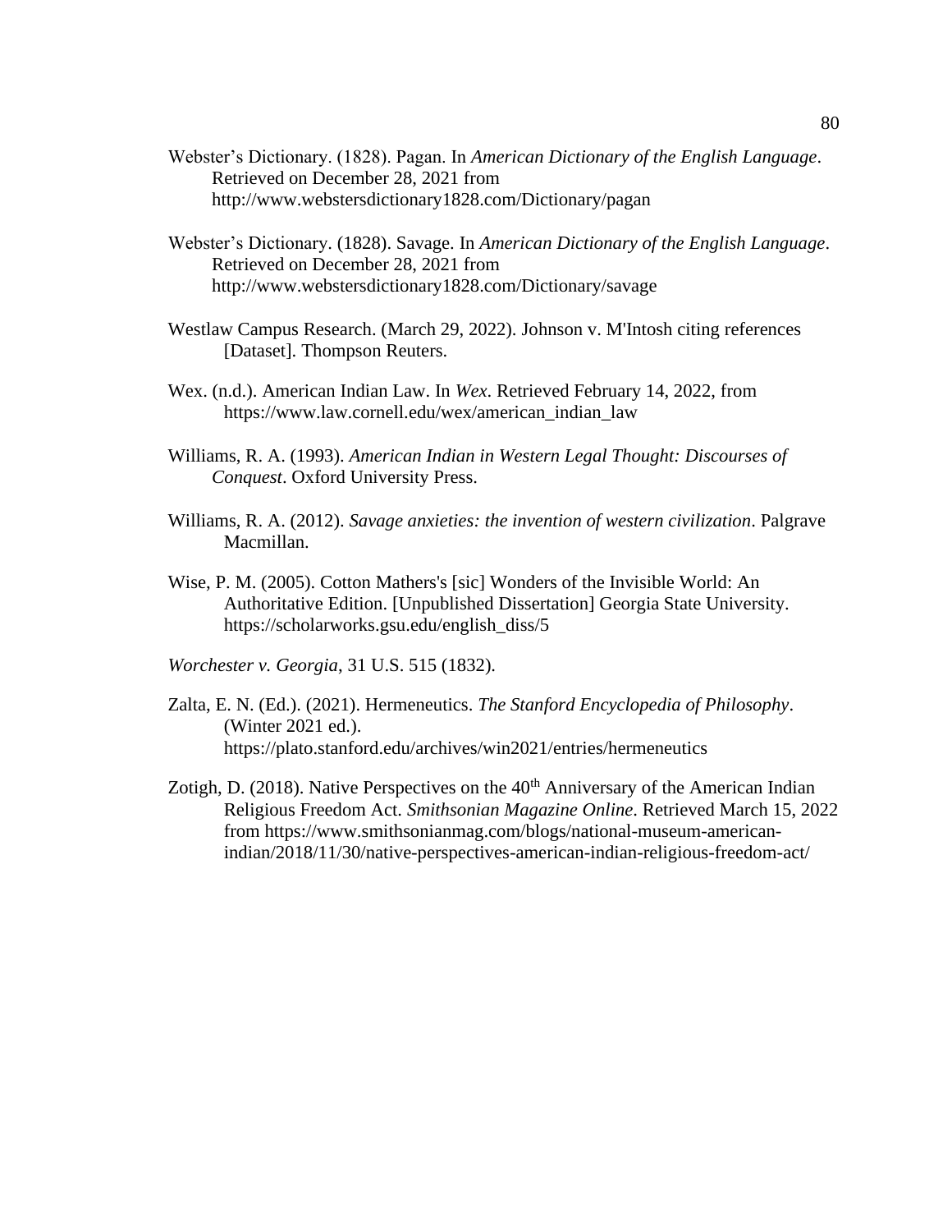Webster's Dictionary. (1828). Pagan. In *American Dictionary of the English Language*. Retrieved on December 28, 2021 from http://www.webstersdictionary1828.com/Dictionary/pagan

Webster's Dictionary. (1828). Savage. In *American Dictionary of the English Language*. Retrieved on December 28, 2021 from http://www.webstersdictionary1828.com/Dictionary/savage

Westlaw Campus Research. (March 29, 2022). Johnson v. M'Intosh citing references [Dataset]. Thompson Reuters.

Wex. (n.d.). American Indian Law. In *Wex*. Retrieved February 14, 2022, from https://www.law.cornell.edu/wex/american_indian_law

Williams, R. A. (1993). *American Indian in Western Legal Thought: Discourses of Conquest*. Oxford University Press.

Williams, R. A. (2012). *Savage anxieties: the invention of western civilization*. Palgrave Macmillan.

Wise, P. M. (2005). Cotton Mathers's [sic] Wonders of the Invisible World: An Authoritative Edition. [Unpublished Dissertation] Georgia State University. https://scholarworks.gsu.edu/english_diss/5

*Worchester v. Georgia*, 31 U.S. 515 (1832).

Zalta, E. N. (Ed.). (2021). Hermeneutics. *The Stanford Encyclopedia of Philosophy*. (Winter 2021 ed.). https://plato.stanford.edu/archives/win2021/entries/hermeneutics

Zotigh, D. (2018). Native Perspectives on the 40th Anniversary of the American Indian Religious Freedom Act. *Smithsonian Magazine Online*. Retrieved March 15, 2022 from https://www.smithsonianmag.com/blogs/national-museum-american-indian/2018/11/30/native-perspectives-american-indian-religious-freedom-act/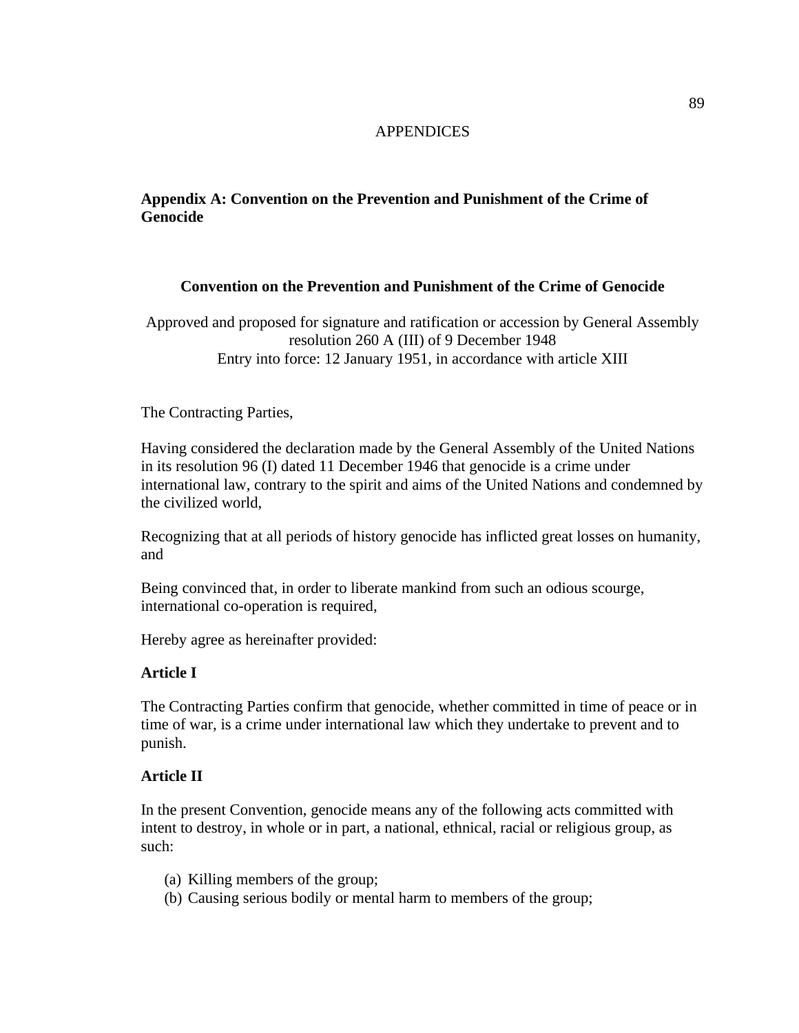# APPENDICES

## Appendix A: Convention on the Prevention and Punishment of the Crime of Genocide

### Convention on the Prevention and Punishment of the Crime of Genocide

Approved and proposed for signature and ratification or accession by General Assembly resolution 260 A (III) of 9 December 1948
Entry into force: 12 January 1951, in accordance with article XIII

The Contracting Parties,

Having considered the declaration made by the General Assembly of the United Nations in its resolution 96 (I) dated 11 December 1946 that genocide is a crime under international law, contrary to the spirit and aims of the United Nations and condemned by the civilized world,

Recognizing that at all periods of history genocide has inflicted great losses on humanity, and

Being convinced that, in order to liberate mankind from such an odious scourge, international co-operation is required,

Hereby agree as hereinafter provided:

**Article I**

The Contracting Parties confirm that genocide, whether committed in time of peace or in time of war, is a crime under international law which they undertake to prevent and to punish.

**Article II**

In the present Convention, genocide means any of the following acts committed with intent to destroy, in whole or in part, a national, ethnical, racial or religious group, as such:

(a) Killing members of the group;
(b) Causing serious bodily or mental harm to members of the group;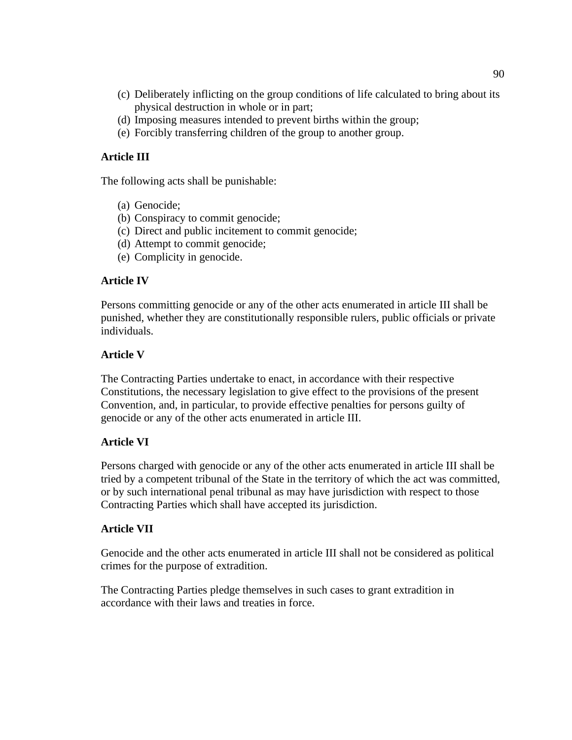(c) Deliberately inflicting on the group conditions of life calculated to bring about its physical destruction in whole or in part;
(d) Imposing measures intended to prevent births within the group;
(e) Forcibly transferring children of the group to another group.

**Article III**

The following acts shall be punishable:

(a) Genocide;
(b) Conspiracy to commit genocide;
(c) Direct and public incitement to commit genocide;
(d) Attempt to commit genocide;
(e) Complicity in genocide.

**Article IV**

Persons committing genocide or any of the other acts enumerated in article III shall be punished, whether they are constitutionally responsible rulers, public officials or private individuals.

**Article V**

The Contracting Parties undertake to enact, in accordance with their respective Constitutions, the necessary legislation to give effect to the provisions of the present Convention, and, in particular, to provide effective penalties for persons guilty of genocide or any of the other acts enumerated in article III.

**Article VI**

Persons charged with genocide or any of the other acts enumerated in article III shall be tried by a competent tribunal of the State in the territory of which the act was committed, or by such international penal tribunal as may have jurisdiction with respect to those Contracting Parties which shall have accepted its jurisdiction.

**Article VII**

Genocide and the other acts enumerated in article III shall not be considered as political crimes for the purpose of extradition.

The Contracting Parties pledge themselves in such cases to grant extradition in accordance with their laws and treaties in force.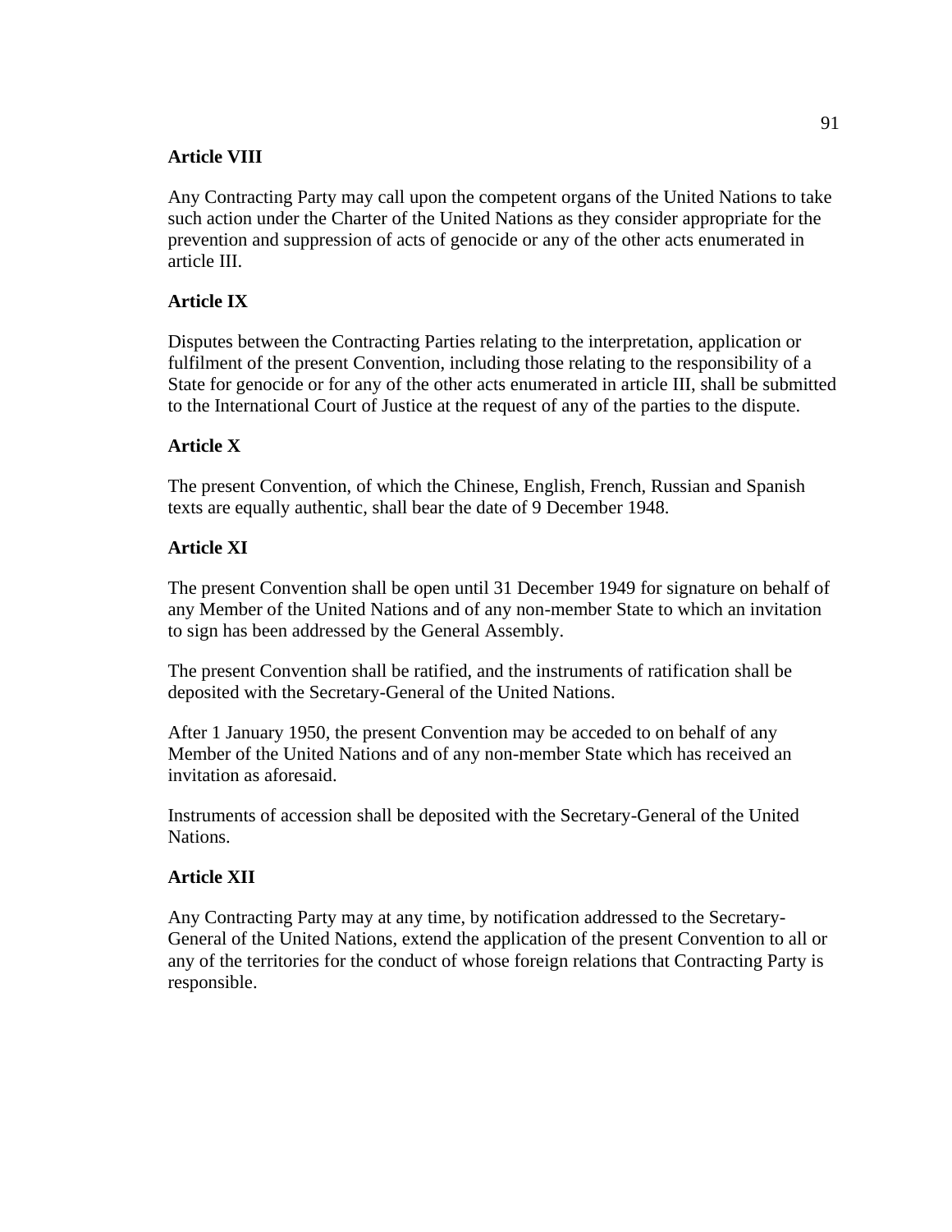**Article VIII**

Any Contracting Party may call upon the competent organs of the United Nations to take such action under the Charter of the United Nations as they consider appropriate for the prevention and suppression of acts of genocide or any of the other acts enumerated in article III.

**Article IX**

Disputes between the Contracting Parties relating to the interpretation, application or fulfilment of the present Convention, including those relating to the responsibility of a State for genocide or for any of the other acts enumerated in article III, shall be submitted to the International Court of Justice at the request of any of the parties to the dispute.

**Article X**

The present Convention, of which the Chinese, English, French, Russian and Spanish texts are equally authentic, shall bear the date of 9 December 1948.

**Article XI**

The present Convention shall be open until 31 December 1949 for signature on behalf of any Member of the United Nations and of any non-member State to which an invitation to sign has been addressed by the General Assembly.

The present Convention shall be ratified, and the instruments of ratification shall be deposited with the Secretary-General of the United Nations.

After 1 January 1950, the present Convention may be acceded to on behalf of any Member of the United Nations and of any non-member State which has received an invitation as aforesaid.

Instruments of accession shall be deposited with the Secretary-General of the United Nations.

**Article XII**

Any Contracting Party may at any time, by notification addressed to the Secretary-General of the United Nations, extend the application of the present Convention to all or any of the territories for the conduct of whose foreign relations that Contracting Party is responsible.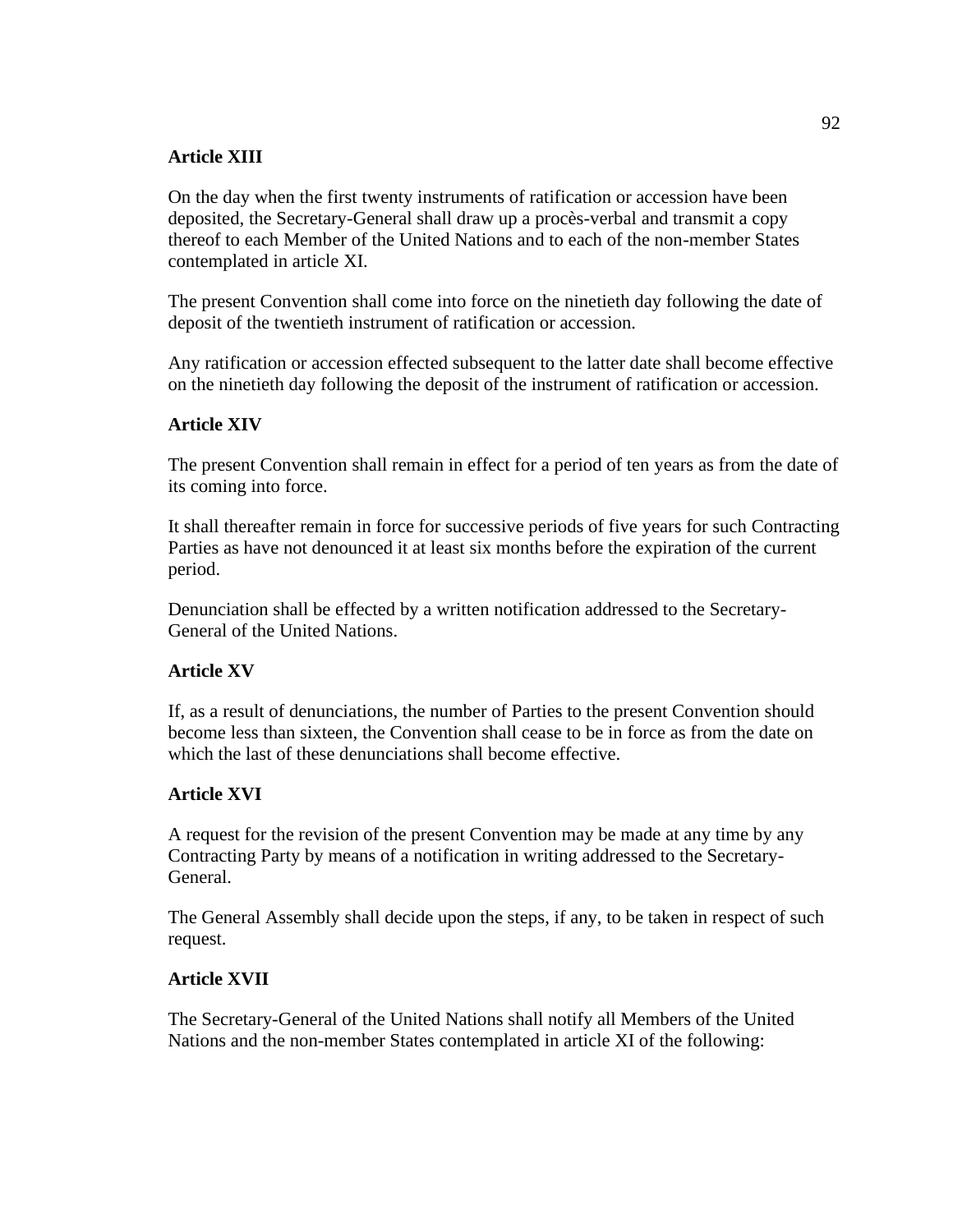**Article XIII**

On the day when the first twenty instruments of ratification or accession have been deposited, the Secretary-General shall draw up a procès-verbal and transmit a copy thereof to each Member of the United Nations and to each of the non-member States contemplated in article XI.

The present Convention shall come into force on the ninetieth day following the date of deposit of the twentieth instrument of ratification or accession.

Any ratification or accession effected subsequent to the latter date shall become effective on the ninetieth day following the deposit of the instrument of ratification or accession.

**Article XIV**

The present Convention shall remain in effect for a period of ten years as from the date of its coming into force.

It shall thereafter remain in force for successive periods of five years for such Contracting Parties as have not denounced it at least six months before the expiration of the current period.

Denunciation shall be effected by a written notification addressed to the Secretary-General of the United Nations.

**Article XV**

If, as a result of denunciations, the number of Parties to the present Convention should become less than sixteen, the Convention shall cease to be in force as from the date on which the last of these denunciations shall become effective.

**Article XVI**

A request for the revision of the present Convention may be made at any time by any Contracting Party by means of a notification in writing addressed to the Secretary-General.

The General Assembly shall decide upon the steps, if any, to be taken in respect of such request.

**Article XVII**

The Secretary-General of the United Nations shall notify all Members of the United Nations and the non-member States contemplated in article XI of the following: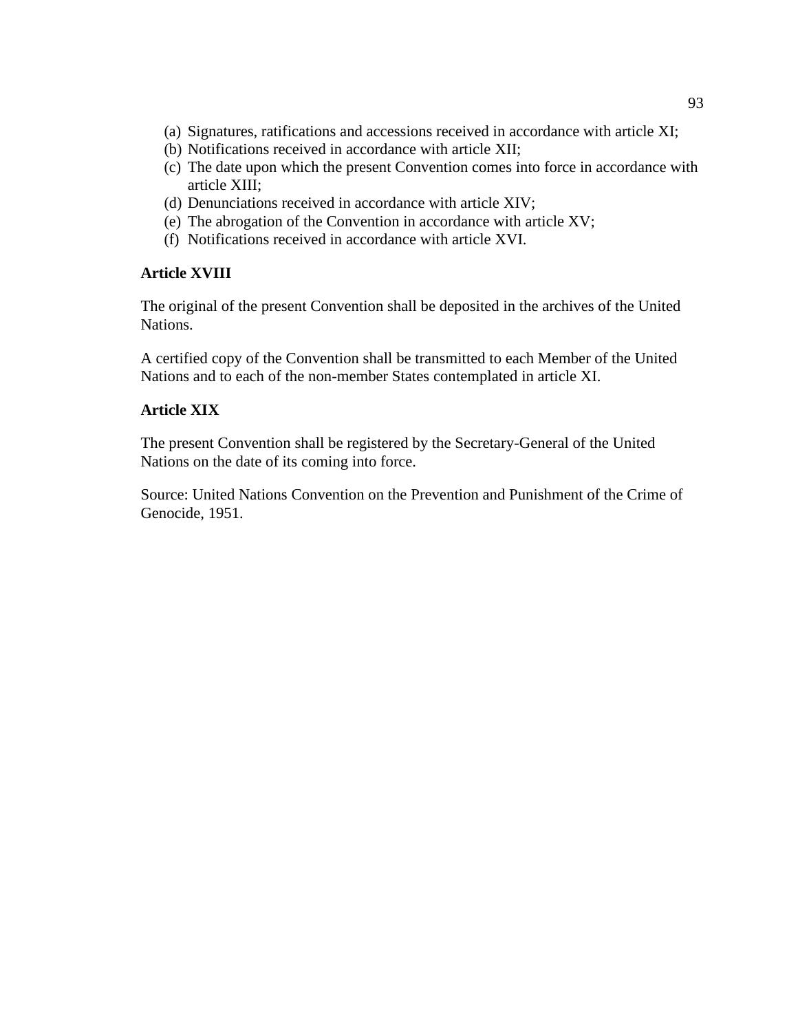(a) Signatures, ratifications and accessions received in accordance with article XI;
(b) Notifications received in accordance with article XII;
(c) The date upon which the present Convention comes into force in accordance with article XIII;
(d) Denunciations received in accordance with article XIV;
(e) The abrogation of the Convention in accordance with article XV;
(f) Notifications received in accordance with article XVI.

**Article XVIII**

The original of the present Convention shall be deposited in the archives of the United Nations.

A certified copy of the Convention shall be transmitted to each Member of the United Nations and to each of the non-member States contemplated in article XI.

**Article XIX**

The present Convention shall be registered by the Secretary-General of the United Nations on the date of its coming into force.

Source: United Nations Convention on the Prevention and Punishment of the Crime of Genocide, 1951.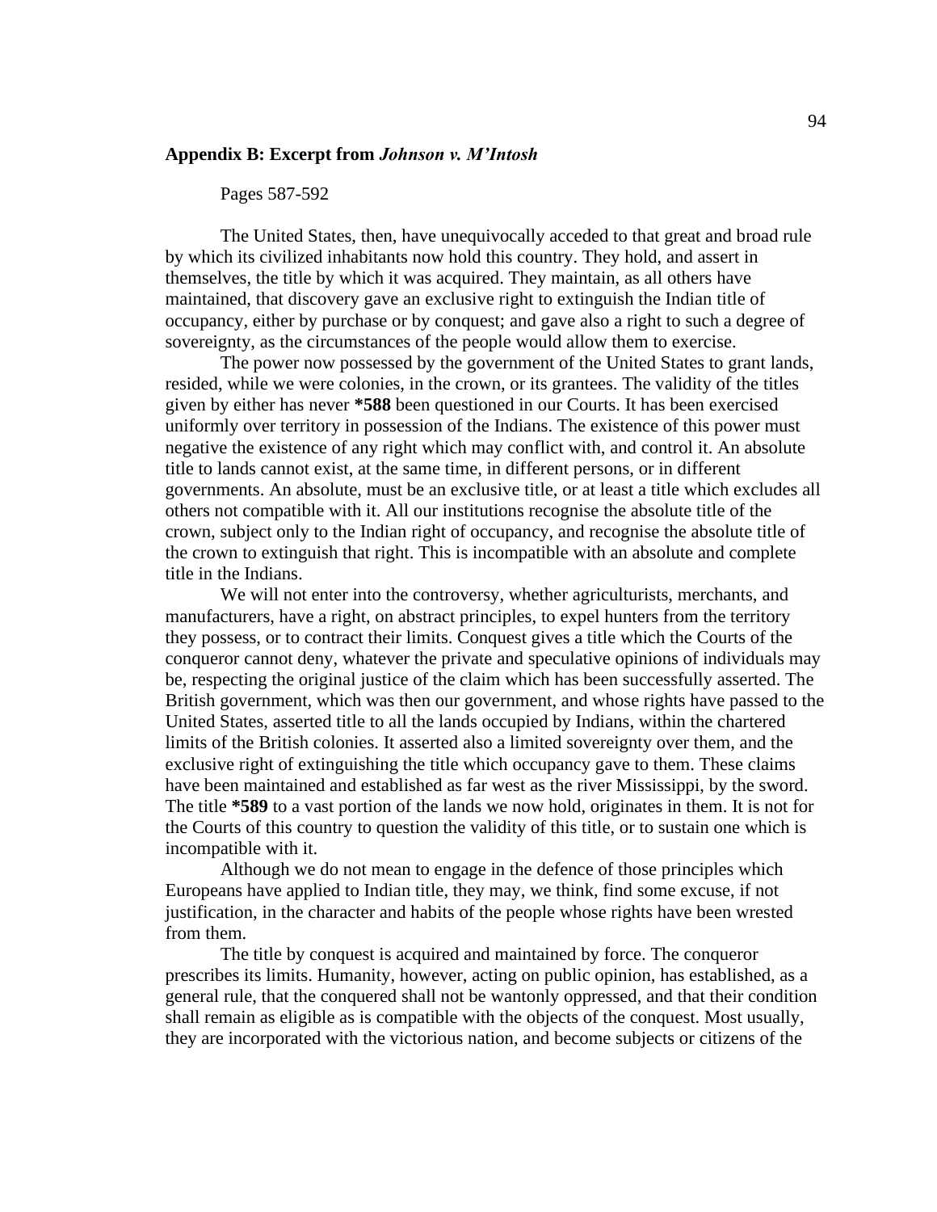### Appendix B: Excerpt from *Johnson v. M'Intosh*

Pages 587-592

The United States, then, have unequivocally acceded to that great and broad rule by which its civilized inhabitants now hold this country. They hold, and assert in themselves, the title by which it was acquired. They maintain, as all others have maintained, that discovery gave an exclusive right to extinguish the Indian title of occupancy, either by purchase or by conquest; and gave also a right to such a degree of sovereignty, as the circumstances of the people would allow them to exercise.

The power now possessed by the government of the United States to grant lands, resided, while we were colonies, in the crown, or its grantees. The validity of the titles given by either has never **\*588** been questioned in our Courts. It has been exercised uniformly over territory in possession of the Indians. The existence of this power must negative the existence of any right which may conflict with, and control it. An absolute title to lands cannot exist, at the same time, in different persons, or in different governments. An absolute, must be an exclusive title, or at least a title which excludes all others not compatible with it. All our institutions recognise the absolute title of the crown, subject only to the Indian right of occupancy, and recognise the absolute title of the crown to extinguish that right. This is incompatible with an absolute and complete title in the Indians.

We will not enter into the controversy, whether agriculturists, merchants, and manufacturers, have a right, on abstract principles, to expel hunters from the territory they possess, or to contract their limits. Conquest gives a title which the Courts of the conqueror cannot deny, whatever the private and speculative opinions of individuals may be, respecting the original justice of the claim which has been successfully asserted. The British government, which was then our government, and whose rights have passed to the United States, asserted title to all the lands occupied by Indians, within the chartered limits of the British colonies. It asserted also a limited sovereignty over them, and the exclusive right of extinguishing the title which occupancy gave to them. These claims have been maintained and established as far west as the river Mississippi, by the sword. The title **\*589** to a vast portion of the lands we now hold, originates in them. It is not for the Courts of this country to question the validity of this title, or to sustain one which is incompatible with it.

Although we do not mean to engage in the defence of those principles which Europeans have applied to Indian title, they may, we think, find some excuse, if not justification, in the character and habits of the people whose rights have been wrested from them.

The title by conquest is acquired and maintained by force. The conqueror prescribes its limits. Humanity, however, acting on public opinion, has established, as a general rule, that the conquered shall not be wantonly oppressed, and that their condition shall remain as eligible as is compatible with the objects of the conquest. Most usually, they are incorporated with the victorious nation, and become subjects or citizens of the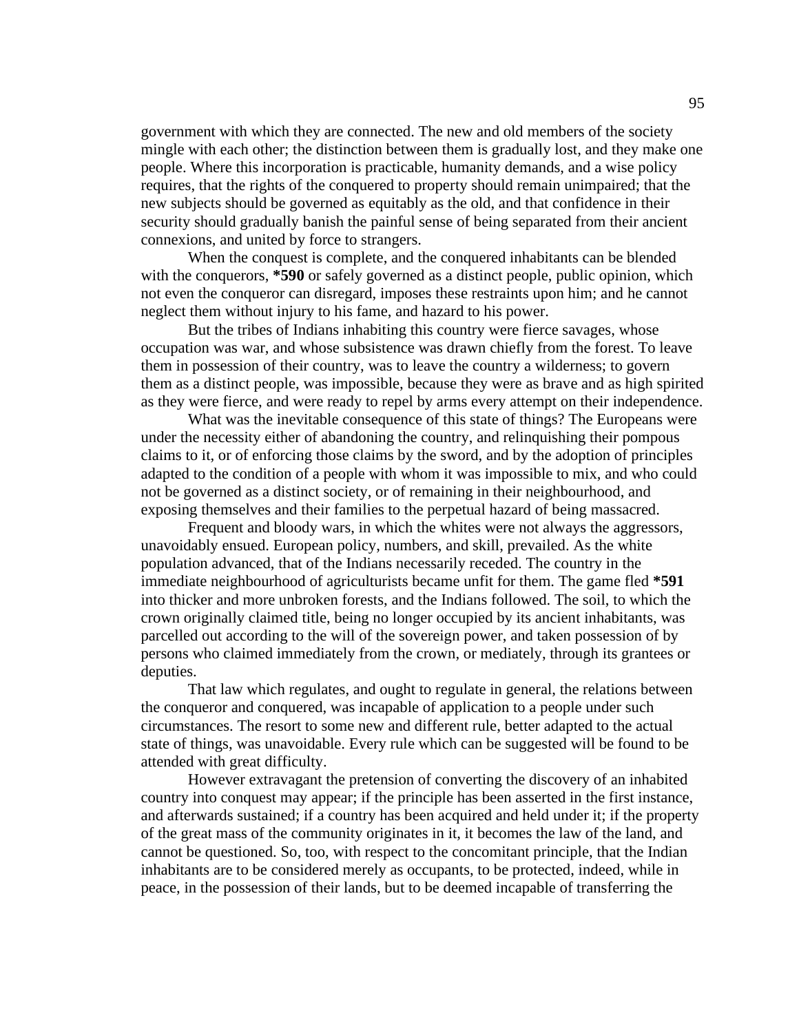government with which they are connected. The new and old members of the society mingle with each other; the distinction between them is gradually lost, and they make one people. Where this incorporation is practicable, humanity demands, and a wise policy requires, that the rights of the conquered to property should remain unimpaired; that the new subjects should be governed as equitably as the old, and that confidence in their security should gradually banish the painful sense of being separated from their ancient connexions, and united by force to strangers.

When the conquest is complete, and the conquered inhabitants can be blended with the conquerors, **\*590** or safely governed as a distinct people, public opinion, which not even the conqueror can disregard, imposes these restraints upon him; and he cannot neglect them without injury to his fame, and hazard to his power.

But the tribes of Indians inhabiting this country were fierce savages, whose occupation was war, and whose subsistence was drawn chiefly from the forest. To leave them in possession of their country, was to leave the country a wilderness; to govern them as a distinct people, was impossible, because they were as brave and as high spirited as they were fierce, and were ready to repel by arms every attempt on their independence.

What was the inevitable consequence of this state of things? The Europeans were under the necessity either of abandoning the country, and relinquishing their pompous claims to it, or of enforcing those claims by the sword, and by the adoption of principles adapted to the condition of a people with whom it was impossible to mix, and who could not be governed as a distinct society, or of remaining in their neighbourhood, and exposing themselves and their families to the perpetual hazard of being massacred.

Frequent and bloody wars, in which the whites were not always the aggressors, unavoidably ensued. European policy, numbers, and skill, prevailed. As the white population advanced, that of the Indians necessarily receded. The country in the immediate neighbourhood of agriculturists became unfit for them. The game fled **\*591** into thicker and more unbroken forests, and the Indians followed. The soil, to which the crown originally claimed title, being no longer occupied by its ancient inhabitants, was parcelled out according to the will of the sovereign power, and taken possession of by persons who claimed immediately from the crown, or mediately, through its grantees or deputies.

That law which regulates, and ought to regulate in general, the relations between the conqueror and conquered, was incapable of application to a people under such circumstances. The resort to some new and different rule, better adapted to the actual state of things, was unavoidable. Every rule which can be suggested will be found to be attended with great difficulty.

However extravagant the pretension of converting the discovery of an inhabited country into conquest may appear; if the principle has been asserted in the first instance, and afterwards sustained; if a country has been acquired and held under it; if the property of the great mass of the community originates in it, it becomes the law of the land, and cannot be questioned. So, too, with respect to the concomitant principle, that the Indian inhabitants are to be considered merely as occupants, to be protected, indeed, while in peace, in the possession of their lands, but to be deemed incapable of transferring the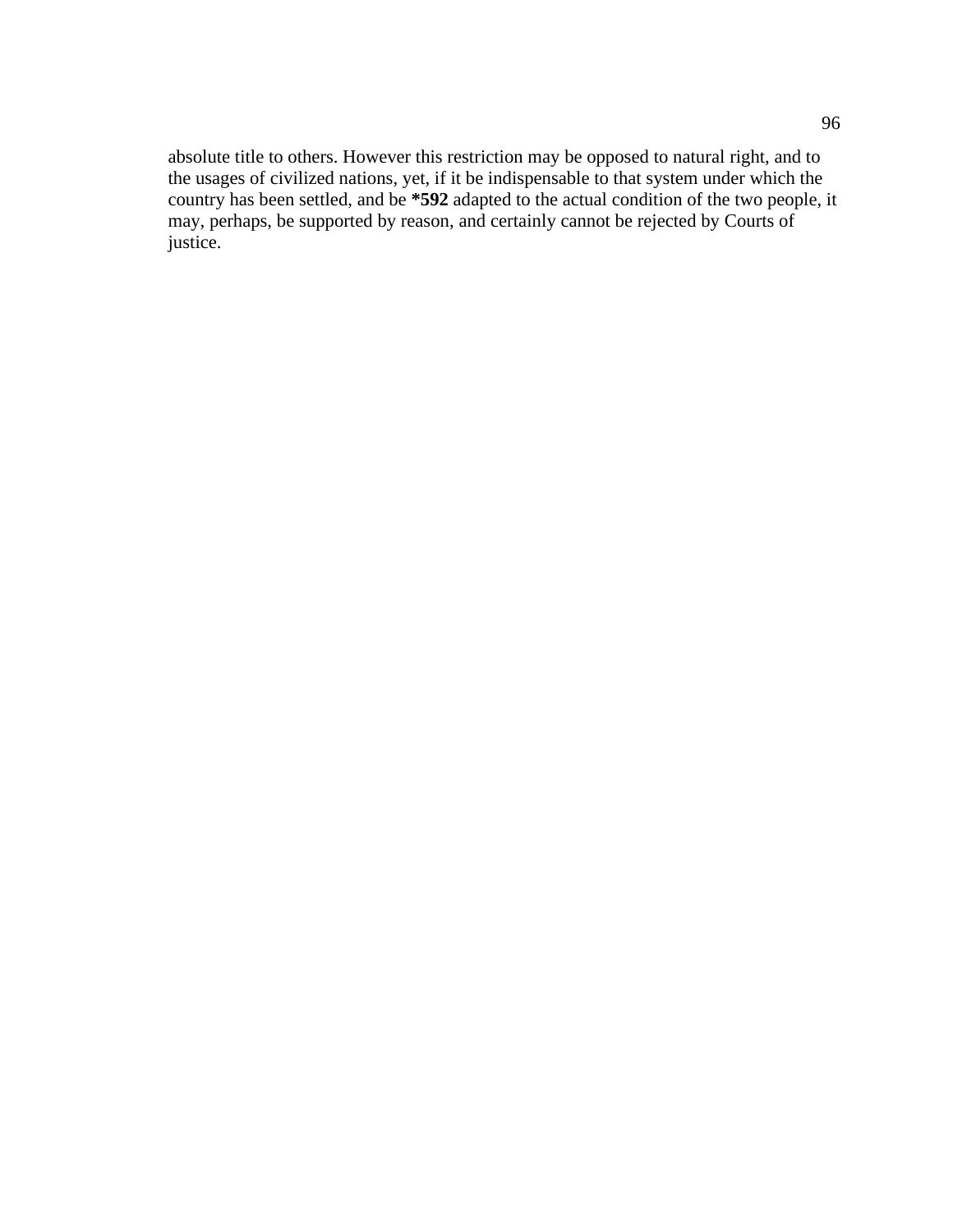absolute title to others. However this restriction may be opposed to natural right, and to the usages of civilized nations, yet, if it be indispensable to that system under which the country has been settled, and be **\*592** adapted to the actual condition of the two people, it may, perhaps, be supported by reason, and certainly cannot be rejected by Courts of justice.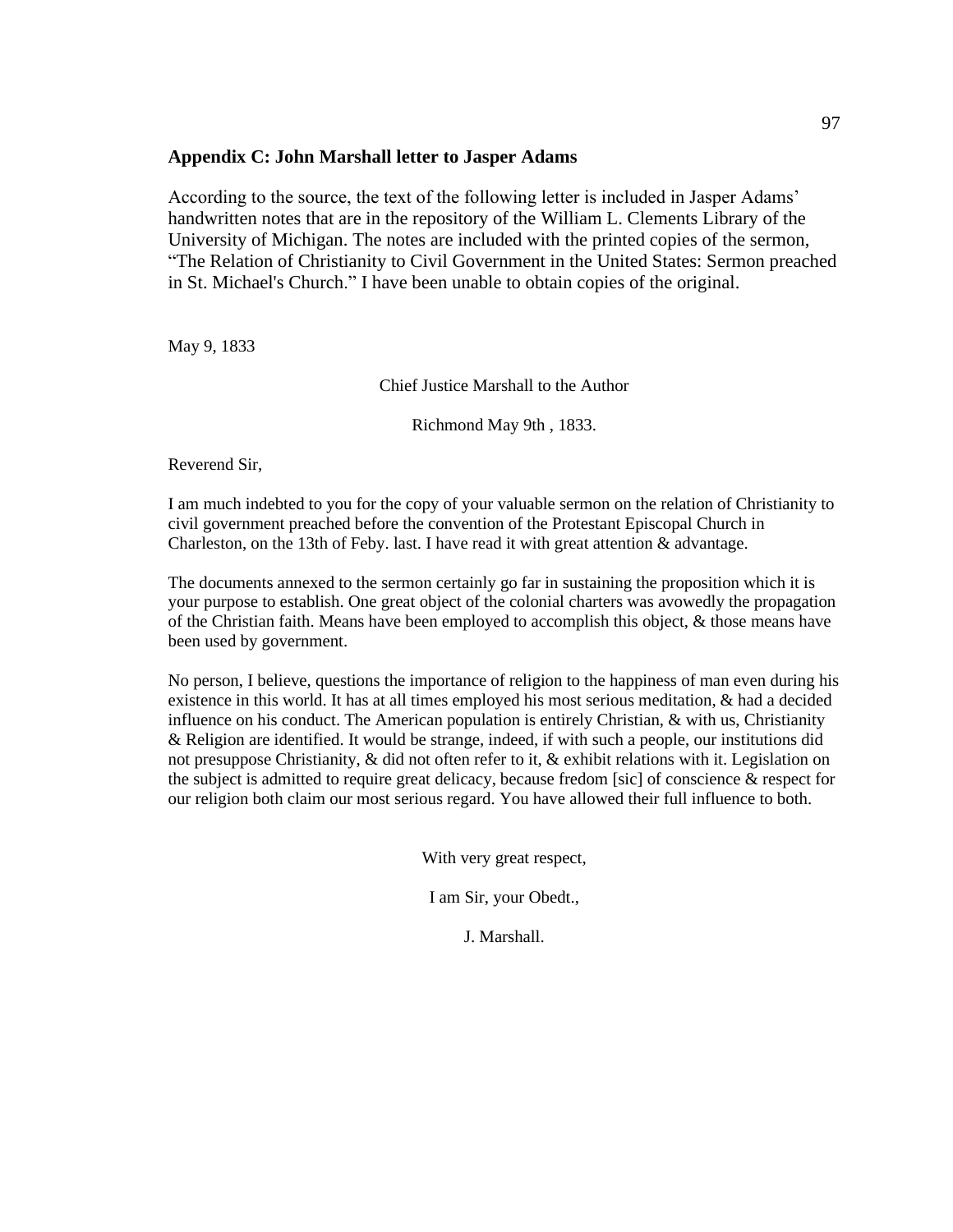## Appendix C: John Marshall letter to Jasper Adams

According to the source, the text of the following letter is included in Jasper Adams' handwritten notes that are in the repository of the William L. Clements Library of the University of Michigan. The notes are included with the printed copies of the sermon, "The Relation of Christianity to Civil Government in the United States: Sermon preached in St. Michael's Church." I have been unable to obtain copies of the original.

May 9, 1833

Chief Justice Marshall to the Author

Richmond May 9th , 1833.

Reverend Sir,

I am much indebted to you for the copy of your valuable sermon on the relation of Christianity to civil government preached before the convention of the Protestant Episcopal Church in Charleston, on the 13th of Feby. last. I have read it with great attention & advantage.

The documents annexed to the sermon certainly go far in sustaining the proposition which it is your purpose to establish. One great object of the colonial charters was avowedly the propagation of the Christian faith. Means have been employed to accomplish this object, & those means have been used by government.

No person, I believe, questions the importance of religion to the happiness of man even during his existence in this world. It has at all times employed his most serious meditation, & had a decided influence on his conduct. The American population is entirely Christian, & with us, Christianity & Religion are identified. It would be strange, indeed, if with such a people, our institutions did not presuppose Christianity, & did not often refer to it, & exhibit relations with it. Legislation on the subject is admitted to require great delicacy, because fredom [sic] of conscience & respect for our religion both claim our most serious regard. You have allowed their full influence to both.

With very great respect,

I am Sir, your Obedt.,

J. Marshall.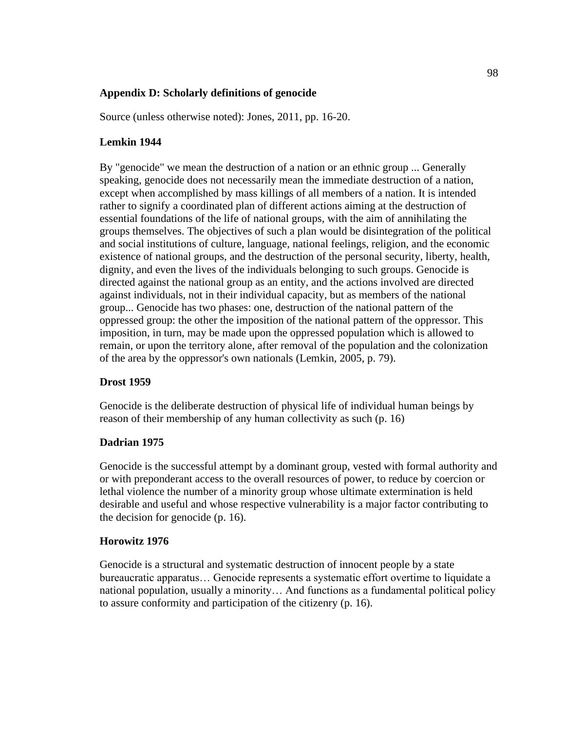## Appendix D: Scholarly definitions of genocide

Source (unless otherwise noted): Jones, 2011, pp. 16-20.

### Lemkin 1944

By "genocide" we mean the destruction of a nation or an ethnic group ... Generally speaking, genocide does not necessarily mean the immediate destruction of a nation, except when accomplished by mass killings of all members of a nation. It is intended rather to signify a coordinated plan of different actions aiming at the destruction of essential foundations of the life of national groups, with the aim of annihilating the groups themselves. The objectives of such a plan would be disintegration of the political and social institutions of culture, language, national feelings, religion, and the economic existence of national groups, and the destruction of the personal security, liberty, health, dignity, and even the lives of the individuals belonging to such groups. Genocide is directed against the national group as an entity, and the actions involved are directed against individuals, not in their individual capacity, but as members of the national group... Genocide has two phases: one, destruction of the national pattern of the oppressed group: the other the imposition of the national pattern of the oppressor. This imposition, in turn, may be made upon the oppressed population which is allowed to remain, or upon the territory alone, after removal of the population and the colonization of the area by the oppressor's own nationals (Lemkin, 2005, p. 79).

### Drost 1959

Genocide is the deliberate destruction of physical life of individual human beings by reason of their membership of any human collectivity as such (p. 16)

### Dadrian 1975

Genocide is the successful attempt by a dominant group, vested with formal authority and or with preponderant access to the overall resources of power, to reduce by coercion or lethal violence the number of a minority group whose ultimate extermination is held desirable and useful and whose respective vulnerability is a major factor contributing to the decision for genocide (p. 16).

### Horowitz 1976

Genocide is a structural and systematic destruction of innocent people by a state bureaucratic apparatus… Genocide represents a systematic effort overtime to liquidate a national population, usually a minority… And functions as a fundamental political policy to assure conformity and participation of the citizenry (p. 16).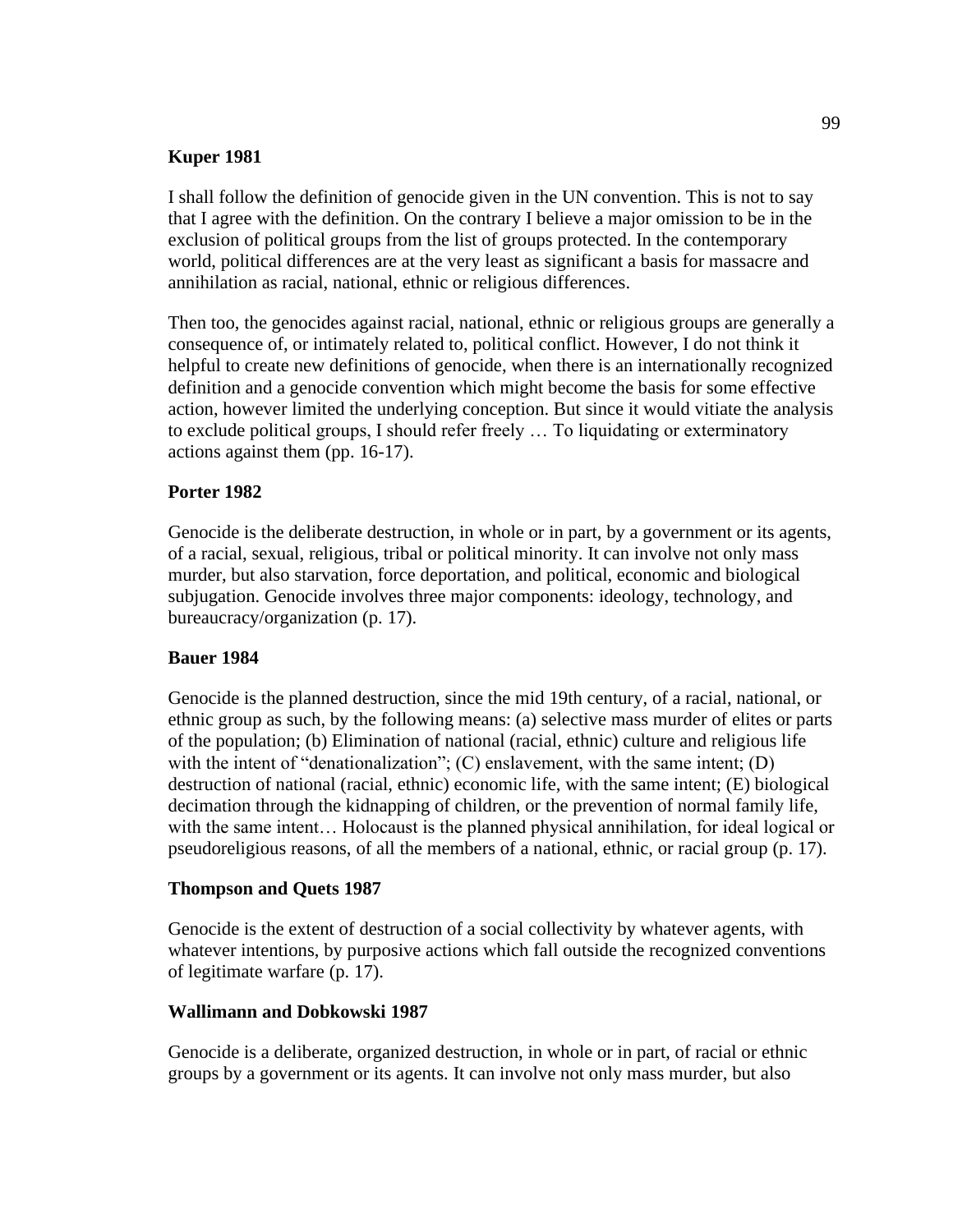**Kuper 1981**

I shall follow the definition of genocide given in the UN convention. This is not to say that I agree with the definition. On the contrary I believe a major omission to be in the exclusion of political groups from the list of groups protected. In the contemporary world, political differences are at the very least as significant a basis for massacre and annihilation as racial, national, ethnic or religious differences.

Then too, the genocides against racial, national, ethnic or religious groups are generally a consequence of, or intimately related to, political conflict. However, I do not think it helpful to create new definitions of genocide, when there is an internationally recognized definition and a genocide convention which might become the basis for some effective action, however limited the underlying conception. But since it would vitiate the analysis to exclude political groups, I should refer freely … To liquidating or exterminatory actions against them (pp. 16-17).

**Porter 1982**

Genocide is the deliberate destruction, in whole or in part, by a government or its agents, of a racial, sexual, religious, tribal or political minority. It can involve not only mass murder, but also starvation, force deportation, and political, economic and biological subjugation. Genocide involves three major components: ideology, technology, and bureaucracy/organization (p. 17).

**Bauer 1984**

Genocide is the planned destruction, since the mid 19th century, of a racial, national, or ethnic group as such, by the following means: (a) selective mass murder of elites or parts of the population; (b) Elimination of national (racial, ethnic) culture and religious life with the intent of "denationalization"; (C) enslavement, with the same intent; (D) destruction of national (racial, ethnic) economic life, with the same intent; (E) biological decimation through the kidnapping of children, or the prevention of normal family life, with the same intent… Holocaust is the planned physical annihilation, for ideal logical or pseudoreligious reasons, of all the members of a national, ethnic, or racial group (p. 17).

**Thompson and Quets 1987**

Genocide is the extent of destruction of a social collectivity by whatever agents, with whatever intentions, by purposive actions which fall outside the recognized conventions of legitimate warfare (p. 17).

**Wallimann and Dobkowski 1987**

Genocide is a deliberate, organized destruction, in whole or in part, of racial or ethnic groups by a government or its agents. It can involve not only mass murder, but also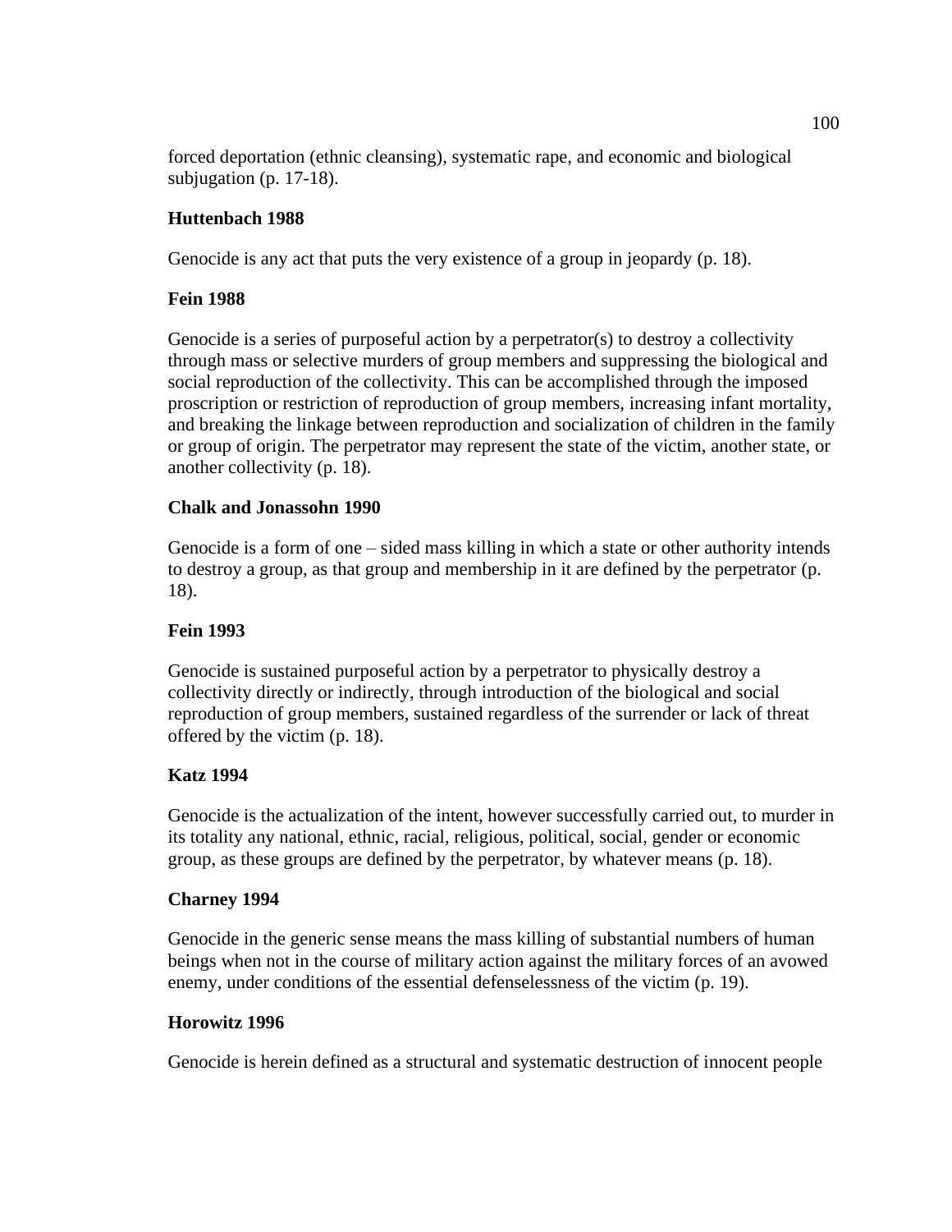forced deportation (ethnic cleansing), systematic rape, and economic and biological subjugation (p. 17-18).

**Huttenbach 1988**

Genocide is any act that puts the very existence of a group in jeopardy (p. 18).

**Fein 1988**

Genocide is a series of purposeful action by a perpetrator(s) to destroy a collectivity through mass or selective murders of group members and suppressing the biological and social reproduction of the collectivity. This can be accomplished through the imposed proscription or restriction of reproduction of group members, increasing infant mortality, and breaking the linkage between reproduction and socialization of children in the family or group of origin. The perpetrator may represent the state of the victim, another state, or another collectivity (p. 18).

**Chalk and Jonassohn 1990**

Genocide is a form of one – sided mass killing in which a state or other authority intends to destroy a group, as that group and membership in it are defined by the perpetrator (p. 18).

**Fein 1993**

Genocide is sustained purposeful action by a perpetrator to physically destroy a collectivity directly or indirectly, through introduction of the biological and social reproduction of group members, sustained regardless of the surrender or lack of threat offered by the victim (p. 18).

**Katz 1994**

Genocide is the actualization of the intent, however successfully carried out, to murder in its totality any national, ethnic, racial, religious, political, social, gender or economic group, as these groups are defined by the perpetrator, by whatever means (p. 18).

**Charney 1994**

Genocide in the generic sense means the mass killing of substantial numbers of human beings when not in the course of military action against the military forces of an avowed enemy, under conditions of the essential defenselessness of the victim (p. 19).

**Horowitz 1996**

Genocide is herein defined as a structural and systematic destruction of innocent people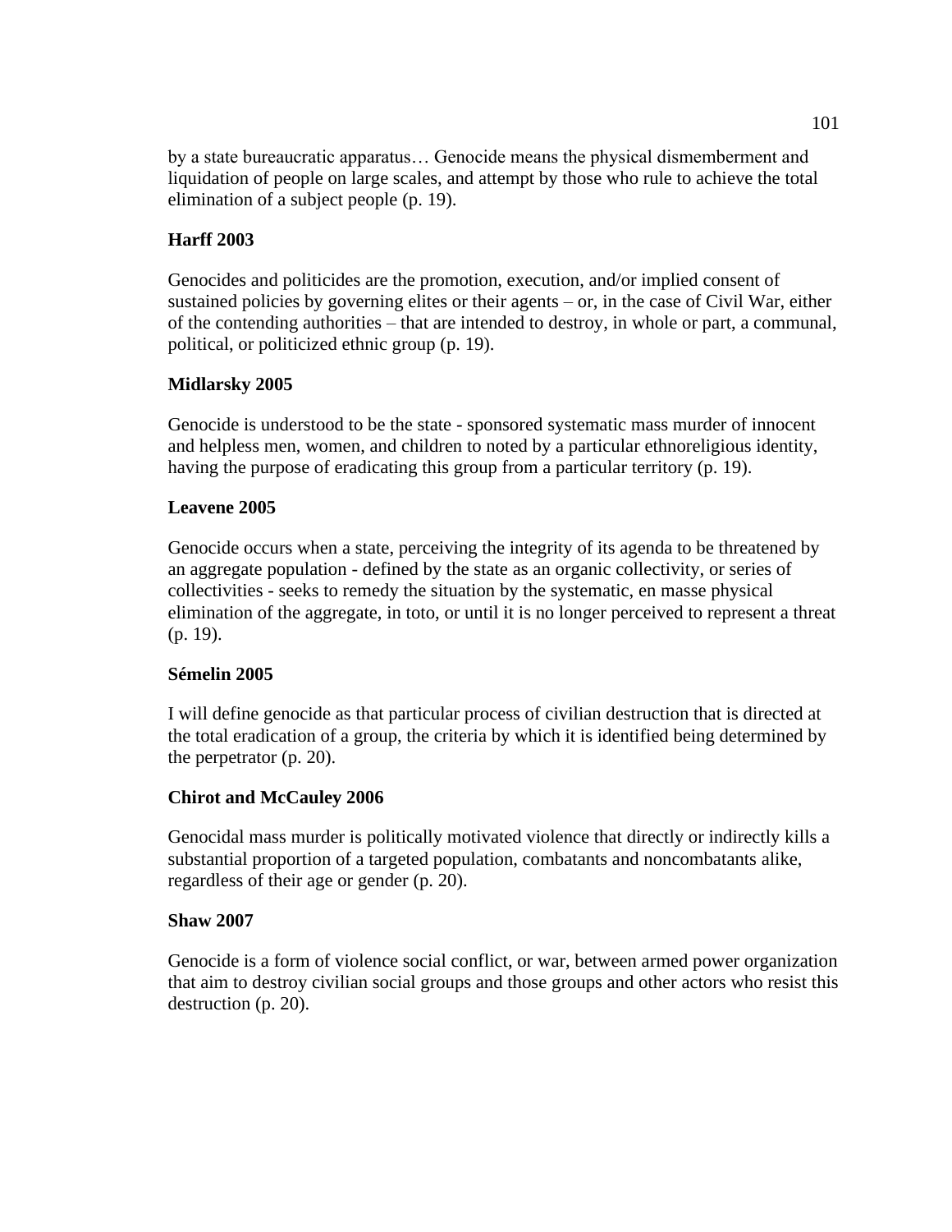by a state bureaucratic apparatus… Genocide means the physical dismemberment and liquidation of people on large scales, and attempt by those who rule to achieve the total elimination of a subject people (p. 19).

**Harff 2003**

Genocides and politicides are the promotion, execution, and/or implied consent of sustained policies by governing elites or their agents – or, in the case of Civil War, either of the contending authorities – that are intended to destroy, in whole or part, a communal, political, or politicized ethnic group (p. 19).

**Midlarsky 2005**

Genocide is understood to be the state - sponsored systematic mass murder of innocent and helpless men, women, and children to noted by a particular ethnoreligious identity, having the purpose of eradicating this group from a particular territory (p. 19).

**Leavene 2005**

Genocide occurs when a state, perceiving the integrity of its agenda to be threatened by an aggregate population - defined by the state as an organic collectivity, or series of collectivities - seeks to remedy the situation by the systematic, en masse physical elimination of the aggregate, in toto, or until it is no longer perceived to represent a threat (p. 19).

**Sémelin 2005**

I will define genocide as that particular process of civilian destruction that is directed at the total eradication of a group, the criteria by which it is identified being determined by the perpetrator (p. 20).

**Chirot and McCauley 2006**

Genocidal mass murder is politically motivated violence that directly or indirectly kills a substantial proportion of a targeted population, combatants and noncombatants alike, regardless of their age or gender (p. 20).

**Shaw 2007**

Genocide is a form of violence social conflict, or war, between armed power organization that aim to destroy civilian social groups and those groups and other actors who resist this destruction (p. 20).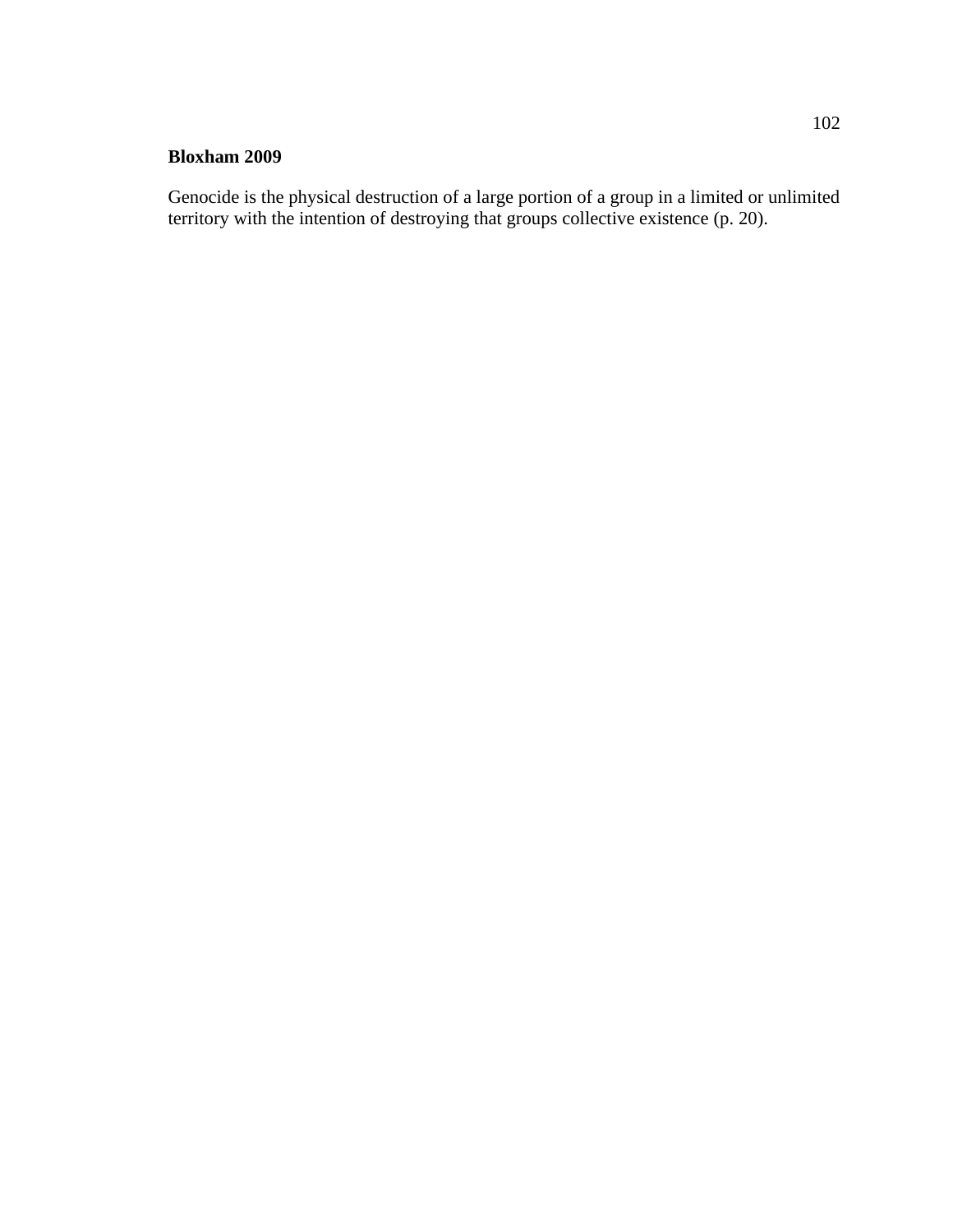**Bloxham 2009**

Genocide is the physical destruction of a large portion of a group in a limited or unlimited territory with the intention of destroying that groups collective existence (p. 20).